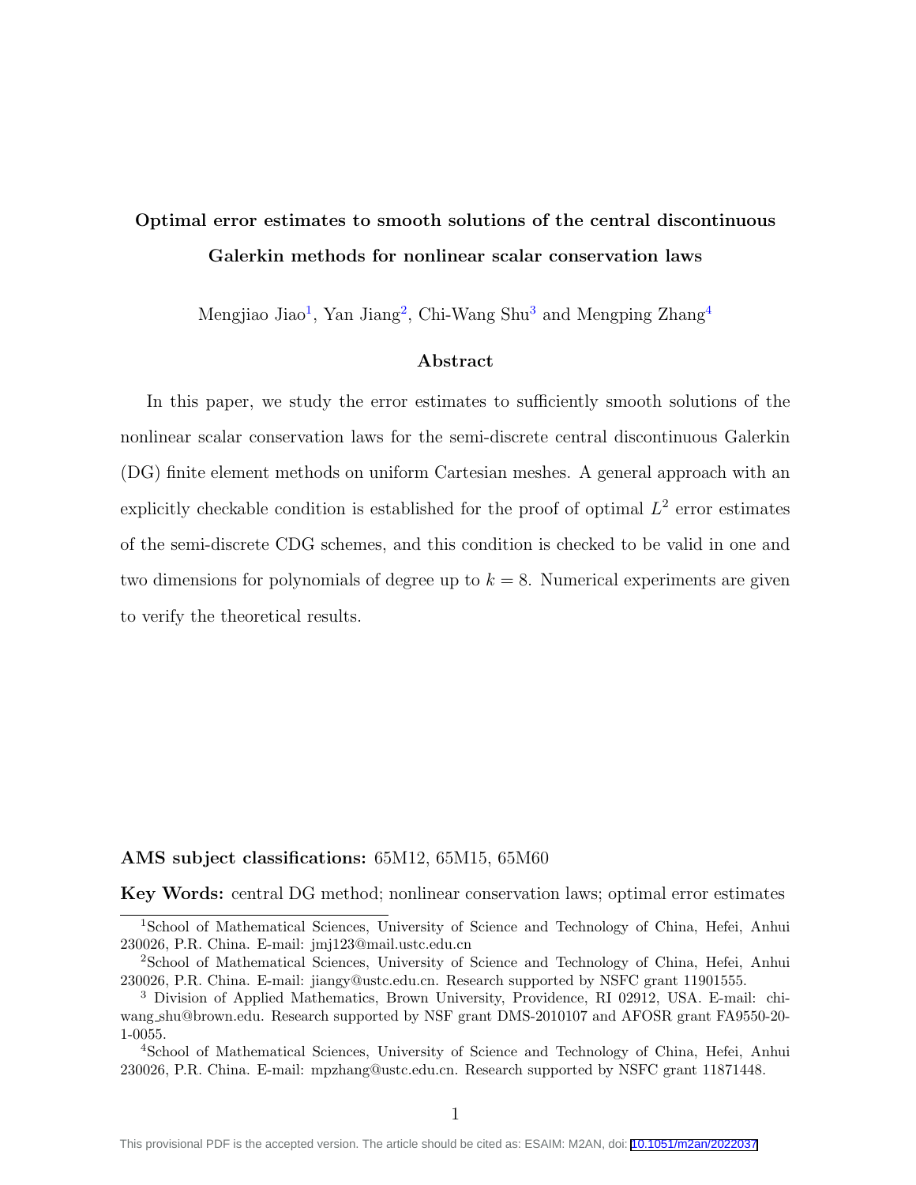# Optimal error estimates to smooth solutions of the central discontinuous Galerkin methods for nonlinear scalar conservation laws

Mengjiao Jiao[1], Yan Jiang[2], Chi-Wang Shu[3] and Mengping Zhang[4]

## Abstract

In this paper, we study the error estimates to sufficiently smooth solutions of the nonlinear scalar conservation laws for the semi-discrete central discontinuous Galerkin (DG) finite element methods on uniform Cartesian meshes. A general approach with an explicitly checkable condition is established for the proof of optimal $L^2$ error estimates of the semi-discrete CDG schemes, and this condition is checked to be valid in one and two dimensions for polynomials of degree up to $k = 8$. Numerical experiments are given to verify the theoretical results.

**AMS subject classifications:** 65M12, 65M15, 65M60

**Key Words:** central DG method; nonlinear conservation laws; optimal error estimates

[1]School of Mathematical Sciences, University of Science and Technology of China, Hefei, Anhui 230026, P.R. China. E-mail: jmj123@mail.ustc.edu.cn

[2]School of Mathematical Sciences, University of Science and Technology of China, Hefei, Anhui 230026, P.R. China. E-mail: jiangy@ustc.edu.cn. Research supported by NSFC grant 11901555.

[3] Division of Applied Mathematics, Brown University, Providence, RI 02912, USA. E-mail: chi-wang_shu@brown.edu. Research supported by NSF grant DMS-2010107 and AFOSR grant FA9550-20-1-0055.

[4]School of Mathematical Sciences, University of Science and Technology of China, Hefei, Anhui 230026, P.R. China. E-mail: mpzhang@ustc.edu.cn. Research supported by NSFC grant 11871448.

This provisional PDF is the accepted version. The article should be cited as: ESAIM: M2AN, doi: 10.1051/m2an/2022037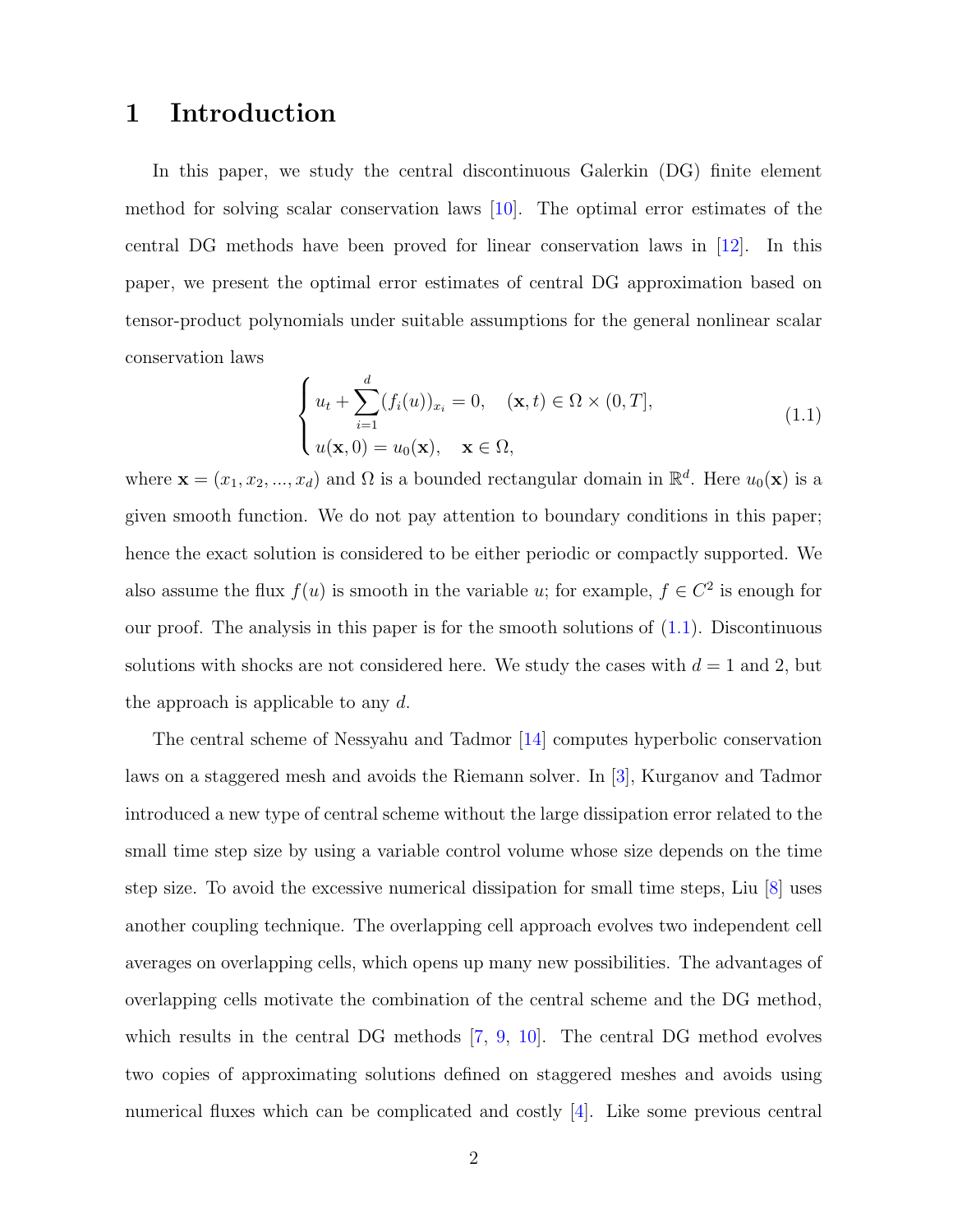# 1 Introduction

In this paper, we study the central discontinuous Galerkin (DG) finite element method for solving scalar conservation laws [10]. The optimal error estimates of the central DG methods have been proved for linear conservation laws in [12]. In this paper, we present the optimal error estimates of central DG approximation based on tensor-product polynomials under suitable assumptions for the general nonlinear scalar conservation laws

$$
\begin{cases} u_t + \displaystyle\sum_{i=1}^{d} (f_i(u))_{x_i} = 0, \quad (\mathbf{x}, t) \in \Omega \times (0, T], \\ u(\mathbf{x}, 0) = u_0(\mathbf{x}), \quad \mathbf{x} \in \Omega, \end{cases} \tag{1.1}
$$

where $\mathbf{x} = (x_1, x_2, ..., x_d)$ and $\Omega$ is a bounded rectangular domain in $\mathbb{R}^d$. Here $u_0(\mathbf{x})$ is a given smooth function. We do not pay attention to boundary conditions in this paper; hence the exact solution is considered to be either periodic or compactly supported. We also assume the flux $f(u)$ is smooth in the variable $u$; for example, $f \in C^2$ is enough for our proof. The analysis in this paper is for the smooth solutions of (1.1). Discontinuous solutions with shocks are not considered here. We study the cases with $d = 1$ and 2, but the approach is applicable to any $d$.

The central scheme of Nessyahu and Tadmor [14] computes hyperbolic conservation laws on a staggered mesh and avoids the Riemann solver. In [3], Kurganov and Tadmor introduced a new type of central scheme without the large dissipation error related to the small time step size by using a variable control volume whose size depends on the time step size. To avoid the excessive numerical dissipation for small time steps, Liu [8] uses another coupling technique. The overlapping cell approach evolves two independent cell averages on overlapping cells, which opens up many new possibilities. The advantages of overlapping cells motivate the combination of the central scheme and the DG method, which results in the central DG methods [7, 9, 10]. The central DG method evolves two copies of approximating solutions defined on staggered meshes and avoids using numerical fluxes which can be complicated and costly [4]. Like some previous central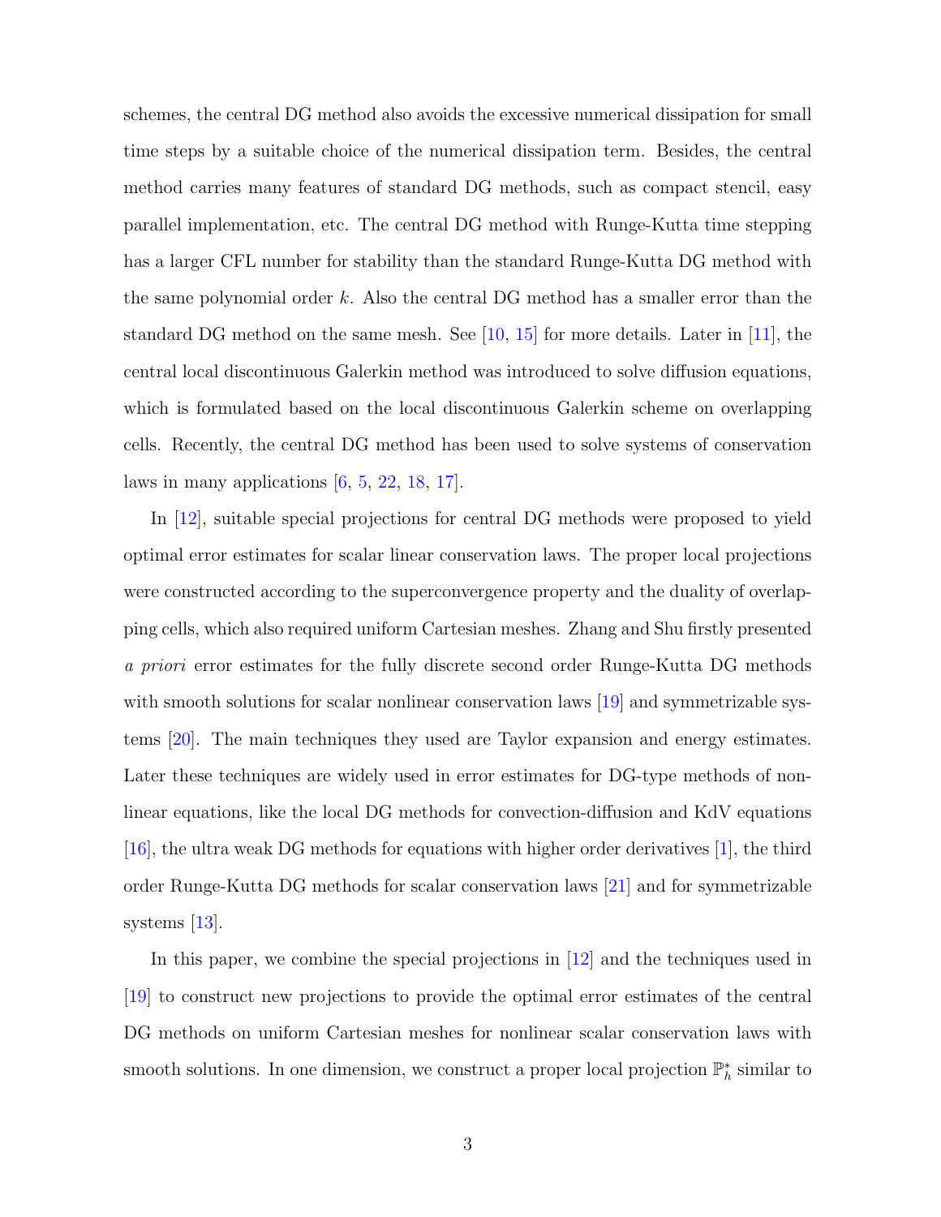schemes, the central DG method also avoids the excessive numerical dissipation for small time steps by a suitable choice of the numerical dissipation term. Besides, the central method carries many features of standard DG methods, such as compact stencil, easy parallel implementation, etc. The central DG method with Runge-Kutta time stepping has a larger CFL number for stability than the standard Runge-Kutta DG method with the same polynomial order $k$. Also the central DG method has a smaller error than the standard DG method on the same mesh. See [10, 15] for more details. Later in [11], the central local discontinuous Galerkin method was introduced to solve diffusion equations, which is formulated based on the local discontinuous Galerkin scheme on overlapping cells. Recently, the central DG method has been used to solve systems of conservation laws in many applications [6, 5, 22, 18, 17].

In [12], suitable special projections for central DG methods were proposed to yield optimal error estimates for scalar linear conservation laws. The proper local projections were constructed according to the superconvergence property and the duality of overlapping cells, which also required uniform Cartesian meshes. Zhang and Shu firstly presented *a priori* error estimates for the fully discrete second order Runge-Kutta DG methods with smooth solutions for scalar nonlinear conservation laws [19] and symmetrizable systems [20]. The main techniques they used are Taylor expansion and energy estimates. Later these techniques are widely used in error estimates for DG-type methods of nonlinear equations, like the local DG methods for convection-diffusion and KdV equations [16], the ultra weak DG methods for equations with higher order derivatives [1], the third order Runge-Kutta DG methods for scalar conservation laws [21] and for symmetrizable systems [13].

In this paper, we combine the special projections in [12] and the techniques used in [19] to construct new projections to provide the optimal error estimates of the central DG methods on uniform Cartesian meshes for nonlinear scalar conservation laws with smooth solutions. In one dimension, we construct a proper local projection $\mathbb{P}_h^*$ similar to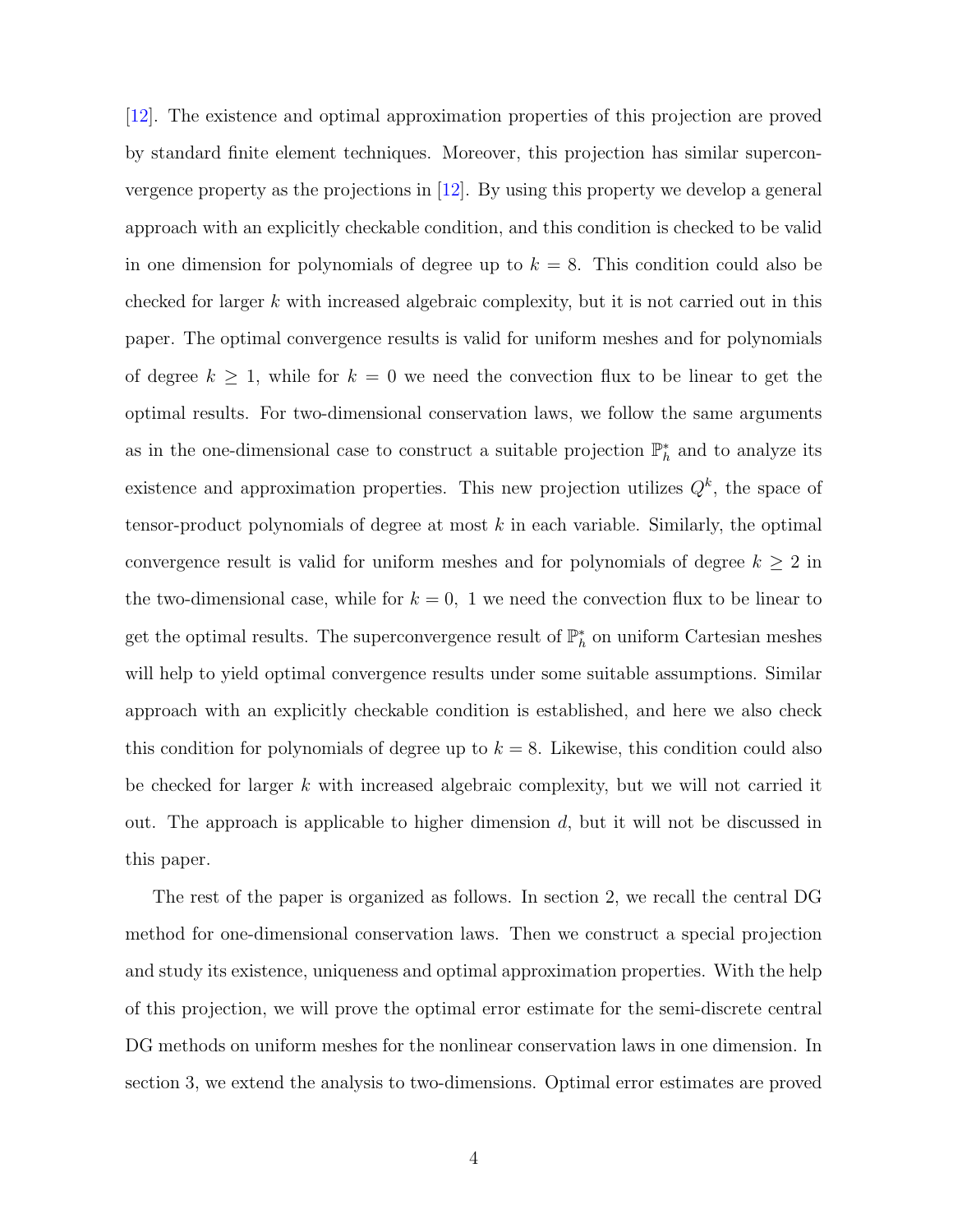[12]. The existence and optimal approximation properties of this projection are proved by standard finite element techniques. Moreover, this projection has similar superconvergence property as the projections in [12]. By using this property we develop a general approach with an explicitly checkable condition, and this condition is checked to be valid in one dimension for polynomials of degree up to $k = 8$. This condition could also be checked for larger $k$ with increased algebraic complexity, but it is not carried out in this paper. The optimal convergence results is valid for uniform meshes and for polynomials of degree $k \geq 1$, while for $k = 0$ we need the convection flux to be linear to get the optimal results. For two-dimensional conservation laws, we follow the same arguments as in the one-dimensional case to construct a suitable projection $\mathbb{P}_h^*$ and to analyze its existence and approximation properties. This new projection utilizes $Q^k$, the space of tensor-product polynomials of degree at most $k$ in each variable. Similarly, the optimal convergence result is valid for uniform meshes and for polynomials of degree $k \geq 2$ in the two-dimensional case, while for $k = 0,\ 1$ we need the convection flux to be linear to get the optimal results. The superconvergence result of $\mathbb{P}_h^*$ on uniform Cartesian meshes will help to yield optimal convergence results under some suitable assumptions. Similar approach with an explicitly checkable condition is established, and here we also check this condition for polynomials of degree up to $k = 8$. Likewise, this condition could also be checked for larger $k$ with increased algebraic complexity, but we will not carried it out. The approach is applicable to higher dimension $d$, but it will not be discussed in this paper.

The rest of the paper is organized as follows. In section 2, we recall the central DG method for one-dimensional conservation laws. Then we construct a special projection and study its existence, uniqueness and optimal approximation properties. With the help of this projection, we will prove the optimal error estimate for the semi-discrete central DG methods on uniform meshes for the nonlinear conservation laws in one dimension. In section 3, we extend the analysis to two-dimensions. Optimal error estimates are proved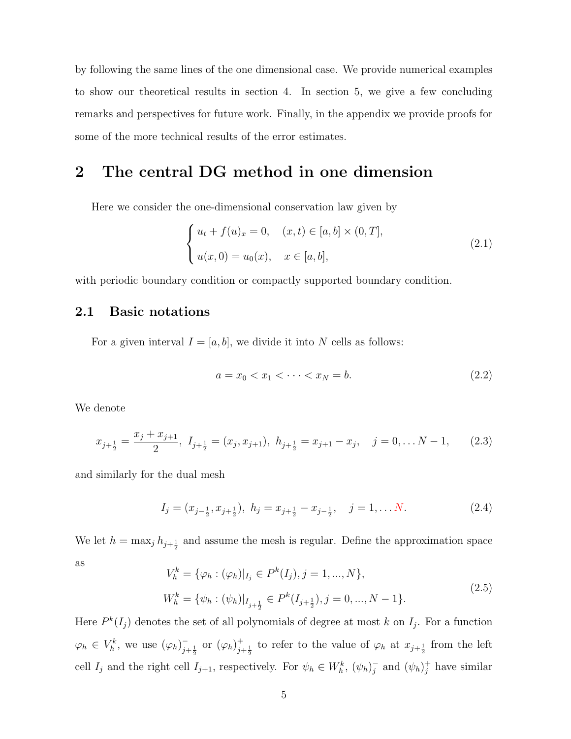by following the same lines of the one dimensional case. We provide numerical examples to show our theoretical results in section 4. In section 5, we give a few concluding remarks and perspectives for future work. Finally, in the appendix we provide proofs for some of the more technical results of the error estimates.

## 2 The central DG method in one dimension

Here we consider the one-dimensional conservation law given by

$$
\begin{cases}
u_t + f(u)_x = 0, \quad (x,t) \in [a,b] \times (0,T], \\
u(x,0) = u_0(x), \quad x \in [a,b],
\end{cases}
\tag{2.1}
$$

with periodic boundary condition or compactly supported boundary condition.

### 2.1 Basic notations

For a given interval $I = [a,b]$, we divide it into $N$ cells as follows:

$$
a = x_0 < x_1 < \cdots < x_N = b. \tag{2.2}
$$

We denote

$$
x_{j+\frac{1}{2}} = \frac{x_j + x_{j+1}}{2},\ I_{j+\frac{1}{2}} = (x_j, x_{j+1}),\ h_{j+\frac{1}{2}} = x_{j+1} - x_j, \quad j = 0, \ldots N-1, \tag{2.3}
$$

and similarly for the dual mesh

$$
I_j = (x_{j-\frac{1}{2}}, x_{j+\frac{1}{2}}),\ h_j = x_{j+\frac{1}{2}} - x_{j-\frac{1}{2}}, \quad j = 1, \ldots N. \tag{2.4}
$$

We let $h = \max_j h_{j+\frac{1}{2}}$ and assume the mesh is regular. Define the approximation space as

$$
\begin{aligned}
V_h^k &= \{\varphi_h : (\varphi_h)|_{I_j} \in P^k(I_j), j = 1, ..., N\}, \\
W_h^k &= \{\psi_h : (\psi_h)|_{I_{j+\frac{1}{2}}} \in P^k(I_{j+\frac{1}{2}}), j = 0, ..., N-1\}.
\end{aligned}
\tag{2.5}
$$

Here $P^k(I_j)$ denotes the set of all polynomials of degree at most $k$ on $I_j$. For a function $\varphi_h \in V_h^k$, we use $(\varphi_h)^-_{j+\frac{1}{2}}$ or $(\varphi_h)^+_{j+\frac{1}{2}}$ to refer to the value of $\varphi_h$ at $x_{j+\frac{1}{2}}$ from the left cell $I_j$ and the right cell $I_{j+1}$, respectively. For $\psi_h \in W_h^k$, $(\psi_h)^-_j$ and $(\psi_h)^+_j$ have similar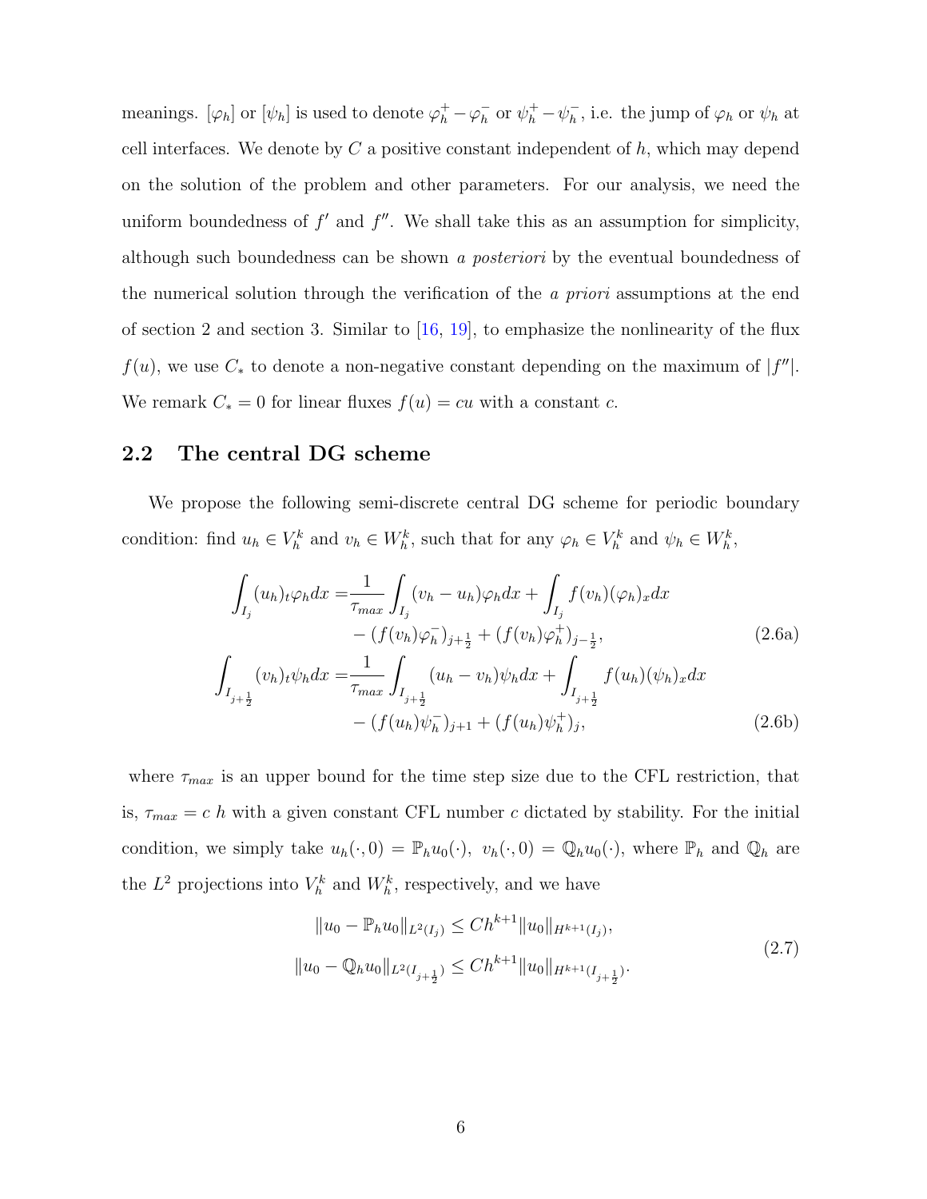meanings. $[\varphi_h]$ or $[\psi_h]$ is used to denote $\varphi_h^+ - \varphi_h^-$ or $\psi_h^+ - \psi_h^-$, i.e. the jump of $\varphi_h$ or $\psi_h$ at cell interfaces. We denote by $C$ a positive constant independent of $h$, which may depend on the solution of the problem and other parameters. For our analysis, we need the uniform boundedness of $f'$ and $f''$. We shall take this as an assumption for simplicity, although such boundedness can be shown *a posteriori* by the eventual boundedness of the numerical solution through the verification of the *a priori* assumptions at the end of section 2 and section 3. Similar to [16, 19], to emphasize the nonlinearity of the flux $f(u)$, we use $C_*$ to denote a non-negative constant depending on the maximum of $|f''|$. We remark $C_* = 0$ for linear fluxes $f(u) = cu$ with a constant $c$.

## 2.2 The central DG scheme

We propose the following semi-discrete central DG scheme for periodic boundary condition: find $u_h \in V_h^k$ and $v_h \in W_h^k$, such that for any $\varphi_h \in V_h^k$ and $\psi_h \in W_h^k$,

$$
\begin{aligned}
\int_{I_j} (u_h)_t \varphi_h dx =& \frac{1}{\tau_{max}} \int_{I_j} (v_h - u_h)\varphi_h dx + \int_{I_j} f(v_h)(\varphi_h)_x dx \\
&- (f(v_h)\varphi_h^-)_{j+\frac{1}{2}} + (f(v_h)\varphi_h^+)_{j-\frac{1}{2}},
\end{aligned} \tag{2.6a}
$$

$$
\begin{aligned}
\int_{I_{j+\frac{1}{2}}} (v_h)_t \psi_h dx =& \frac{1}{\tau_{max}} \int_{I_{j+\frac{1}{2}}} (u_h - v_h)\psi_h dx + \int_{I_{j+\frac{1}{2}}} f(u_h)(\psi_h)_x dx \\
&- (f(u_h)\psi_h^-)_{j+1} + (f(u_h)\psi_h^+)_j,
\end{aligned} \tag{2.6b}
$$

where $\tau_{max}$ is an upper bound for the time step size due to the CFL restriction, that is, $\tau_{max} = c\, h$ with a given constant CFL number $c$ dictated by stability. For the initial condition, we simply take $u_h(\cdot, 0) = \mathbb{P}_h u_0(\cdot)$, $v_h(\cdot, 0) = \mathbb{Q}_h u_0(\cdot)$, where $\mathbb{P}_h$ and $\mathbb{Q}_h$ are the $L^2$ projections into $V_h^k$ and $W_h^k$, respectively, and we have

$$
\begin{aligned}
\|u_0 - \mathbb{P}_h u_0\|_{L^2(I_j)} &\le Ch^{k+1}\|u_0\|_{H^{k+1}(I_j)}, \\
\|u_0 - \mathbb{Q}_h u_0\|_{L^2(I_{j+\frac{1}{2}})} &\le Ch^{k+1}\|u_0\|_{H^{k+1}(I_{j+\frac{1}{2}})}.
\end{aligned} \tag{2.7}
$$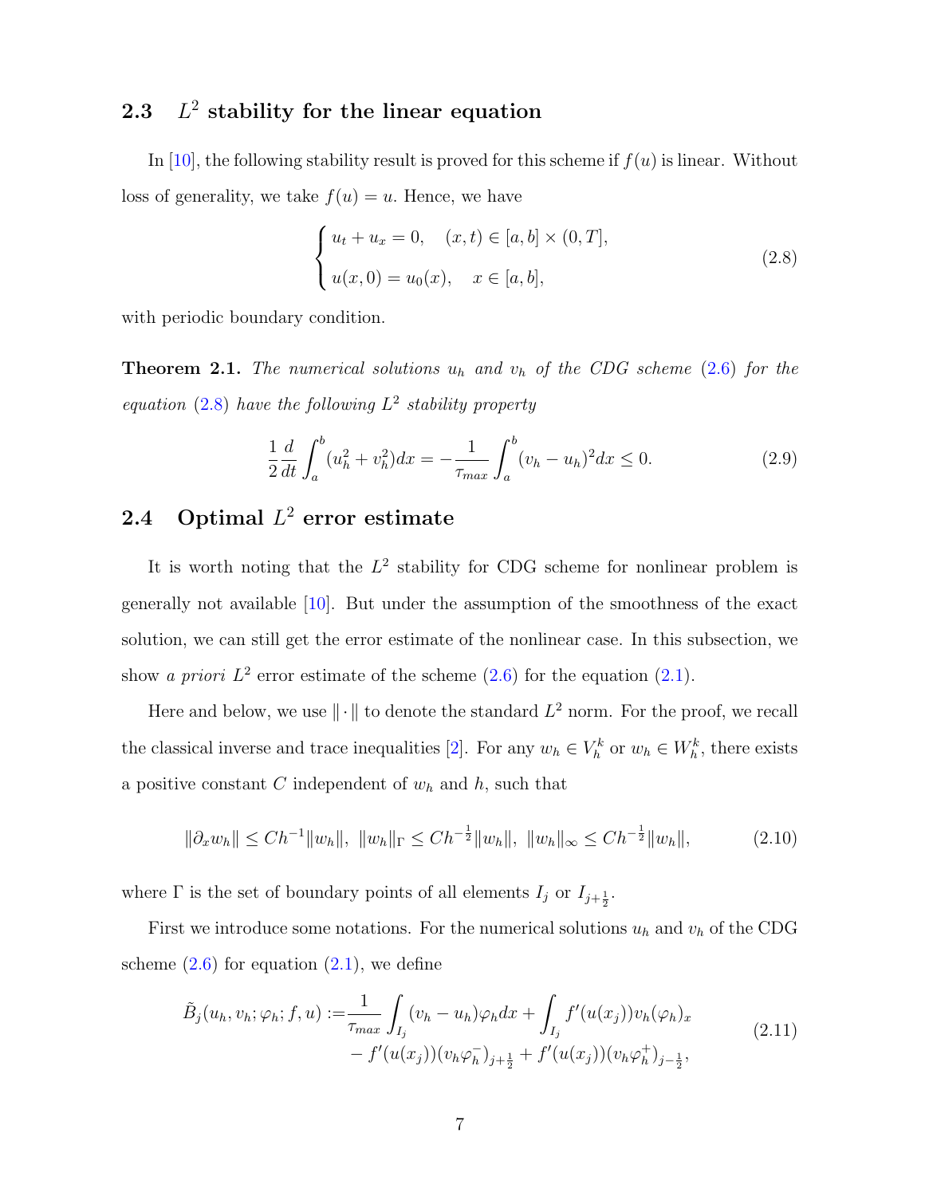## 2.3 $L^2$ stability for the linear equation

In [10], the following stability result is proved for this scheme if $f(u)$ is linear. Without loss of generality, we take $f(u) = u$. Hence, we have

$$
\begin{cases} u_t + u_x = 0, \quad (x,t) \in [a,b] \times (0,T], \\ u(x,0) = u_0(x), \quad x \in [a,b], \end{cases} \tag{2.8}
$$

with periodic boundary condition.

**Theorem 2.1.** *The numerical solutions $u_h$ and $v_h$ of the CDG scheme (2.6) for the equation (2.8) have the following $L^2$ stability property*

$$
\frac{1}{2}\frac{d}{dt}\int_a^b (u_h^2 + v_h^2)dx = -\frac{1}{\tau_{max}}\int_a^b (v_h - u_h)^2 dx \le 0. \tag{2.9}
$$

## 2.4 Optimal $L^2$ error estimate

It is worth noting that the $L^2$ stability for CDG scheme for nonlinear problem is generally not available [10]. But under the assumption of the smoothness of the exact solution, we can still get the error estimate of the nonlinear case. In this subsection, we show *a priori* $L^2$ error estimate of the scheme (2.6) for the equation (2.1).

Here and below, we use $\|\cdot\|$ to denote the standard $L^2$ norm. For the proof, we recall the classical inverse and trace inequalities [2]. For any $w_h \in V_h^k$ or $w_h \in W_h^k$, there exists a positive constant $C$ independent of $w_h$ and $h$, such that

$$
\|\partial_x w_h\| \le Ch^{-1}\|w_h\|, \ \|w_h\|_\Gamma \le Ch^{-\frac{1}{2}}\|w_h\|, \ \|w_h\|_\infty \le Ch^{-\frac{1}{2}}\|w_h\|, \tag{2.10}
$$

where $\Gamma$ is the set of boundary points of all elements $I_j$ or $I_{j+\frac{1}{2}}$.

First we introduce some notations. For the numerical solutions $u_h$ and $v_h$ of the CDG scheme (2.6) for equation (2.1), we define

$$
\begin{aligned}
\tilde{B}_j(u_h, v_h; \varphi_h; f, u) :=& \frac{1}{\tau_{max}}\int_{I_j}(v_h - u_h)\varphi_h dx + \int_{I_j} f'(u(x_j))v_h(\varphi_h)_x \\
& - f'(u(x_j))(v_h\varphi_h^-)_{j+\frac{1}{2}} + f'(u(x_j))(v_h\varphi_h^+)_{j-\frac{1}{2}},
\end{aligned} \tag{2.11}
$$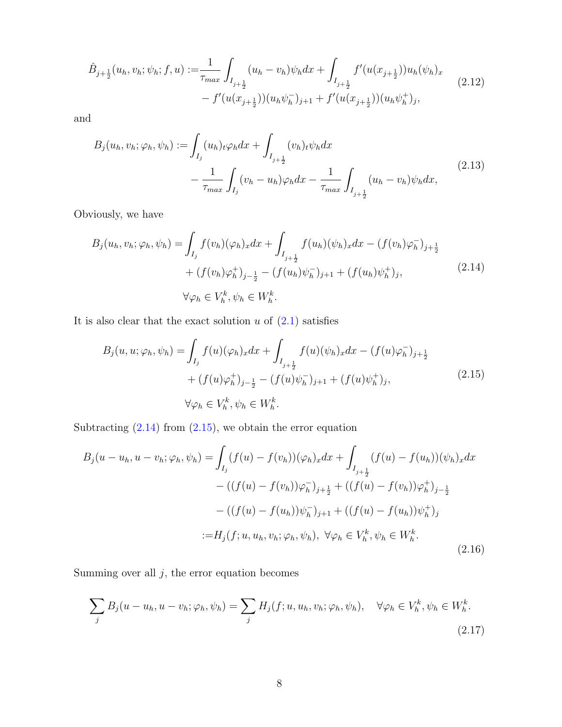$$
\begin{aligned}
\hat{B}_{j+\frac{1}{2}}(u_h, v_h; \psi_h; f, u) :=& \frac{1}{\tau_{max}} \int_{I_{j+\frac{1}{2}}} (u_h - v_h)\psi_h dx + \int_{I_{j+\frac{1}{2}}} f'(u(x_{j+\frac{1}{2}}))u_h(\psi_h)_x \\
& - f'(u(x_{j+\frac{1}{2}}))(u_h\psi_h^-)_{j+1} + f'(u(x_{j+\frac{1}{2}}))(u_h\psi_h^+)_j,
\end{aligned} \tag{2.12}
$$

and

$$
\begin{aligned}
B_j(u_h, v_h; \varphi_h, \psi_h) :=& \int_{I_j} (u_h)_t \varphi_h dx + \int_{I_{j+\frac{1}{2}}} (v_h)_t \psi_h dx \\
& - \frac{1}{\tau_{max}} \int_{I_j} (v_h - u_h)\varphi_h dx - \frac{1}{\tau_{max}} \int_{I_{j+\frac{1}{2}}} (u_h - v_h)\psi_h dx,
\end{aligned} \tag{2.13}
$$

Obviously, we have

$$
\begin{aligned}
B_j(u_h, v_h; \varphi_h, \psi_h) =& \int_{I_j} f(v_h)(\varphi_h)_x dx + \int_{I_{j+\frac{1}{2}}} f(u_h)(\psi_h)_x dx - (f(v_h)\varphi_h^-)_{j+\frac{1}{2}} \\
& + (f(v_h)\varphi_h^+)_{j-\frac{1}{2}} - (f(u_h)\psi_h^-)_{j+1} + (f(u_h)\psi_h^+)_j, \\
& \forall \varphi_h \in V_h^k, \psi_h \in W_h^k.
\end{aligned} \tag{2.14}
$$

It is also clear that the exact solution $u$ of (2.1) satisfies

$$
\begin{aligned}
B_j(u, u; \varphi_h, \psi_h) =& \int_{I_j} f(u)(\varphi_h)_x dx + \int_{I_{j+\frac{1}{2}}} f(u)(\psi_h)_x dx - (f(u)\varphi_h^-)_{j+\frac{1}{2}} \\
& + (f(u)\varphi_h^+)_{j-\frac{1}{2}} - (f(u)\psi_h^-)_{j+1} + (f(u)\psi_h^+)_j, \\
& \forall \varphi_h \in V_h^k, \psi_h \in W_h^k.
\end{aligned} \tag{2.15}
$$

Subtracting (2.14) from (2.15), we obtain the error equation

$$
\begin{aligned}
B_j(u - u_h, u - v_h; \varphi_h, \psi_h) =& \int_{I_j} (f(u) - f(v_h))(\varphi_h)_x dx + \int_{I_{j+\frac{1}{2}}} (f(u) - f(u_h))(\psi_h)_x dx \\
& - ((f(u) - f(v_h))\varphi_h^-)_{j+\frac{1}{2}} + ((f(u) - f(v_h))\varphi_h^+)_{j-\frac{1}{2}} \\
& - ((f(u) - f(u_h))\psi_h^-)_{j+1} + ((f(u) - f(u_h))\psi_h^+)_j \\
:=& H_j(f; u, u_h, v_h; \varphi_h, \psi_h), \ \forall \varphi_h \in V_h^k, \psi_h \in W_h^k.
\end{aligned} \tag{2.16}
$$

Summing over all $j$, the error equation becomes

$$
\sum_j B_j(u - u_h, u - v_h; \varphi_h, \psi_h) = \sum_j H_j(f; u, u_h, v_h; \varphi_h, \psi_h), \quad \forall \varphi_h \in V_h^k, \psi_h \in W_h^k. \tag{2.17}
$$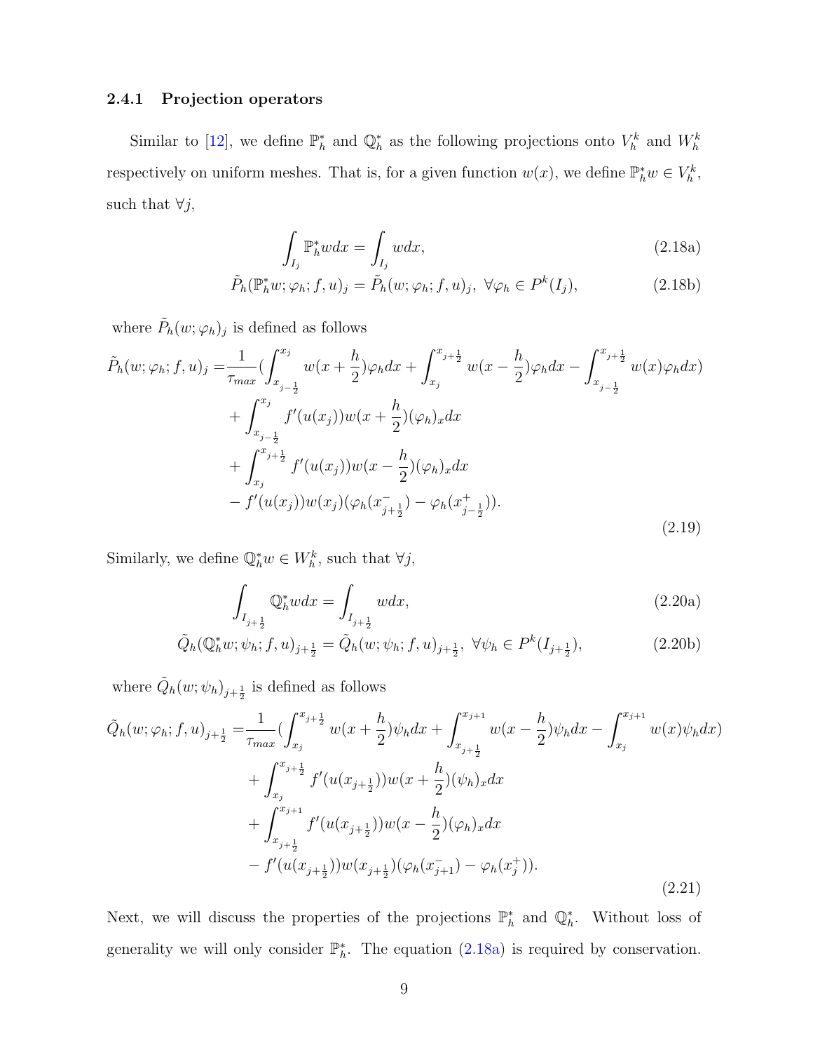#### 2.4.1 Projection operators

Similar to [12], we define $\mathbb{P}_h^*$ and $\mathbb{Q}_h^*$ as the following projections onto $V_h^k$ and $W_h^k$ respectively on uniform meshes. That is, for a given function $w(x)$, we define $\mathbb{P}_h^* w \in V_h^k$, such that $\forall j$,

$$
\int_{I_j} \mathbb{P}_h^* w dx = \int_{I_j} w dx, \tag{2.18a}
$$

$$
\tilde{P}_h(\mathbb{P}_h^* w; \varphi_h; f, u)_j = \tilde{P}_h(w; \varphi_h; f, u)_j, \ \forall \varphi_h \in P^k(I_j), \tag{2.18b}
$$

where $\tilde{P}_h(w;\varphi_h)_j$ is defined as follows

$$
\begin{aligned}
\tilde{P}_h(w; \varphi_h; f, u)_j =& \frac{1}{\tau_{max}} \Big( \int_{x_{j-\frac{1}{2}}}^{x_j} w(x + \frac{h}{2}) \varphi_h dx + \int_{x_j}^{x_{j+\frac{1}{2}}} w(x - \frac{h}{2}) \varphi_h dx - \int_{x_{j-\frac{1}{2}}}^{x_{j+\frac{1}{2}}} w(x) \varphi_h dx \Big) \\
&+ \int_{x_{j-\frac{1}{2}}}^{x_j} f'(u(x_j)) w(x + \frac{h}{2}) (\varphi_h)_x dx \\
&+ \int_{x_j}^{x_{j+\frac{1}{2}}} f'(u(x_j)) w(x - \frac{h}{2}) (\varphi_h)_x dx \\
&- f'(u(x_j)) w(x_j) (\varphi_h(x_{j+\frac{1}{2}}^-) - \varphi_h(x_{j-\frac{1}{2}}^+)).
\end{aligned} \tag{2.19}
$$

Similarly, we define $\mathbb{Q}_h^* w \in W_h^k$, such that $\forall j$,

$$
\int_{I_{j+\frac{1}{2}}} \mathbb{Q}_h^* w dx = \int_{I_{j+\frac{1}{2}}} w dx, \tag{2.20a}
$$

$$
\tilde{Q}_h(\mathbb{Q}_h^* w; \psi_h; f, u)_{j+\frac{1}{2}} = \tilde{Q}_h(w; \psi_h; f, u)_{j+\frac{1}{2}}, \ \forall \psi_h \in P^k(I_{j+\frac{1}{2}}), \tag{2.20b}
$$

where $\tilde{Q}_h(w;\psi_h)_{j+\frac{1}{2}}$ is defined as follows

$$
\begin{aligned}
\tilde{Q}_h(w; \varphi_h; f, u)_{j+\frac{1}{2}} =& \frac{1}{\tau_{max}} \Big( \int_{x_j}^{x_{j+\frac{1}{2}}} w(x + \frac{h}{2}) \psi_h dx + \int_{x_{j+\frac{1}{2}}}^{x_{j+1}} w(x - \frac{h}{2}) \psi_h dx - \int_{x_j}^{x_{j+1}} w(x) \psi_h dx \Big) \\
&+ \int_{x_j}^{x_{j+\frac{1}{2}}} f'(u(x_{j+\frac{1}{2}})) w(x + \frac{h}{2}) (\psi_h)_x dx \\
&+ \int_{x_{j+\frac{1}{2}}}^{x_{j+1}} f'(u(x_{j+\frac{1}{2}})) w(x - \frac{h}{2}) (\varphi_h)_x dx \\
&- f'(u(x_{j+\frac{1}{2}})) w(x_{j+\frac{1}{2}}) (\varphi_h(x_{j+1}^-) - \varphi_h(x_j^+)).
\end{aligned} \tag{2.21}
$$

Next, we will discuss the properties of the projections $\mathbb{P}_h^*$ and $\mathbb{Q}_h^*$. Without loss of generality we will only consider $\mathbb{P}_h^*$. The equation (2.18a) is required by conservation.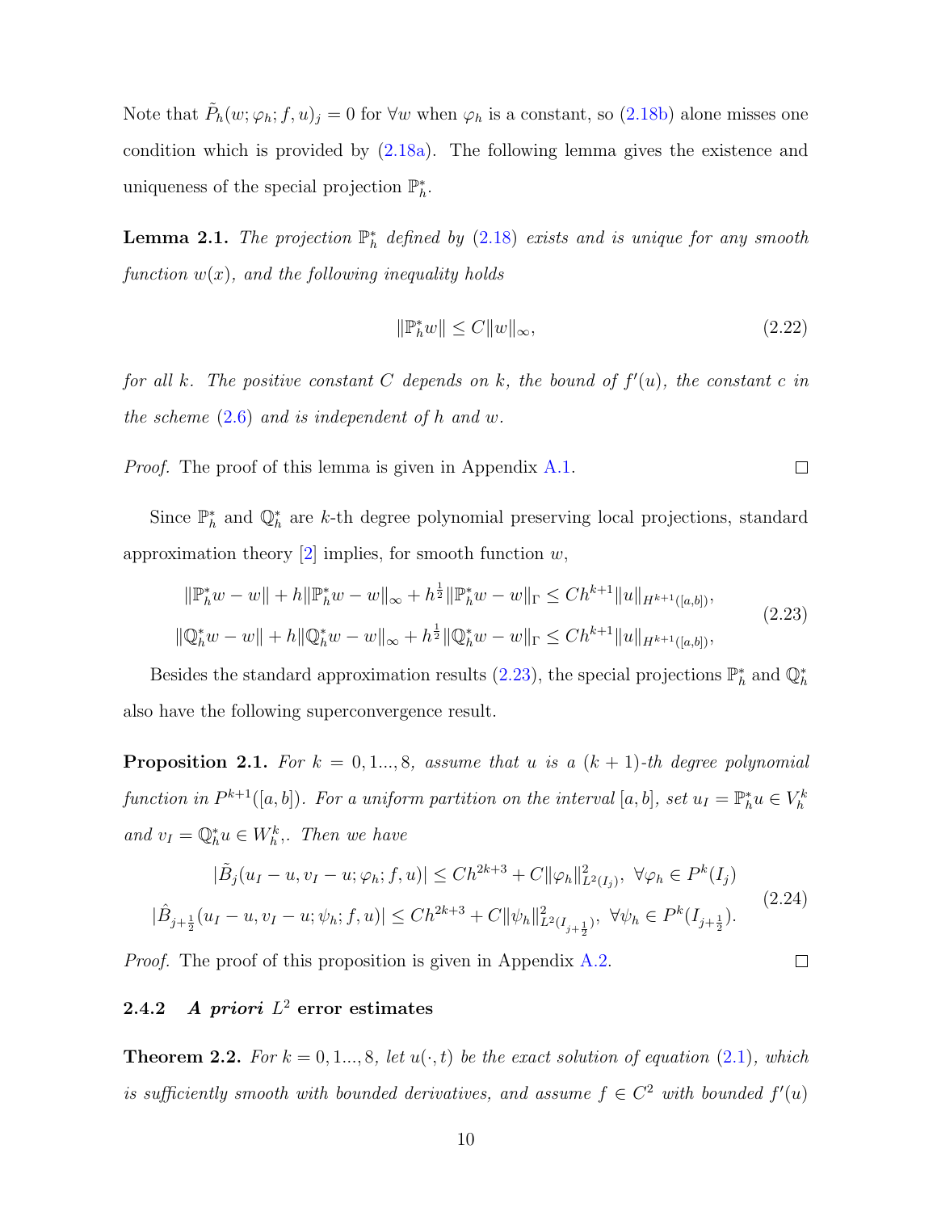Note that $\tilde{P}_h(w;\varphi_h;f,u)_j = 0$ for $\forall w$ when $\varphi_h$ is a constant, so (2.18b) alone misses one condition which is provided by (2.18a). The following lemma gives the existence and uniqueness of the special projection $\mathbb{P}_h^*$.

**Lemma 2.1.** *The projection $\mathbb{P}_h^*$ defined by (2.18) exists and is unique for any smooth function $w(x)$, and the following inequality holds*

$$\|\mathbb{P}_h^* w\| \le C\|w\|_\infty, \tag{2.22}$$

*for all $k$. The positive constant $C$ depends on $k$, the bound of $f'(u)$, the constant $c$ in the scheme (2.6) and is independent of $h$ and $w$.*

*Proof.* The proof of this lemma is given in Appendix A.1. □

Since $\mathbb{P}_h^*$ and $\mathbb{Q}_h^*$ are $k$-th degree polynomial preserving local projections, standard approximation theory [2] implies, for smooth function $w$,

$$\begin{aligned}
\|\mathbb{P}_h^* w - w\| + h\|\mathbb{P}_h^* w - w\|_\infty + h^{\frac{1}{2}}\|\mathbb{P}_h^* w - w\|_\Gamma &\le Ch^{k+1}\|u\|_{H^{k+1}([a,b])},\\
\|\mathbb{Q}_h^* w - w\| + h\|\mathbb{Q}_h^* w - w\|_\infty + h^{\frac{1}{2}}\|\mathbb{Q}_h^* w - w\|_\Gamma &\le Ch^{k+1}\|u\|_{H^{k+1}([a,b])},
\end{aligned} \tag{2.23}$$

Besides the standard approximation results (2.23), the special projections $\mathbb{P}_h^*$ and $\mathbb{Q}_h^*$ also have the following superconvergence result.

**Proposition 2.1.** *For $k = 0, 1..., 8$, assume that $u$ is a $(k+1)$-th degree polynomial function in $P^{k+1}([a,b])$. For a uniform partition on the interval $[a,b]$, set $u_I = \mathbb{P}_h^* u \in V_h^k$ and $v_I = \mathbb{Q}_h^* u \in W_h^k$,. Then we have*

$$\begin{aligned}
|\tilde{B}_j(u_I - u, v_I - u; \varphi_h; f, u)| &\le Ch^{2k+3} + C\|\varphi_h\|^2_{L^2(I_j)},\ \forall \varphi_h \in P^k(I_j)\\
|\hat{B}_{j+\frac{1}{2}}(u_I - u, v_I - u; \psi_h; f, u)| &\le Ch^{2k+3} + C\|\psi_h\|^2_{L^2(I_{j+\frac{1}{2}})},\ \forall \psi_h \in P^k(I_{j+\frac{1}{2}}).
\end{aligned} \tag{2.24}$$

*Proof.* The proof of this proposition is given in Appendix A.2. □

#### 2.4.2 *A priori* $L^2$ error estimates

**Theorem 2.2.** *For $k = 0, 1..., 8$, let $u(\cdot, t)$ be the exact solution of equation (2.1), which is sufficiently smooth with bounded derivatives, and assume $f \in C^2$ with bounded $f'(u)$*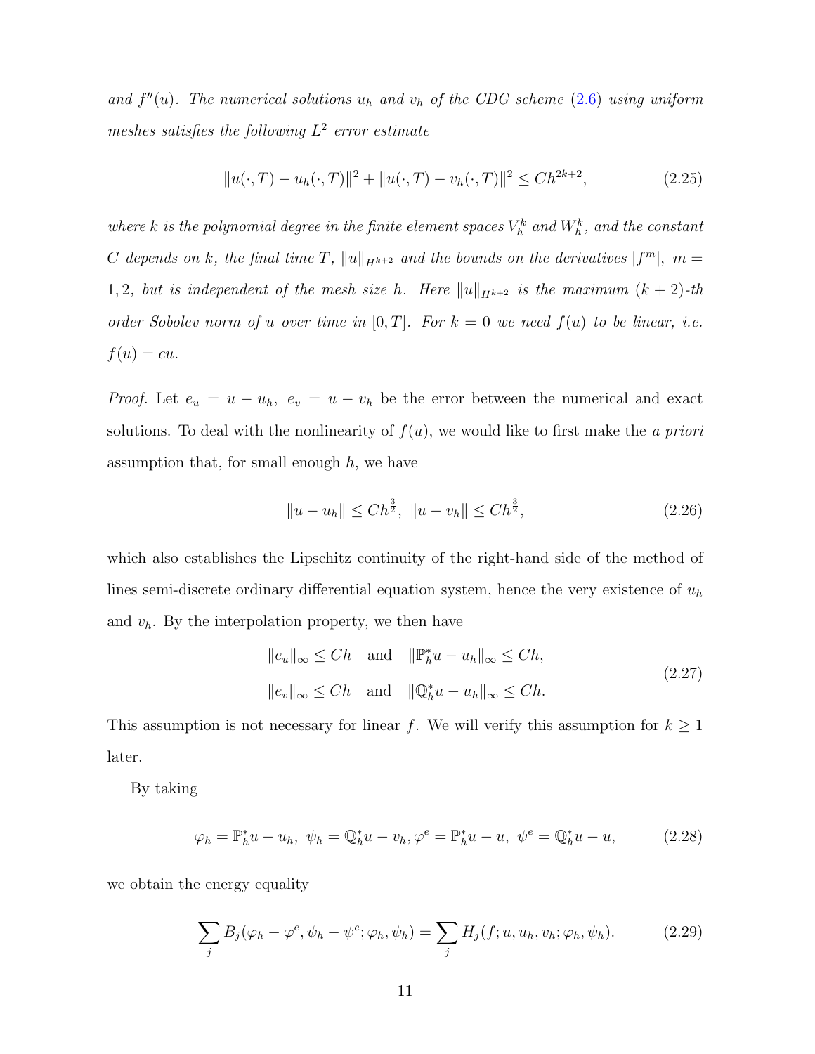*and $f''(u)$. The numerical solutions $u_h$ and $v_h$ of the CDG scheme (2.6) using uniform meshes satisfies the following $L^2$ error estimate*

$$\|u(\cdot,T) - u_h(\cdot,T)\|^2 + \|u(\cdot,T) - v_h(\cdot,T)\|^2 \le Ch^{2k+2}, \tag{2.25}$$

*where $k$ is the polynomial degree in the finite element spaces $V_h^k$ and $W_h^k$, and the constant $C$ depends on $k$, the final time $T$, $\|u\|_{H^{k+2}}$ and the bounds on the derivatives $|f^m|$, $m = 1,2$, but is independent of the mesh size $h$. Here $\|u\|_{H^{k+2}}$ is the maximum $(k+2)$-th order Sobolev norm of $u$ over time in $[0,T]$. For $k = 0$ we need $f(u)$ to be linear, i.e. $f(u) = cu$.*

*Proof.* Let $e_u = u - u_h,\ e_v = u - v_h$ be the error between the numerical and exact solutions. To deal with the nonlinearity of $f(u)$, we would like to first make the *a priori* assumption that, for small enough $h$, we have

$$\|u - u_h\| \le Ch^{\frac{3}{2}},\ \|u - v_h\| \le Ch^{\frac{3}{2}}, \tag{2.26}$$

which also establishes the Lipschitz continuity of the right-hand side of the method of lines semi-discrete ordinary differential equation system, hence the very existence of $u_h$ and $v_h$. By the interpolation property, we then have

$$\begin{aligned} \|e_u\|_\infty &\le Ch \quad \text{and} \quad \|\mathbb{P}_h^* u - u_h\|_\infty \le Ch, \\ \|e_v\|_\infty &\le Ch \quad \text{and} \quad \|\mathbb{Q}_h^* u - u_h\|_\infty \le Ch. \end{aligned} \tag{2.27}$$

This assumption is not necessary for linear $f$. We will verify this assumption for $k \ge 1$ later.

By taking

$$\varphi_h = \mathbb{P}_h^* u - u_h,\ \psi_h = \mathbb{Q}_h^* u - v_h, \varphi^e = \mathbb{P}_h^* u - u,\ \psi^e = \mathbb{Q}_h^* u - u, \tag{2.28}$$

we obtain the energy equality

$$\sum_j B_j(\varphi_h - \varphi^e, \psi_h - \psi^e; \varphi_h, \psi_h) = \sum_j H_j(f; u, u_h, v_h; \varphi_h, \psi_h). \tag{2.29}$$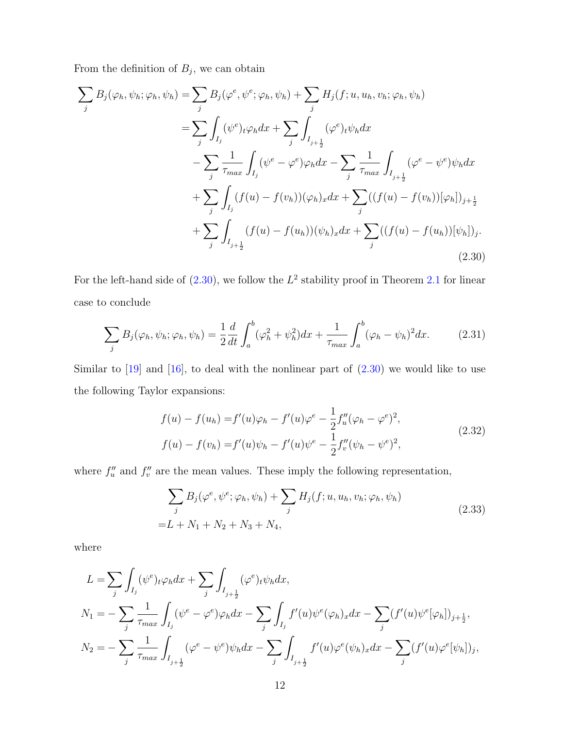From the definition of $B_j$, we can obtain

$$
\begin{aligned}
\sum_j B_j(\varphi_h, \psi_h; \varphi_h, \psi_h) =& \sum_j B_j(\varphi^e, \psi^e; \varphi_h, \psi_h) + \sum_j H_j(f; u, u_h, v_h; \varphi_h, \psi_h) \\
=& \sum_j \int_{I_j} (\psi^e)_t \varphi_h dx + \sum_j \int_{I_{j+\frac{1}{2}}} (\varphi^e)_t \psi_h dx \\
& - \sum_j \frac{1}{\tau_{max}} \int_{I_j} (\psi^e - \varphi^e)\varphi_h dx - \sum_j \frac{1}{\tau_{max}} \int_{I_{j+\frac{1}{2}}} (\varphi^e - \psi^e)\psi_h dx \\
& + \sum_j \int_{I_j} (f(u) - f(v_h))(\varphi_h)_x dx + \sum_j ((f(u) - f(v_h))[\varphi_h])_{j+\frac{1}{2}} \\
& + \sum_j \int_{I_{j+\frac{1}{2}}} (f(u) - f(u_h))(\psi_h)_x dx + \sum_j ((f(u) - f(u_h))[\psi_h])_j.
\end{aligned}
\tag{2.30}
$$

For the left-hand side of (2.30), we follow the $L^2$ stability proof in Theorem 2.1 for linear case to conclude

$$
\sum_j B_j(\varphi_h, \psi_h; \varphi_h, \psi_h) = \frac{1}{2}\frac{d}{dt}\int_a^b (\varphi_h^2 + \psi_h^2) dx + \frac{1}{\tau_{max}} \int_a^b (\varphi_h - \psi_h)^2 dx. \tag{2.31}
$$

Similar to [19] and [16], to deal with the nonlinear part of (2.30) we would like to use the following Taylor expansions:

$$
\begin{aligned}
f(u) - f(u_h) =& f'(u)\varphi_h - f'(u)\varphi^e - \frac{1}{2} f''_u (\varphi_h - \varphi^e)^2, \\
f(u) - f(v_h) =& f'(u)\psi_h - f'(u)\psi^e - \frac{1}{2} f''_v (\psi_h - \psi^e)^2,
\end{aligned}
\tag{2.32}
$$

where $f''_u$ and $f''_v$ are the mean values. These imply the following representation,

$$
\begin{aligned}
& \sum_j B_j(\varphi^e, \psi^e; \varphi_h, \psi_h) + \sum_j H_j(f; u, u_h, v_h; \varphi_h, \psi_h) \\
=& L + N_1 + N_2 + N_3 + N_4,
\end{aligned}
\tag{2.33}
$$

where

$$
\begin{aligned}
L =& \sum_j \int_{I_j} (\psi^e)_t \varphi_h dx + \sum_j \int_{I_{j+\frac{1}{2}}} (\varphi^e)_t \psi_h dx, \\
N_1 =& - \sum_j \frac{1}{\tau_{max}} \int_{I_j} (\psi^e - \varphi^e)\varphi_h dx - \sum_j \int_{I_j} f'(u)\psi^e (\varphi_h)_x dx - \sum_j (f'(u)\psi^e[\varphi_h])_{j+\frac{1}{2}}, \\
N_2 =& - \sum_j \frac{1}{\tau_{max}} \int_{I_{j+\frac{1}{2}}} (\varphi^e - \psi^e)\psi_h dx - \sum_j \int_{I_{j+\frac{1}{2}}} f'(u)\varphi^e (\psi_h)_x dx - \sum_j (f'(u)\varphi^e[\psi_h])_j,
\end{aligned}
$$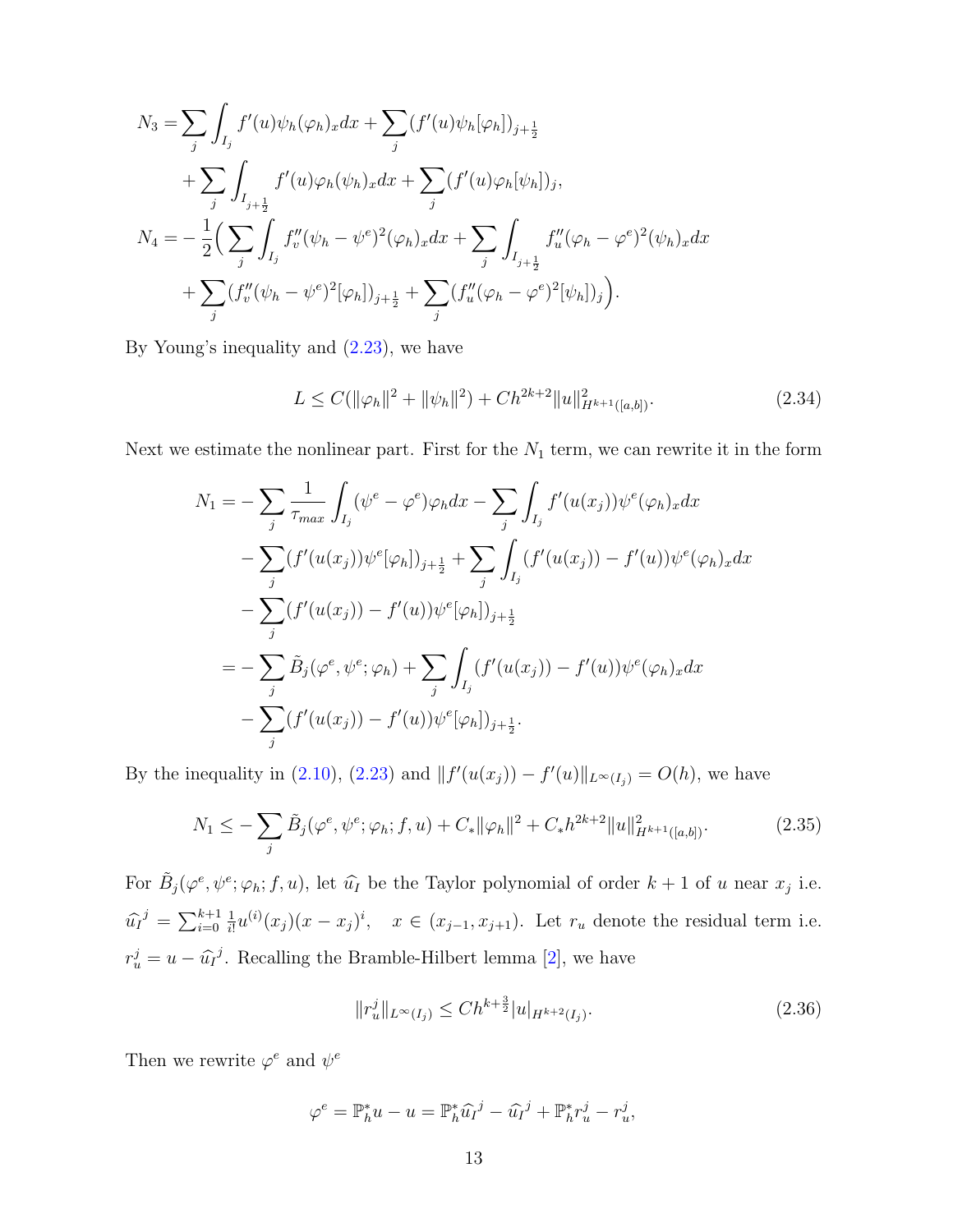$$
\begin{aligned}
N_3 =& \sum_j \int_{I_j} f'(u)\psi_h(\varphi_h)_x dx + \sum_j (f'(u)\psi_h[\varphi_h])_{j+\frac{1}{2}} \\
&+ \sum_j \int_{I_{j+\frac{1}{2}}} f'(u)\varphi_h(\psi_h)_x dx + \sum_j (f'(u)\varphi_h[\psi_h])_j, \\
N_4 =& -\frac{1}{2}\Big( \sum_j \int_{I_j} f''_v(\psi_h - \psi^e)^2(\varphi_h)_x dx + \sum_j \int_{I_{j+\frac{1}{2}}} f''_u(\varphi_h - \varphi^e)^2(\psi_h)_x dx \\
&+ \sum_j (f''_v(\psi_h - \psi^e)^2[\varphi_h])_{j+\frac{1}{2}} + \sum_j (f''_u(\varphi_h - \varphi^e)^2[\psi_h])_j \Big).
\end{aligned}
$$

By Young's inequality and (2.23), we have

$$
L \leq C(\|\varphi_h\|^2 + \|\psi_h\|^2) + Ch^{2k+2}\|u\|^2_{H^{k+1}([a,b])}. \tag{2.34}
$$

Next we estimate the nonlinear part. First for the $N_1$ term, we can rewrite it in the form

$$
\begin{aligned}
N_1 =& -\sum_j \frac{1}{\tau_{max}} \int_{I_j} (\psi^e - \varphi^e)\varphi_h dx - \sum_j \int_{I_j} f'(u(x_j))\psi^e(\varphi_h)_x dx \\
&- \sum_j (f'(u(x_j))\psi^e[\varphi_h])_{j+\frac{1}{2}} + \sum_j \int_{I_j} (f'(u(x_j)) - f'(u))\psi^e(\varphi_h)_x dx \\
&- \sum_j (f'(u(x_j)) - f'(u))\psi^e[\varphi_h])_{j+\frac{1}{2}} \\
=& -\sum_j \tilde{B}_j(\varphi^e, \psi^e; \varphi_h) + \sum_j \int_{I_j} (f'(u(x_j)) - f'(u))\psi^e(\varphi_h)_x dx \\
&- \sum_j (f'(u(x_j)) - f'(u))\psi^e[\varphi_h])_{j+\frac{1}{2}}.
\end{aligned}
$$

By the inequality in (2.10), (2.23) and $\|f'(u(x_j)) - f'(u)\|_{L^\infty(I_j)} = O(h)$, we have

$$
N_1 \leq -\sum_j \tilde{B}_j(\varphi^e, \psi^e; \varphi_h; f, u) + C_*\|\varphi_h\|^2 + C_* h^{2k+2}\|u\|^2_{H^{k+1}([a,b])}. \tag{2.35}
$$

For $\tilde{B}_j(\varphi^e, \psi^e; \varphi_h; f, u)$, let $\widehat{u_I}$ be the Taylor polynomial of order $k+1$ of $u$ near $x_j$ i.e. $\widehat{u_I}^j = \sum_{i=0}^{k+1} \frac{1}{i!} u^{(i)}(x_j)(x - x_j)^i, \quad x \in (x_{j-1}, x_{j+1})$. Let $r_u$ denote the residual term i.e. $r_u^j = u - \widehat{u_I}^j$. Recalling the Bramble-Hilbert lemma [2], we have

$$
\|r_u^j\|_{L^\infty(I_j)} \leq Ch^{k+\frac{3}{2}}|u|_{H^{k+2}(I_j)}. \tag{2.36}
$$

Then we rewrite $\varphi^e$ and $\psi^e$

$$
\varphi^e = \mathbb{P}_h^* u - u = \mathbb{P}_h^* \widehat{u_I}^j - \widehat{u_I}^j + \mathbb{P}_h^* r_u^j - r_u^j,
$$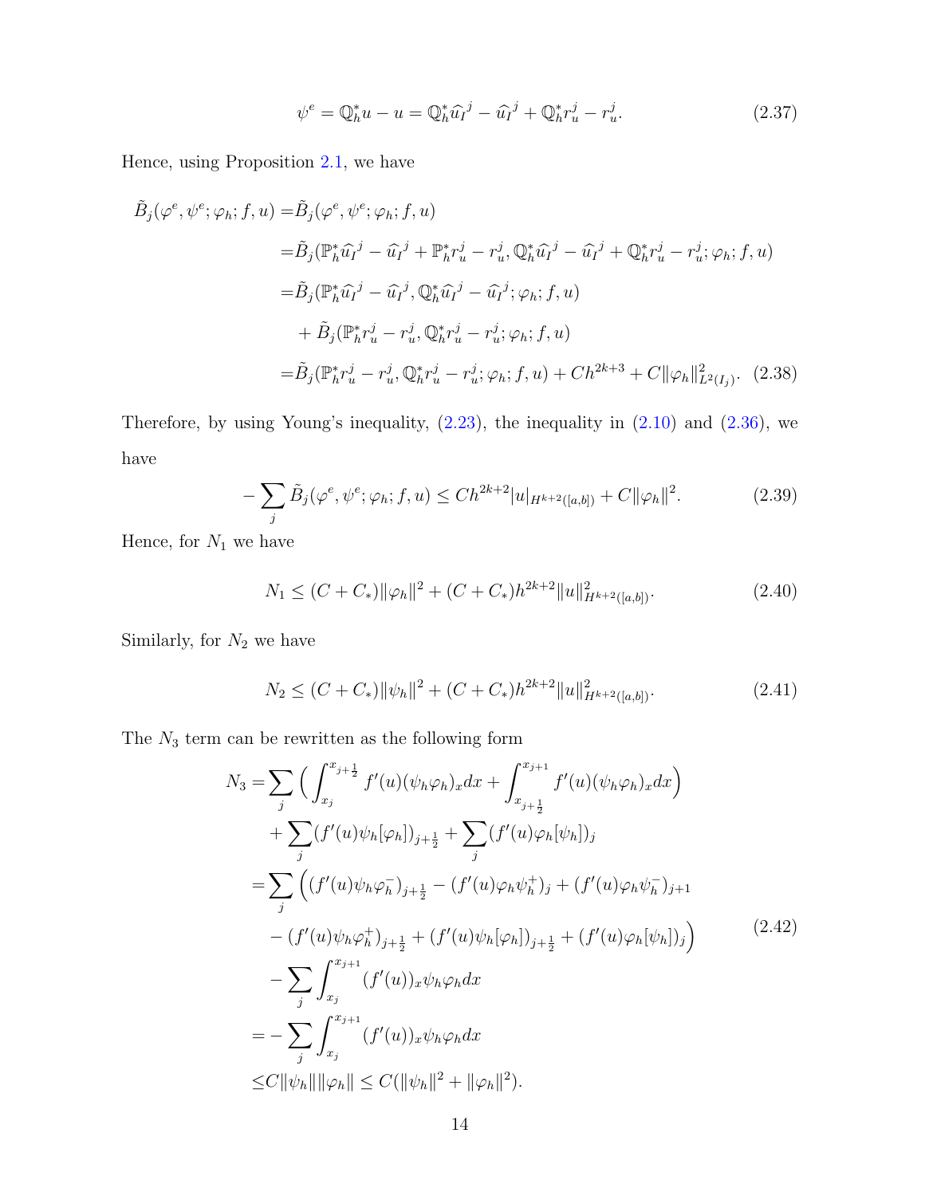$$\psi^e = \mathbb{Q}_h^* u - u = \mathbb{Q}_h^* \widehat{u_I}^j - \widehat{u_I}^j + \mathbb{Q}_h^* r_u^j - r_u^j. \tag{2.37}$$

Hence, using Proposition 2.1, we have

$$\begin{aligned}
\tilde{B}_j(\varphi^e, \psi^e; \varphi_h; f, u) =& \tilde{B}_j(\varphi^e, \psi^e; \varphi_h; f, u) \\
=& \tilde{B}_j(\mathbb{P}_h^* \widehat{u_I}^j - \widehat{u_I}^j + \mathbb{P}_h^* r_u^j - r_u^j, \mathbb{Q}_h^* \widehat{u_I}^j - \widehat{u_I}^j + \mathbb{Q}_h^* r_u^j - r_u^j; \varphi_h; f, u) \\
=& \tilde{B}_j(\mathbb{P}_h^* \widehat{u_I}^j - \widehat{u_I}^j, \mathbb{Q}_h^* \widehat{u_I}^j - \widehat{u_I}^j; \varphi_h; f, u) \\
&+ \tilde{B}_j(\mathbb{P}_h^* r_u^j - r_u^j, \mathbb{Q}_h^* r_u^j - r_u^j; \varphi_h; f, u) \\
=& \tilde{B}_j(\mathbb{P}_h^* r_u^j - r_u^j, \mathbb{Q}_h^* r_u^j - r_u^j; \varphi_h; f, u) + Ch^{2k+3} + C\|\varphi_h\|^2_{L^2(I_j)}.
\end{aligned} \tag{2.38}$$

Therefore, by using Young's inequality, (2.23), the inequality in (2.10) and (2.36), we have

$$-\sum_j \tilde{B}_j(\varphi^e, \psi^e; \varphi_h; f, u) \le Ch^{2k+2}|u|_{H^{k+2}([a,b])} + C\|\varphi_h\|^2. \tag{2.39}$$

Hence, for $N_1$ we have

$$N_1 \le (C + C_*)\|\varphi_h\|^2 + (C + C_*)h^{2k+2}\|u\|^2_{H^{k+2}([a,b])}. \tag{2.40}$$

Similarly, for $N_2$ we have

$$N_2 \le (C + C_*)\|\psi_h\|^2 + (C + C_*)h^{2k+2}\|u\|^2_{H^{k+2}([a,b])}. \tag{2.41}$$

The $N_3$ term can be rewritten as the following form

$$\begin{aligned}
N_3 =& \sum_j \Big( \int_{x_j}^{x_{j+\frac{1}{2}}} f'(u)(\psi_h\varphi_h)_x dx + \int_{x_{j+\frac{1}{2}}}^{x_{j+1}} f'(u)(\psi_h\varphi_h)_x dx \Big) \\
&+ \sum_j (f'(u)\psi_h[\varphi_h])_{j+\frac{1}{2}} + \sum_j (f'(u)\varphi_h[\psi_h])_j \\
=& \sum_j \Big( (f'(u)\psi_h\varphi_h^-)_{j+\frac{1}{2}} - (f'(u)\varphi_h\psi_h^+)_j + (f'(u)\varphi_h\psi_h^-)_{j+1} \\
&- (f'(u)\psi_h\varphi_h^+)_{j+\frac{1}{2}} + (f'(u)\psi_h[\varphi_h])_{j+\frac{1}{2}} + (f'(u)\varphi_h[\psi_h])_j \Big) \\
&- \sum_j \int_{x_j}^{x_{j+1}} (f'(u))_x \psi_h\varphi_h dx \\
=& -\sum_j \int_{x_j}^{x_{j+1}} (f'(u))_x \psi_h\varphi_h dx \\
\le& C\|\psi_h\|\|\varphi_h\| \le C(\|\psi_h\|^2 + \|\varphi_h\|^2).
\end{aligned} \tag{2.42}$$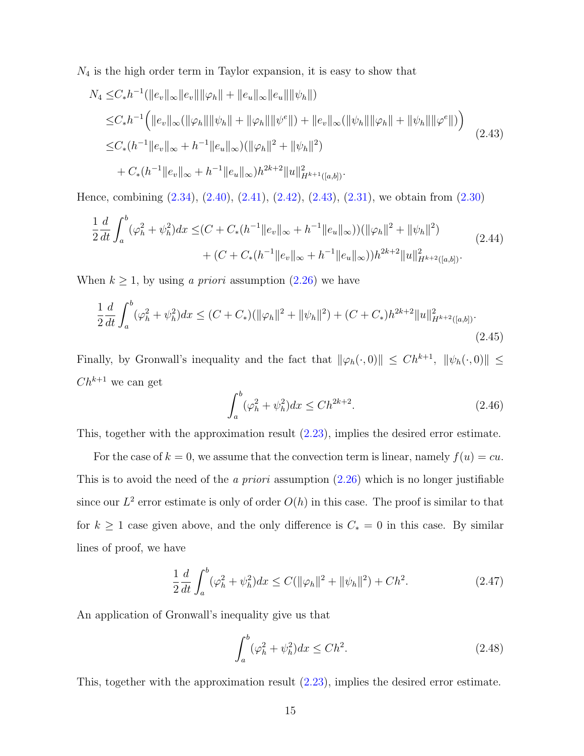$N_4$ is the high order term in Taylor expansion, it is easy to show that

$$
\begin{aligned}
N_4 \le & C_* h^{-1}(\|e_v\|_\infty \|e_v\| \|\varphi_h\| + \|e_u\|_\infty \|e_u\| \|\psi_h\|) \\
\le & C_* h^{-1}\Big( \|e_v\|_\infty (\|\varphi_h\| \|\psi_h\| + \|\varphi_h\| \|\psi^e\|) + \|e_v\|_\infty (\|\psi_h\| \|\varphi_h\| + \|\psi_h\| \|\varphi^e\|) \Big) \\
\le & C_* (h^{-1}\|e_v\|_\infty + h^{-1}\|e_u\|_\infty)(\|\varphi_h\|^2 + \|\psi_h\|^2) \\
& + C_* (h^{-1}\|e_v\|_\infty + h^{-1}\|e_u\|_\infty) h^{2k+2} \|u\|^2_{H^{k+1}([a,b])}.
\end{aligned}
\tag{2.43}
$$

Hence, combining (2.34), (2.40), (2.41), (2.42), (2.43), (2.31), we obtain from (2.30)

$$
\begin{aligned}
\frac{1}{2}\frac{d}{dt}\int_a^b (\varphi_h^2 + \psi_h^2) dx \le & (C + C_*(h^{-1}\|e_v\|_\infty + h^{-1}\|e_u\|_\infty))(\|\varphi_h\|^2 + \|\psi_h\|^2) \\
& + (C + C_*(h^{-1}\|e_v\|_\infty + h^{-1}\|e_u\|_\infty)) h^{2k+2} \|u\|^2_{H^{k+2}([a,b])}.
\end{aligned}
\tag{2.44}
$$

When $k \ge 1$, by using *a priori* assumption (2.26) we have

$$
\frac{1}{2}\frac{d}{dt}\int_a^b (\varphi_h^2 + \psi_h^2) dx \le (C + C_*)(\|\varphi_h\|^2 + \|\psi_h\|^2) + (C + C_*) h^{2k+2} \|u\|^2_{H^{k+2}([a,b])}.
\tag{2.45}
$$

Finally, by Gronwall's inequality and the fact that $\|\varphi_h(\cdot, 0)\| \le Ch^{k+1}$, $\|\psi_h(\cdot, 0)\| \le Ch^{k+1}$ we can get

$$
\int_a^b (\varphi_h^2 + \psi_h^2) dx \le Ch^{2k+2}.
\tag{2.46}
$$

This, together with the approximation result (2.23), implies the desired error estimate.

For the case of $k = 0$, we assume that the convection term is linear, namely $f(u) = cu$. This is to avoid the need of the *a priori* assumption (2.26) which is no longer justifiable since our $L^2$ error estimate is only of order $O(h)$ in this case. The proof is similar to that for $k \ge 1$ case given above, and the only difference is $C_* = 0$ in this case. By similar lines of proof, we have

$$
\frac{1}{2}\frac{d}{dt}\int_a^b (\varphi_h^2 + \psi_h^2) dx \le C(\|\varphi_h\|^2 + \|\psi_h\|^2) + Ch^2.
\tag{2.47}
$$

An application of Gronwall's inequality give us that

$$
\int_a^b (\varphi_h^2 + \psi_h^2) dx \le Ch^2.
\tag{2.48}
$$

This, together with the approximation result (2.23), implies the desired error estimate.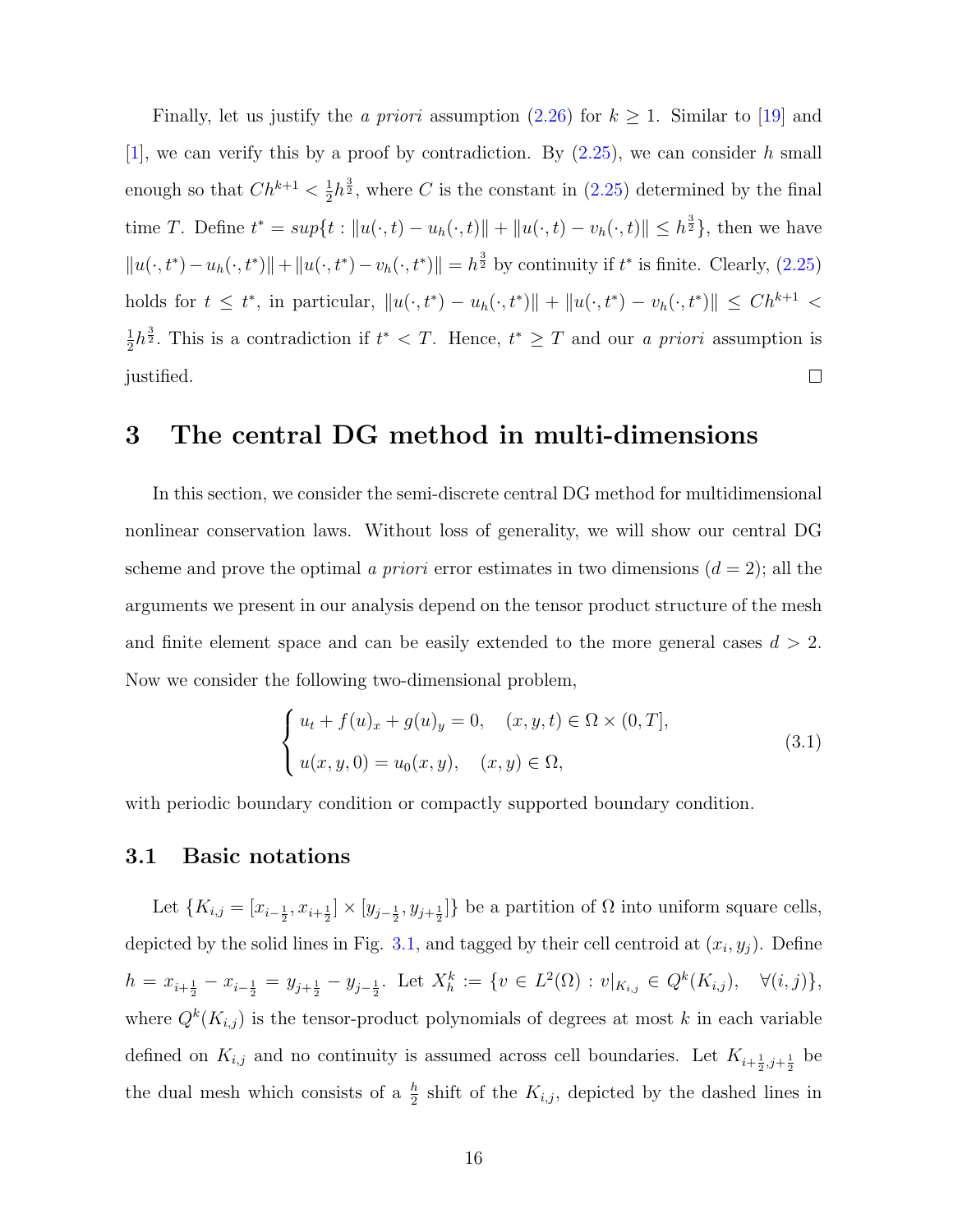Finally, let us justify the *a priori* assumption (2.26) for $k \geq 1$. Similar to [19] and [1], we can verify this by a proof by contradiction. By (2.25), we can consider $h$ small enough so that $Ch^{k+1} < \frac{1}{2}h^{\frac{3}{2}}$, where $C$ is the constant in (2.25) determined by the final time $T$. Define $t^* = sup\{t : \|u(\cdot,t) - u_h(\cdot,t)\| + \|u(\cdot,t) - v_h(\cdot,t)\| \leq h^{\frac{3}{2}}\}$, then we have $\|u(\cdot,t^*) - u_h(\cdot,t^*)\| + \|u(\cdot,t^*) - v_h(\cdot,t^*)\| = h^{\frac{3}{2}}$ by continuity if $t^*$ is finite. Clearly, (2.25) holds for $t \leq t^*$, in particular, $\|u(\cdot,t^*) - u_h(\cdot,t^*)\| + \|u(\cdot,t^*) - v_h(\cdot,t^*)\| \leq Ch^{k+1} < \frac{1}{2}h^{\frac{3}{2}}$. This is a contradiction if $t^* < T$. Hence, $t^* \geq T$ and our *a priori* assumption is justified. $\square$

# 3 The central DG method in multi-dimensions

In this section, we consider the semi-discrete central DG method for multidimensional nonlinear conservation laws. Without loss of generality, we will show our central DG scheme and prove the optimal *a priori* error estimates in two dimensions ($d = 2$); all the arguments we present in our analysis depend on the tensor product structure of the mesh and finite element space and can be easily extended to the more general cases $d > 2$. Now we consider the following two-dimensional problem,

$$\begin{cases} u_t + f(u)_x + g(u)_y = 0, \quad (x,y,t) \in \Omega \times (0,T], \\ u(x,y,0) = u_0(x,y), \quad (x,y) \in \Omega, \end{cases} \tag{3.1}$$

with periodic boundary condition or compactly supported boundary condition.

## 3.1 Basic notations

Let $\{K_{i,j} = [x_{i-\frac{1}{2}}, x_{i+\frac{1}{2}}] \times [y_{j-\frac{1}{2}}, y_{j+\frac{1}{2}}]\}$ be a partition of $\Omega$ into uniform square cells, depicted by the solid lines in Fig. 3.1, and tagged by their cell centroid at $(x_i, y_j)$. Define $h = x_{i+\frac{1}{2}} - x_{i-\frac{1}{2}} = y_{j+\frac{1}{2}} - y_{j-\frac{1}{2}}$. Let $X_h^k := \{v \in L^2(\Omega) : v|_{K_{i,j}} \in Q^k(K_{i,j}), \quad \forall (i,j)\}$, where $Q^k(K_{i,j})$ is the tensor-product polynomials of degrees at most $k$ in each variable defined on $K_{i,j}$ and no continuity is assumed across cell boundaries. Let $K_{i+\frac{1}{2},j+\frac{1}{2}}$ be the dual mesh which consists of a $\frac{h}{2}$ shift of the $K_{i,j}$, depicted by the dashed lines in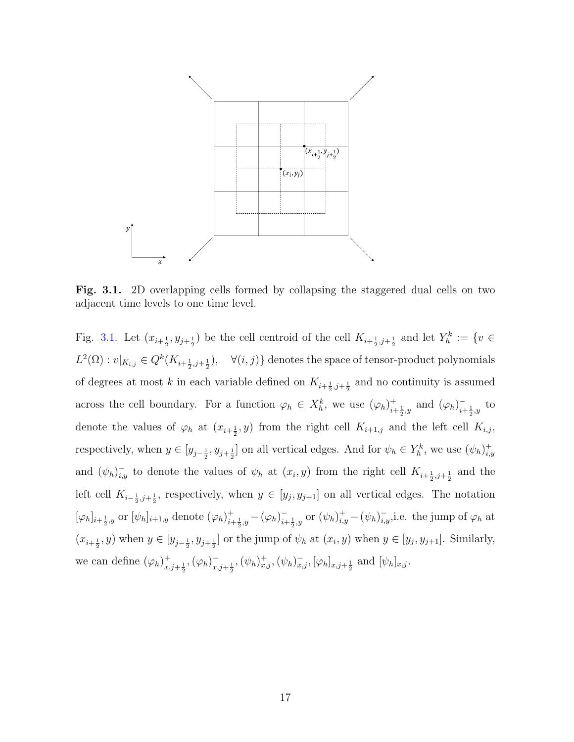**Fig. 3.1.** 2D overlapping cells formed by collapsing the staggered dual cells on two adjacent time levels to one time level.

Fig. 3.1. Let $(x_{i+\frac{1}{2}}, y_{j+\frac{1}{2}})$ be the cell centroid of the cell $K_{i+\frac{1}{2},j+\frac{1}{2}}$ and let $Y_h^k := \{v \in L^2(\Omega) : v|_{K_{i,j}} \in Q^k(K_{i+\frac{1}{2},j+\frac{1}{2}}), \quad \forall (i,j)\}$ denotes the space of tensor-product polynomials of degrees at most $k$ in each variable defined on $K_{i+\frac{1}{2},j+\frac{1}{2}}$ and no continuity is assumed across the cell boundary. For a function $\varphi_h \in X_h^k$, we use $(\varphi_h)^+_{i+\frac{1}{2},y}$ and $(\varphi_h)^-_{i+\frac{1}{2},y}$ to denote the values of $\varphi_h$ at $(x_{i+\frac{1}{2}}, y)$ from the right cell $K_{i+1,j}$ and the left cell $K_{i,j}$, respectively, when $y \in [y_{j-\frac{1}{2}}, y_{j+\frac{1}{2}}]$ on all vertical edges. And for $\psi_h \in Y_h^k$, we use $(\psi_h)^+_{i,y}$ and $(\psi_h)^-_{i,y}$ to denote the values of $\psi_h$ at $(x_i, y)$ from the right cell $K_{i+\frac{1}{2},j+\frac{1}{2}}$ and the left cell $K_{i-\frac{1}{2},j+\frac{1}{2}}$, respectively, when $y \in [y_j, y_{j+1}]$ on all vertical edges. The notation $[\varphi_h]_{i+\frac{1}{2},y}$ or $[\psi_h]_{i+1,y}$ denote $(\varphi_h)^+_{i+\frac{1}{2},y} - (\varphi_h)^-_{i+\frac{1}{2},y}$ or $(\psi_h)^+_{i,y} - (\psi_h)^-_{i,y}$,i.e. the jump of $\varphi_h$ at $(x_{i+\frac{1}{2}}, y)$ when $y \in [y_{j-\frac{1}{2}}, y_{j+\frac{1}{2}}]$ or the jump of $\psi_h$ at $(x_i, y)$ when $y \in [y_j, y_{j+1}]$. Similarly, we can define $(\varphi_h)^+_{x,j+\frac{1}{2}}, (\varphi_h)^-_{x,j+\frac{1}{2}}, (\psi_h)^+_{x,j}, (\psi_h)^-_{x,j}, [\varphi_h]_{x,j+\frac{1}{2}}$ and $[\psi_h]_{x,j}$.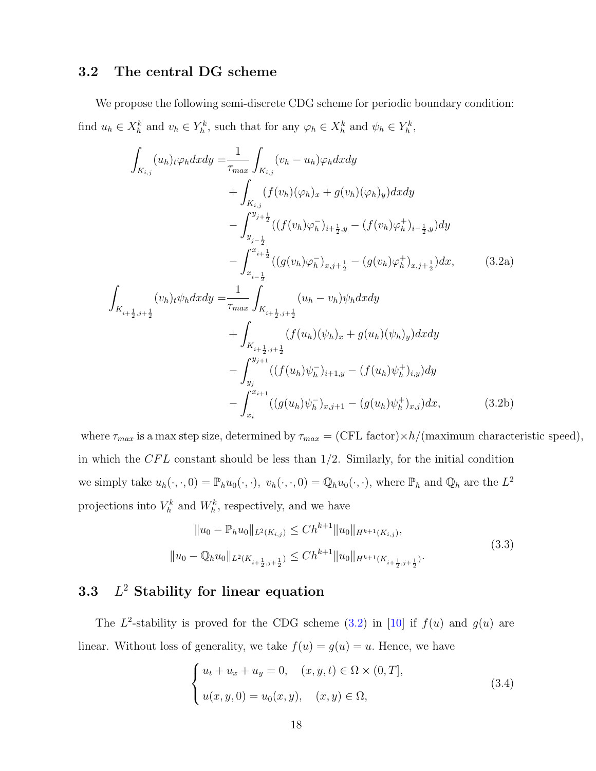### 3.2 The central DG scheme

We propose the following semi-discrete CDG scheme for periodic boundary condition: find $u_h \in X_h^k$ and $v_h \in Y_h^k$, such that for any $\varphi_h \in X_h^k$ and $\psi_h \in Y_h^k$,

$$
\begin{aligned}
\int_{K_{i,j}} (u_h)_t \varphi_h dxdy =& \frac{1}{\tau_{max}} \int_{K_{i,j}} (v_h - u_h)\varphi_h dxdy \\
&+ \int_{K_{i,j}} (f(v_h)(\varphi_h)_x + g(v_h)(\varphi_h)_y) dxdy \\
&- \int_{y_{j-\frac{1}{2}}}^{y_{j+\frac{1}{2}}} ((f(v_h)\varphi_h^-)_{i+\frac{1}{2},y} - (f(v_h)\varphi_h^+)_{i-\frac{1}{2},y}) dy \\
&- \int_{x_{i-\frac{1}{2}}}^{x_{i+\frac{1}{2}}} ((g(v_h)\varphi_h^-)_{x,j+\frac{1}{2}} - (g(v_h)\varphi_h^+)_{x,j+\frac{1}{2}}) dx, \qquad (3.2a)
\end{aligned}
$$

$$
\begin{aligned}
\int_{K_{i+\frac{1}{2},j+\frac{1}{2}}} (v_h)_t \psi_h dxdy =& \frac{1}{\tau_{max}} \int_{K_{i+\frac{1}{2},j+\frac{1}{2}}} (u_h - v_h)\psi_h dxdy \\
&+ \int_{K_{i+\frac{1}{2},j+\frac{1}{2}}} (f(u_h)(\psi_h)_x + g(u_h)(\psi_h)_y) dxdy \\
&- \int_{y_j}^{y_{j+1}} ((f(u_h)\psi_h^-)_{i+1,y} - (f(u_h)\psi_h^+)_{i,y}) dy \\
&- \int_{x_i}^{x_{i+1}} ((g(u_h)\psi_h^-)_{x,j+1} - (g(u_h)\psi_h^+)_{x,j}) dx, \qquad (3.2b)
\end{aligned}
$$

where $\tau_{max}$ is a max step size, determined by $\tau_{max}$ = (CFL factor)$\times h$/(maximum characteristic speed), in which the $CFL$ constant should be less than 1/2. Similarly, for the initial condition we simply take $u_h(\cdot,\cdot,0) = \mathbb{P}_h u_0(\cdot,\cdot)$, $v_h(\cdot,\cdot,0) = \mathbb{Q}_h u_0(\cdot,\cdot)$, where $\mathbb{P}_h$ and $\mathbb{Q}_h$ are the $L^2$ projections into $V_h^k$ and $W_h^k$, respectively, and we have

$$
\begin{aligned}
\|u_0 - \mathbb{P}_h u_0\|_{L^2(K_{i,j})} &\le C h^{k+1} \|u_0\|_{H^{k+1}(K_{i,j})}, \\
\|u_0 - \mathbb{Q}_h u_0\|_{L^2(K_{i+\frac{1}{2},j+\frac{1}{2}})} &\le C h^{k+1} \|u_0\|_{H^{k+1}(K_{i+\frac{1}{2},j+\frac{1}{2}})}.
\end{aligned} \qquad (3.3)
$$

### 3.3 $L^2$ Stability for linear equation

The $L^2$-stability is proved for the CDG scheme (3.2) in [10] if $f(u)$ and $g(u)$ are linear. Without loss of generality, we take $f(u) = g(u) = u$. Hence, we have

$$
\begin{cases}
u_t + u_x + u_y = 0, & (x,y,t) \in \Omega \times (0,T], \\
u(x,y,0) = u_0(x,y), & (x,y) \in \Omega,
\end{cases} \qquad (3.4)
$$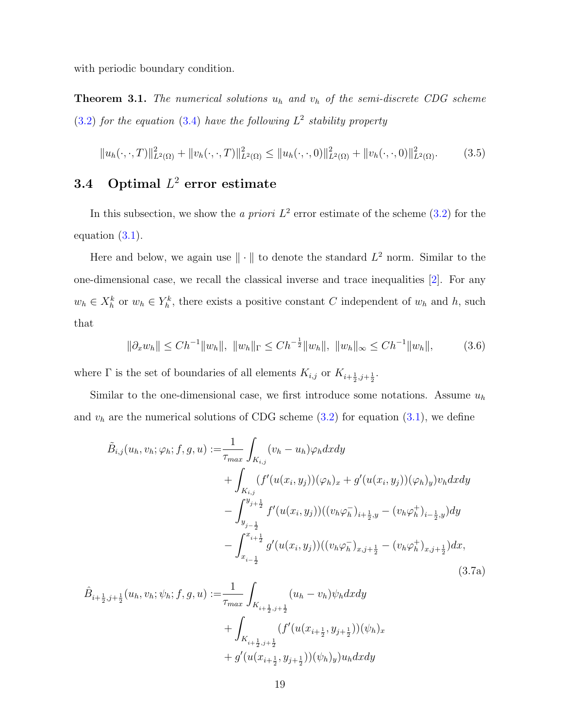with periodic boundary condition.

**Theorem 3.1.** *The numerical solutions $u_h$ and $v_h$ of the semi-discrete CDG scheme (3.2) for the equation (3.4) have the following $L^2$ stability property*

$$\|u_h(\cdot,\cdot,T)\|^2_{L^2(\Omega)} + \|v_h(\cdot,\cdot,T)\|^2_{L^2(\Omega)} \leq \|u_h(\cdot,\cdot,0)\|^2_{L^2(\Omega)} + \|v_h(\cdot,\cdot,0)\|^2_{L^2(\Omega)}. \tag{3.5}$$

## 3.4 Optimal $L^2$ error estimate

In this subsection, we show the *a priori* $L^2$ error estimate of the scheme (3.2) for the equation (3.1).

Here and below, we again use $\|\cdot\|$ to denote the standard $L^2$ norm. Similar to the one-dimensional case, we recall the classical inverse and trace inequalities [2]. For any $w_h \in X_h^k$ or $w_h \in Y_h^k$, there exists a positive constant $C$ independent of $w_h$ and $h$, such that

$$\|\partial_x w_h\| \leq Ch^{-1}\|w_h\|,\ \|w_h\|_\Gamma \leq Ch^{-\frac{1}{2}}\|w_h\|,\ \|w_h\|_\infty \leq Ch^{-1}\|w_h\|, \tag{3.6}$$

where $\Gamma$ is the set of boundaries of all elements $K_{i,j}$ or $K_{i+\frac{1}{2},j+\frac{1}{2}}$.

Similar to the one-dimensional case, we first introduce some notations. Assume $u_h$ and $v_h$ are the numerical solutions of CDG scheme (3.2) for equation (3.1), we define

$$\begin{aligned}
\tilde{B}_{i,j}(u_h, v_h; \varphi_h; f, g, u) :=& \frac{1}{\tau_{max}} \int_{K_{i,j}} (v_h - u_h)\varphi_h dxdy \\
&+ \int_{K_{i,j}} (f'(u(x_i, y_j))(\varphi_h)_x + g'(u(x_i, y_j))(\varphi_h)_y) v_h dxdy \\
&- \int_{y_{j-\frac{1}{2}}}^{y_{j+\frac{1}{2}}} f'(u(x_i, y_j))((v_h\varphi_h^-)_{i+\frac{1}{2},y} - (v_h\varphi_h^+)_{i-\frac{1}{2},y}) dy \\
&- \int_{x_{i-\frac{1}{2}}}^{x_{i+\frac{1}{2}}} g'(u(x_i, y_j))((v_h\varphi_h^-)_{x,j+\frac{1}{2}} - (v_h\varphi_h^+)_{x,j+\frac{1}{2}}) dx,
\end{aligned} \tag{3.7a}$$

$$\begin{aligned}
\hat{B}_{i+\frac{1}{2},j+\frac{1}{2}}(u_h, v_h; \psi_h; f, g, u) :=& \frac{1}{\tau_{max}} \int_{K_{i+\frac{1}{2},j+\frac{1}{2}}} (u_h - v_h)\psi_h dxdy \\
&+ \int_{K_{i+\frac{1}{2},j+\frac{1}{2}}} (f'(u(x_{i+\frac{1}{2}}, y_{j+\frac{1}{2}}))(\psi_h)_x \\
&+ g'(u(x_{i+\frac{1}{2}}, y_{j+\frac{1}{2}}))(\psi_h)_y) u_h dxdy
\end{aligned}$$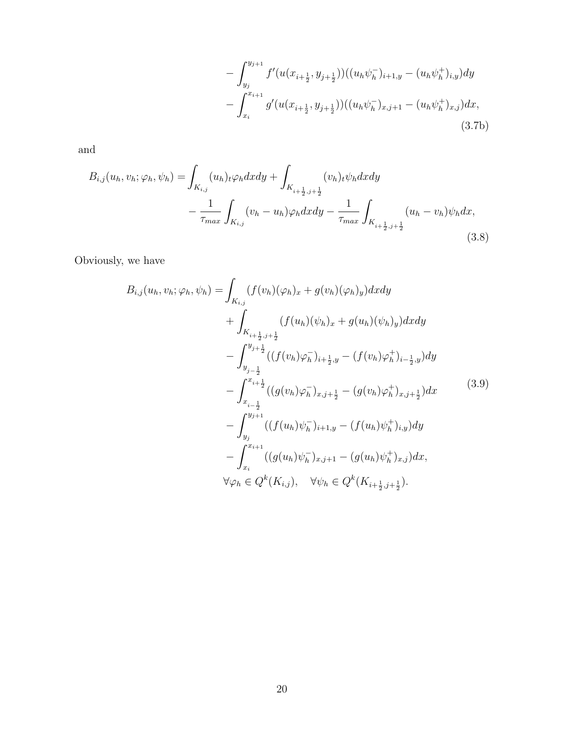$$
\begin{aligned}
&- \int_{y_j}^{y_{j+1}} f'(u(x_{i+\frac{1}{2}}, y_{j+\frac{1}{2}}))((u_h\psi_h^-)_{i+1,y} - (u_h\psi_h^+)_{i,y})dy \\
&- \int_{x_i}^{x_{i+1}} g'(u(x_{i+\frac{1}{2}}, y_{j+\frac{1}{2}}))((u_h\psi_h^-)_{x,j+1} - (u_h\psi_h^+)_{x,j})dx,
\end{aligned}
\tag{3.7b}
$$

and

$$
\begin{aligned}
B_{i,j}(u_h, v_h; \varphi_h, \psi_h) =& \int_{K_{i,j}} (u_h)_t \varphi_h dxdy + \int_{K_{i+\frac{1}{2},j+\frac{1}{2}}} (v_h)_t \psi_h dxdy \\
&- \frac{1}{\tau_{max}} \int_{K_{i,j}} (v_h - u_h)\varphi_h dxdy - \frac{1}{\tau_{max}} \int_{K_{i+\frac{1}{2},j+\frac{1}{2}}} (u_h - v_h)\psi_h dx,
\end{aligned}
\tag{3.8}
$$

Obviously, we have

$$
\begin{aligned}
B_{i,j}(u_h, v_h; \varphi_h, \psi_h) =& \int_{K_{i,j}} (f(v_h)(\varphi_h)_x + g(v_h)(\varphi_h)_y) dxdy \\
&+ \int_{K_{i+\frac{1}{2},j+\frac{1}{2}}} (f(u_h)(\psi_h)_x + g(u_h)(\psi_h)_y) dxdy \\
&- \int_{y_{j-\frac{1}{2}}}^{y_{j+\frac{1}{2}}} ((f(v_h)\varphi_h^-)_{i+\frac{1}{2},y} - (f(v_h)\varphi_h^+)_{i-\frac{1}{2},y})dy \\
&- \int_{x_{i-\frac{1}{2}}}^{x_{i+\frac{1}{2}}} ((g(v_h)\varphi_h^-)_{x,j+\frac{1}{2}} - (g(v_h)\varphi_h^+)_{x,j+\frac{1}{2}})dx \\
&- \int_{y_j}^{y_{j+1}} ((f(u_h)\psi_h^-)_{i+1,y} - (f(u_h)\psi_h^+)_{i,y})dy \\
&- \int_{x_i}^{x_{i+1}} ((g(u_h)\psi_h^-)_{x,j+1} - (g(u_h)\psi_h^+)_{x,j})dx, \\
&\forall \varphi_h \in Q^k(K_{i,j}), \quad \forall \psi_h \in Q^k(K_{i+\frac{1}{2},j+\frac{1}{2}}).
\end{aligned}
\tag{3.9}
$$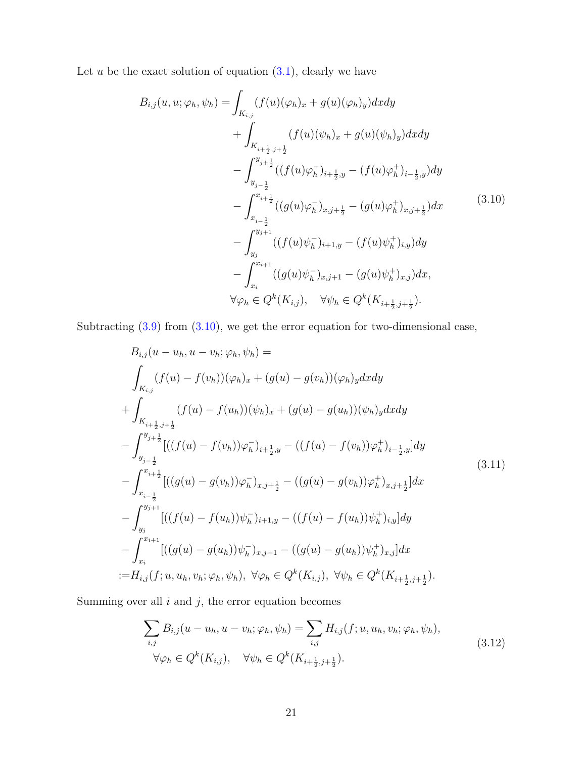Let $u$ be the exact solution of equation (3.1), clearly we have

$$
\begin{aligned}
B_{i,j}(u,u;\varphi_h,\psi_h) =& \int_{K_{i,j}} (f(u)(\varphi_h)_x + g(u)(\varphi_h)_y)dxdy \\
&+ \int_{K_{i+\frac{1}{2},j+\frac{1}{2}}} (f(u)(\psi_h)_x + g(u)(\psi_h)_y)dxdy \\
&- \int_{y_{j-\frac{1}{2}}}^{y_{j+\frac{1}{2}}} ((f(u)\varphi_h^-)_{i+\frac{1}{2},y} - (f(u)\varphi_h^+)_{i-\frac{1}{2},y})dy \\
&- \int_{x_{i-\frac{1}{2}}}^{x_{i+\frac{1}{2}}} ((g(u)\varphi_h^-)_{x,j+\frac{1}{2}} - (g(u)\varphi_h^+)_{x,j+\frac{1}{2}})dx \\
&- \int_{y_j}^{y_{j+1}} ((f(u)\psi_h^-)_{i+1,y} - (f(u)\psi_h^+)_{i,y})dy \\
&- \int_{x_i}^{x_{i+1}} ((g(u)\psi_h^-)_{x,j+1} - (g(u)\psi_h^+)_{x,j})dx, \\
& \forall \varphi_h \in Q^k(K_{i,j}), \quad \forall \psi_h \in Q^k(K_{i+\frac{1}{2},j+\frac{1}{2}}).
\end{aligned}
\tag{3.10}
$$

Subtracting (3.9) from (3.10), we get the error equation for two-dimensional case,

$$
\begin{aligned}
& B_{i,j}(u-u_h, u-v_h; \varphi_h, \psi_h) = \\
& \int_{K_{i,j}} (f(u)-f(v_h))(\varphi_h)_x + (g(u)-g(v_h))(\varphi_h)_y dxdy \\
& + \int_{K_{i+\frac{1}{2},j+\frac{1}{2}}} (f(u)-f(u_h))(\psi_h)_x + (g(u)-g(u_h))(\psi_h)_y dxdy \\
& - \int_{y_{j-\frac{1}{2}}}^{y_{j+\frac{1}{2}}} [((f(u)-f(v_h))\varphi_h^-)_{i+\frac{1}{2},y} - ((f(u)-f(v_h))\varphi_h^+)_{i-\frac{1}{2},y}]dy \\
& - \int_{x_{i-\frac{1}{2}}}^{x_{i+\frac{1}{2}}} [((g(u)-g(v_h))\varphi_h^-)_{x,j+\frac{1}{2}} - ((g(u)-g(v_h))\varphi_h^+)_{x,j+\frac{1}{2}}]dx \\
& - \int_{y_j}^{y_{j+1}} [((f(u)-f(u_h))\psi_h^-)_{i+1,y} - ((f(u)-f(u_h))\psi_h^+)_{i,y}]dy \\
& - \int_{x_i}^{x_{i+1}} [((g(u)-g(u_h))\psi_h^-)_{x,j+1} - ((g(u)-g(u_h))\psi_h^+)_{x,j}]dx \\
:=& H_{i,j}(f;u,u_h,v_h;\varphi_h,\psi_h), \ \forall \varphi_h \in Q^k(K_{i,j}), \ \forall \psi_h \in Q^k(K_{i+\frac{1}{2},j+\frac{1}{2}}).
\end{aligned}
\tag{3.11}
$$

Summing over all $i$ and $j$, the error equation becomes

$$
\begin{aligned}
& \sum_{i,j} B_{i,j}(u-u_h, u-v_h; \varphi_h, \psi_h) = \sum_{i,j} H_{i,j}(f;u,u_h,v_h;\varphi_h,\psi_h), \\
& \quad \forall \varphi_h \in Q^k(K_{i,j}), \quad \forall \psi_h \in Q^k(K_{i+\frac{1}{2},j+\frac{1}{2}}).
\end{aligned}
\tag{3.12}
$$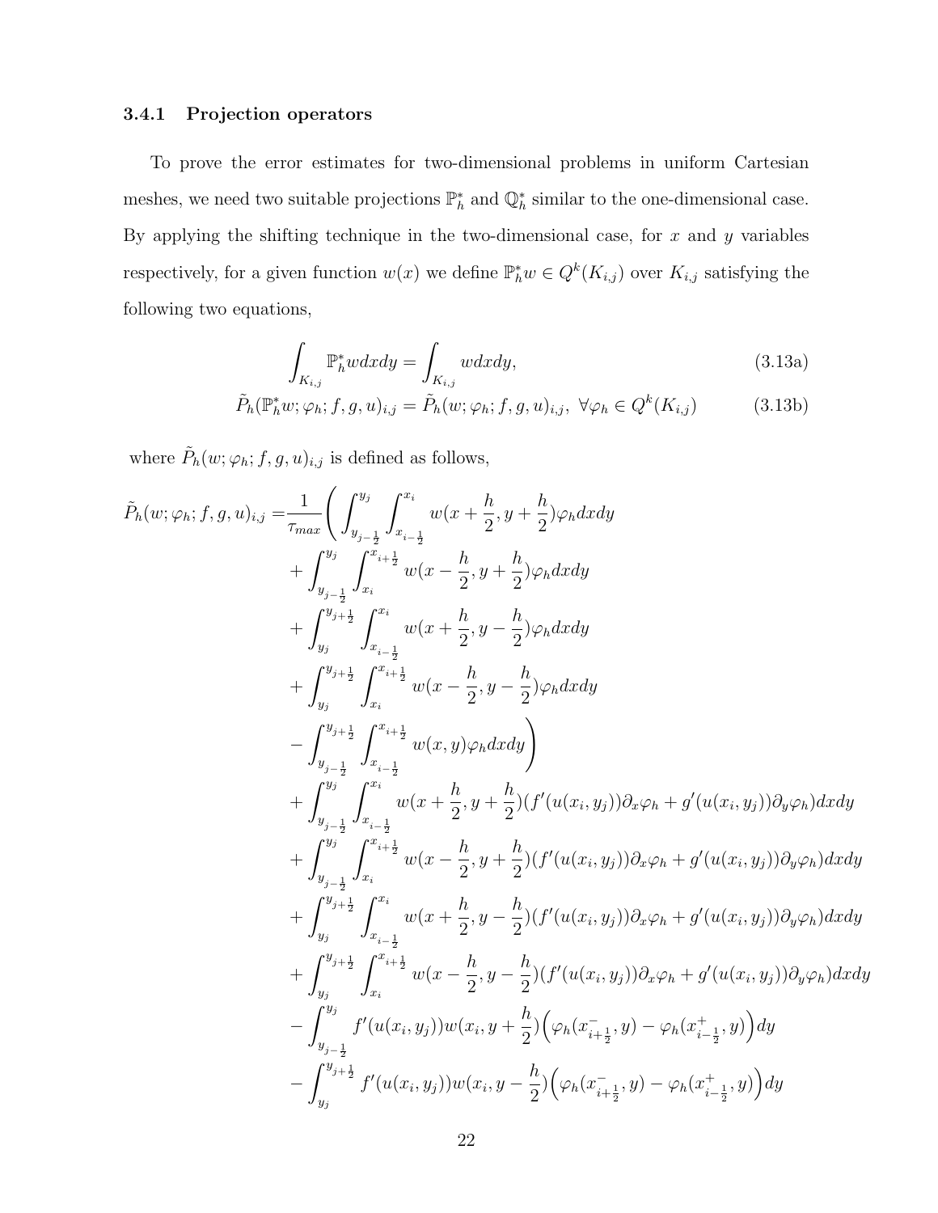### 3.4.1 Projection operators

To prove the error estimates for two-dimensional problems in uniform Cartesian meshes, we need two suitable projections $\mathbb{P}_h^*$ and $\mathbb{Q}_h^*$ similar to the one-dimensional case. By applying the shifting technique in the two-dimensional case, for $x$ and $y$ variables respectively, for a given function $w(x)$ we define $\mathbb{P}_h^* w \in Q^k(K_{i,j})$ over $K_{i,j}$ satisfying the following two equations,

$$\int_{K_{i,j}} \mathbb{P}_h^* w dxdy = \int_{K_{i,j}} w dxdy, \tag{3.13a}$$

$$\tilde{P}_h(\mathbb{P}_h^* w; \varphi_h; f, g, u)_{i,j} = \tilde{P}_h(w; \varphi_h; f, g, u)_{i,j}, \ \forall \varphi_h \in Q^k(K_{i,j}) \tag{3.13b}$$

where $\tilde{P}_h(w; \varphi_h; f, g, u)_{i,j}$ is defined as follows,

$$
\begin{aligned}
\tilde{P}_h(w; \varphi_h; f, g, u)_{i,j} =& \frac{1}{\tau_{max}} \Bigg( \int_{y_{j-\frac{1}{2}}}^{y_j} \int_{x_{i-\frac{1}{2}}}^{x_i} w(x + \frac{h}{2}, y + \frac{h}{2}) \varphi_h dxdy \\
&+ \int_{y_{j-\frac{1}{2}}}^{y_j} \int_{x_i}^{x_{i+\frac{1}{2}}} w(x - \frac{h}{2}, y + \frac{h}{2}) \varphi_h dxdy \\
&+ \int_{y_j}^{y_{j+\frac{1}{2}}} \int_{x_{i-\frac{1}{2}}}^{x_i} w(x + \frac{h}{2}, y - \frac{h}{2}) \varphi_h dxdy \\
&+ \int_{y_j}^{y_{j+\frac{1}{2}}} \int_{x_i}^{x_{i+\frac{1}{2}}} w(x - \frac{h}{2}, y - \frac{h}{2}) \varphi_h dxdy \\
&- \int_{y_{j-\frac{1}{2}}}^{y_{j+\frac{1}{2}}} \int_{x_{i-\frac{1}{2}}}^{x_{i+\frac{1}{2}}} w(x, y) \varphi_h dxdy \Bigg) \\
&+ \int_{y_{j-\frac{1}{2}}}^{y_j} \int_{x_{i-\frac{1}{2}}}^{x_i} w(x + \frac{h}{2}, y + \frac{h}{2}) (f'(u(x_i, y_j)) \partial_x \varphi_h + g'(u(x_i, y_j)) \partial_y \varphi_h) dxdy \\
&+ \int_{y_{j-\frac{1}{2}}}^{y_j} \int_{x_i}^{x_{i+\frac{1}{2}}} w(x - \frac{h}{2}, y + \frac{h}{2}) (f'(u(x_i, y_j)) \partial_x \varphi_h + g'(u(x_i, y_j)) \partial_y \varphi_h) dxdy \\
&+ \int_{y_j}^{y_{j+\frac{1}{2}}} \int_{x_{i-\frac{1}{2}}}^{x_i} w(x + \frac{h}{2}, y - \frac{h}{2}) (f'(u(x_i, y_j)) \partial_x \varphi_h + g'(u(x_i, y_j)) \partial_y \varphi_h) dxdy \\
&+ \int_{y_j}^{y_{j+\frac{1}{2}}} \int_{x_i}^{x_{i+\frac{1}{2}}} w(x - \frac{h}{2}, y - \frac{h}{2}) (f'(u(x_i, y_j)) \partial_x \varphi_h + g'(u(x_i, y_j)) \partial_y \varphi_h) dxdy \\
&- \int_{y_{j-\frac{1}{2}}}^{y_j} f'(u(x_i, y_j)) w(x_i, y + \frac{h}{2}) \Big( \varphi_h(x_{i+\frac{1}{2}}^-, y) - \varphi_h(x_{i-\frac{1}{2}}^+, y) \Big) dy \\
&- \int_{y_j}^{y_{j+\frac{1}{2}}} f'(u(x_i, y_j)) w(x_i, y - \frac{h}{2}) \Big( \varphi_h(x_{i+\frac{1}{2}}^-, y) - \varphi_h(x_{i-\frac{1}{2}}^+, y) \Big) dy
\end{aligned}
$$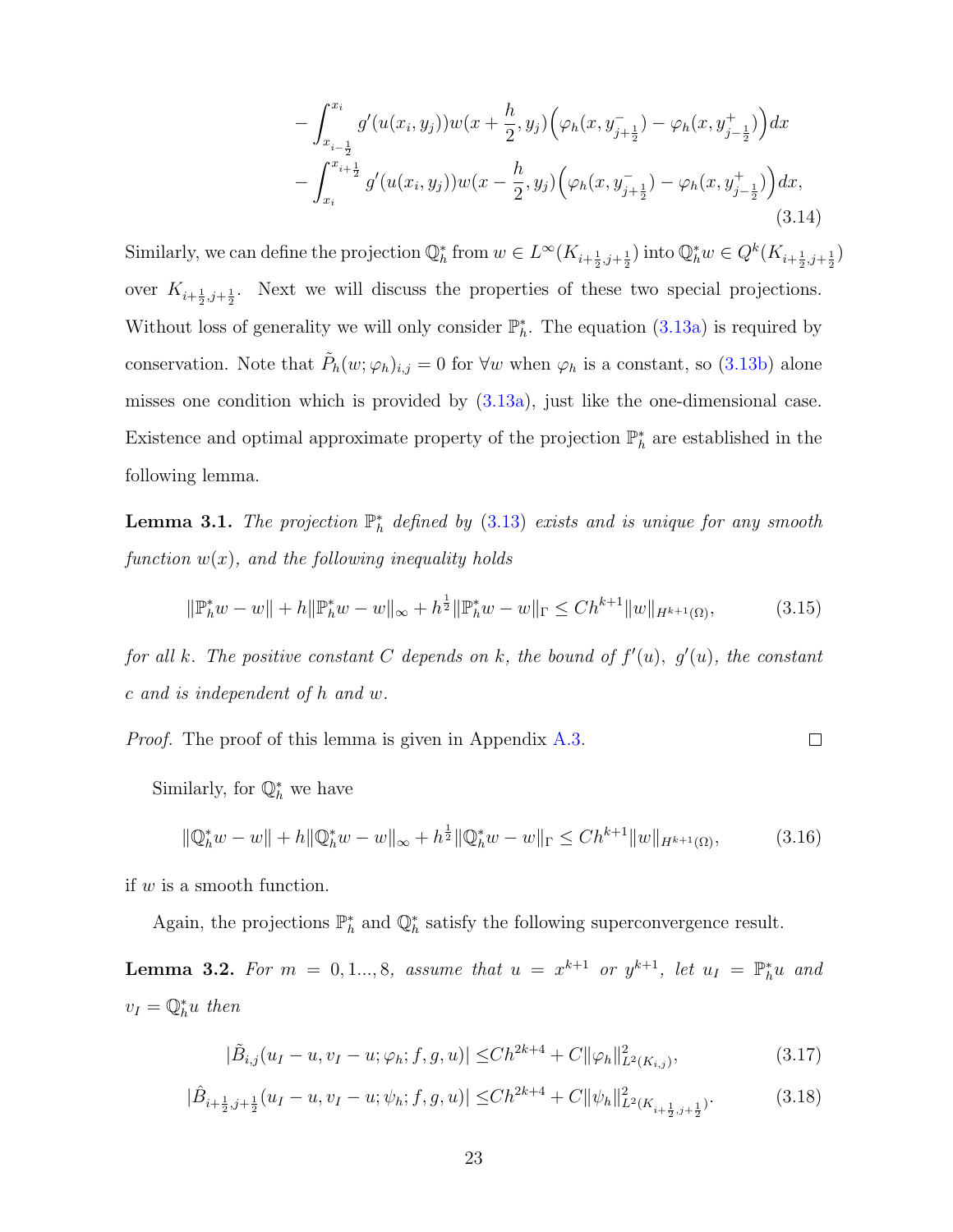$$
\begin{aligned}
&- \int_{x_{i-\frac{1}{2}}}^{x_i} g'(u(x_i, y_j)) w(x + \frac{h}{2}, y_j) \Big( \varphi_h(x, y^-_{j+\frac{1}{2}}) - \varphi_h(x, y^+_{j-\frac{1}{2}}) \Big) dx \\
&- \int_{x_i}^{x_{i+\frac{1}{2}}} g'(u(x_i, y_j)) w(x - \frac{h}{2}, y_j) \Big( \varphi_h(x, y^-_{j+\frac{1}{2}}) - \varphi_h(x, y^+_{j-\frac{1}{2}}) \Big) dx,
\end{aligned}
\tag{3.14}
$$

Similarly, we can define the projection $\mathbb{Q}_h^*$ from $w \in L^\infty(K_{i+\frac{1}{2},j+\frac{1}{2}})$ into $\mathbb{Q}_h^* w \in Q^k(K_{i+\frac{1}{2},j+\frac{1}{2}})$ over $K_{i+\frac{1}{2},j+\frac{1}{2}}$. Next we will discuss the properties of these two special projections. Without loss of generality we will only consider $\mathbb{P}_h^*$. The equation (3.13a) is required by conservation. Note that $\tilde{P}_h(w;\varphi_h)_{i,j} = 0$ for $\forall w$ when $\varphi_h$ is a constant, so (3.13b) alone misses one condition which is provided by (3.13a), just like the one-dimensional case. Existence and optimal approximate property of the projection $\mathbb{P}_h^*$ are established in the following lemma.

**Lemma 3.1.** *The projection $\mathbb{P}_h^*$ defined by (3.13) exists and is unique for any smooth function $w(x)$, and the following inequality holds*

$$
\|\mathbb{P}_h^* w - w\| + h\|\mathbb{P}_h^* w - w\|_\infty + h^{\frac{1}{2}}\|\mathbb{P}_h^* w - w\|_\Gamma \le C h^{k+1} \|w\|_{H^{k+1}(\Omega)},
\tag{3.15}
$$

*for all $k$. The positive constant $C$ depends on $k$, the bound of $f'(u)$, $g'(u)$, the constant $c$ and is independent of $h$ and $w$.*

*Proof.* The proof of this lemma is given in Appendix A.3. □

Similarly, for $\mathbb{Q}_h^*$ we have

$$
\|\mathbb{Q}_h^* w - w\| + h\|\mathbb{Q}_h^* w - w\|_\infty + h^{\frac{1}{2}}\|\mathbb{Q}_h^* w - w\|_\Gamma \le C h^{k+1} \|w\|_{H^{k+1}(\Omega)},
\tag{3.16}
$$

if $w$ is a smooth function.

Again, the projections $\mathbb{P}_h^*$ and $\mathbb{Q}_h^*$ satisfy the following superconvergence result.

**Lemma 3.2.** *For $m = 0, 1..., 8$, assume that $u = x^{k+1}$ or $y^{k+1}$, let $u_I = \mathbb{P}_h^* u$ and $v_I = \mathbb{Q}_h^* u$ then*

$$
|\tilde{B}_{i,j}(u_I - u, v_I - u; \varphi_h; f, g, u)| \le C h^{2k+4} + C\|\varphi_h\|^2_{L^2(K_{i,j})},
\tag{3.17}
$$

$$
|\hat{B}_{i+\frac{1}{2},j+\frac{1}{2}}(u_I - u, v_I - u; \psi_h; f, g, u)| \le C h^{2k+4} + C\|\psi_h\|^2_{L^2(K_{i+\frac{1}{2},j+\frac{1}{2}})}.
\tag{3.18}
$$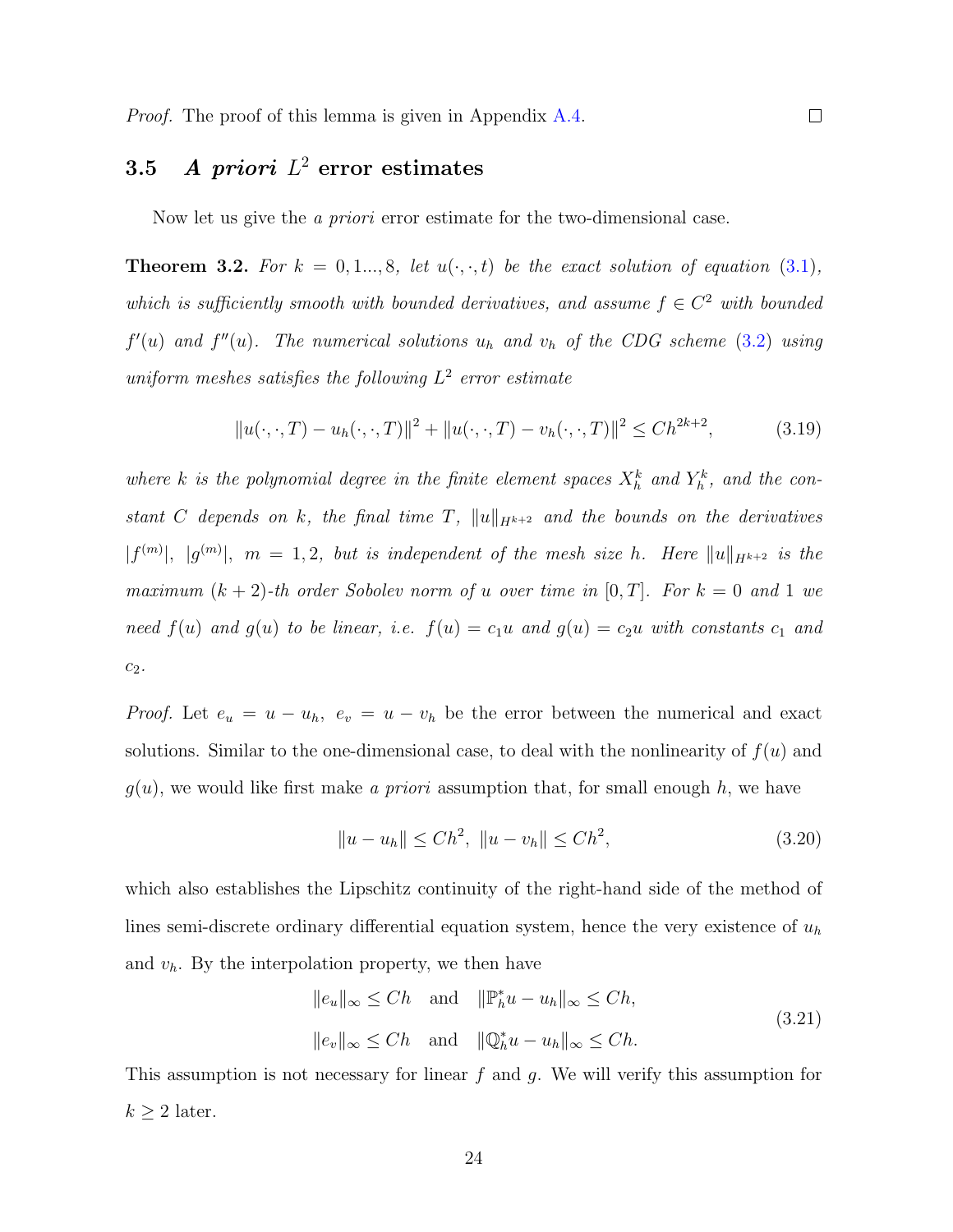*Proof.* The proof of this lemma is given in Appendix A.4. $\square$

## 3.5 *A priori* $L^2$ error estimates

Now let us give the *a priori* error estimate for the two-dimensional case.

**Theorem 3.2.** *For $k = 0, 1..., 8$, let $u(\cdot,\cdot,t)$ be the exact solution of equation (3.1), which is sufficiently smooth with bounded derivatives, and assume $f \in C^2$ with bounded $f'(u)$ and $f''(u)$. The numerical solutions $u_h$ and $v_h$ of the CDG scheme (3.2) using uniform meshes satisfies the following $L^2$ error estimate*

$$\|u(\cdot,\cdot,T) - u_h(\cdot,\cdot,T)\|^2 + \|u(\cdot,\cdot,T) - v_h(\cdot,\cdot,T)\|^2 \leq Ch^{2k+2}, \tag{3.19}$$

*where $k$ is the polynomial degree in the finite element spaces $X_h^k$ and $Y_h^k$, and the constant $C$ depends on $k$, the final time $T$, $\|u\|_{H^{k+2}}$ and the bounds on the derivatives $|f^{(m)}|$, $|g^{(m)}|$, $m = 1, 2$, but is independent of the mesh size $h$. Here $\|u\|_{H^{k+2}}$ is the maximum $(k+2)$-th order Sobolev norm of $u$ over time in $[0,T]$. For $k = 0$ and $1$ we need $f(u)$ and $g(u)$ to be linear, i.e. $f(u) = c_1 u$ and $g(u) = c_2 u$ with constants $c_1$ and $c_2$.*

*Proof.* Let $e_u = u - u_h$, $e_v = u - v_h$ be the error between the numerical and exact solutions. Similar to the one-dimensional case, to deal with the nonlinearity of $f(u)$ and $g(u)$, we would like first make *a priori* assumption that, for small enough $h$, we have

$$\|u - u_h\| \leq Ch^2, \ \|u - v_h\| \leq Ch^2, \tag{3.20}$$

which also establishes the Lipschitz continuity of the right-hand side of the method of lines semi-discrete ordinary differential equation system, hence the very existence of $u_h$ and $v_h$. By the interpolation property, we then have

$$\begin{aligned} \|e_u\|_\infty \leq Ch \quad &\text{and} \quad \|\mathbb{P}_h^* u - u_h\|_\infty \leq Ch, \\ \|e_v\|_\infty \leq Ch \quad &\text{and} \quad \|\mathbb{Q}_h^* u - u_h\|_\infty \leq Ch. \end{aligned} \tag{3.21}$$

This assumption is not necessary for linear $f$ and $g$. We will verify this assumption for $k \geq 2$ later.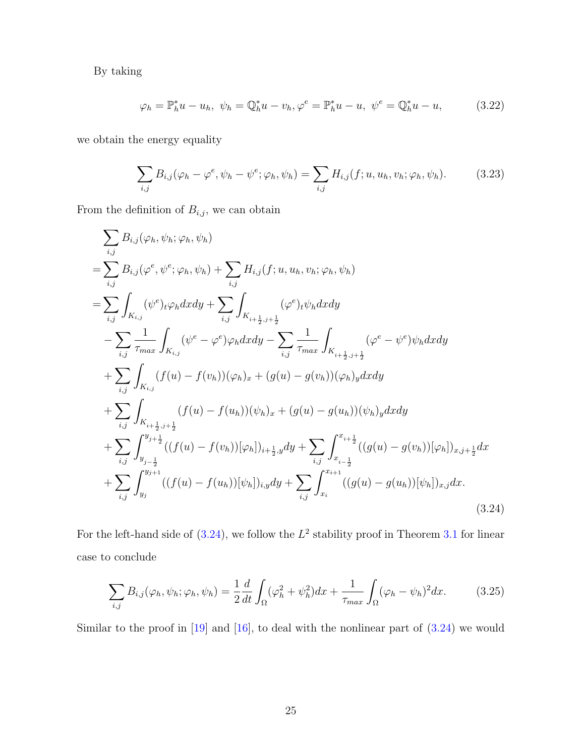By taking

$$\varphi_h = \mathbb{P}_h^* u - u_h,\ \psi_h = \mathbb{Q}_h^* u - v_h, \varphi^e = \mathbb{P}_h^* u - u,\ \psi^e = \mathbb{Q}_h^* u - u, \tag{3.22}$$

we obtain the energy equality

$$\sum_{i,j} B_{i,j}(\varphi_h - \varphi^e, \psi_h - \psi^e; \varphi_h, \psi_h) = \sum_{i,j} H_{i,j}(f; u, u_h, v_h; \varphi_h, \psi_h). \tag{3.23}$$

From the definition of $B_{i,j}$, we can obtain

$$\begin{aligned}
&\sum_{i,j} B_{i,j}(\varphi_h, \psi_h; \varphi_h, \psi_h) \\
=&\sum_{i,j} B_{i,j}(\varphi^e, \psi^e; \varphi_h, \psi_h) + \sum_{i,j} H_{i,j}(f; u, u_h, v_h; \varphi_h, \psi_h) \\
=&\sum_{i,j} \int_{K_{i,j}} (\psi^e)_t \varphi_h dxdy + \sum_{i,j} \int_{K_{i+\frac{1}{2},j+\frac{1}{2}}} (\varphi^e)_t \psi_h dxdy \\
&- \sum_{i,j} \frac{1}{\tau_{max}} \int_{K_{i,j}} (\psi^e - \varphi^e)\varphi_h dxdy - \sum_{i,j} \frac{1}{\tau_{max}} \int_{K_{i+\frac{1}{2},j+\frac{1}{2}}} (\varphi^e - \psi^e)\psi_h dxdy \\
&+ \sum_{i,j} \int_{K_{i,j}} (f(u) - f(v_h))(\varphi_h)_x + (g(u) - g(v_h))(\varphi_h)_y dxdy \\
&+ \sum_{i,j} \int_{K_{i+\frac{1}{2},j+\frac{1}{2}}} (f(u) - f(u_h))(\psi_h)_x + (g(u) - g(u_h))(\psi_h)_y dxdy \\
&+ \sum_{i,j} \int_{y_{j-\frac{1}{2}}}^{y_{j+\frac{1}{2}}} ((f(u) - f(v_h))[\varphi_h])_{i+\frac{1}{2},y} dy + \sum_{i,j} \int_{x_{i-\frac{1}{2}}}^{x_{i+\frac{1}{2}}} ((g(u) - g(v_h))[\varphi_h])_{x,j+\frac{1}{2}} dx \\
&+ \sum_{i,j} \int_{y_j}^{y_{j+1}} ((f(u) - f(u_h))[\psi_h])_{i,y} dy + \sum_{i,j} \int_{x_i}^{x_{i+1}} ((g(u) - g(u_h))[\psi_h])_{x,j} dx.
\end{aligned} \tag{3.24}$$

For the left-hand side of (3.24), we follow the $L^2$ stability proof in Theorem 3.1 for linear case to conclude

$$\sum_{i,j} B_{i,j}(\varphi_h, \psi_h; \varphi_h, \psi_h) = \frac{1}{2}\frac{d}{dt}\int_\Omega (\varphi_h^2 + \psi_h^2)dx + \frac{1}{\tau_{max}}\int_\Omega (\varphi_h - \psi_h)^2 dx. \tag{3.25}$$

Similar to the proof in [19] and [16], to deal with the nonlinear part of (3.24) we would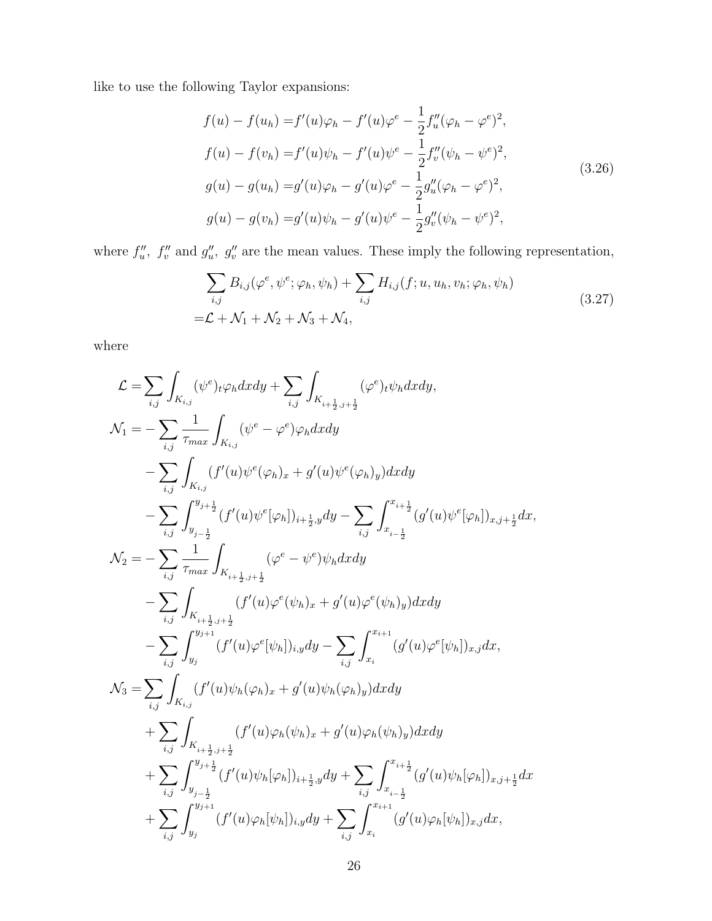like to use the following Taylor expansions:

$$
\begin{aligned}
f(u)-f(u_h) =& f'(u)\varphi_h - f'(u)\varphi^e - \frac{1}{2}f''_u(\varphi_h-\varphi^e)^2,\\
f(u)-f(v_h) =& f'(u)\psi_h - f'(u)\psi^e - \frac{1}{2}f''_v(\psi_h-\psi^e)^2,\\
g(u)-g(u_h) =& g'(u)\varphi_h - g'(u)\varphi^e - \frac{1}{2}g''_u(\varphi_h-\varphi^e)^2,\\
g(u)-g(v_h) =& g'(u)\psi_h - g'(u)\psi^e - \frac{1}{2}g''_v(\psi_h-\psi^e)^2,
\end{aligned}
\tag{3.26}
$$

where $f''_u$, $f''_v$ and $g''_u$, $g''_v$ are the mean values. These imply the following representation,

$$
\begin{aligned}
&\sum_{i,j} B_{i,j}(\varphi^e,\psi^e;\varphi_h,\psi_h) + \sum_{i,j} H_{i,j}(f;u,u_h,v_h;\varphi_h,\psi_h)\\
=& \mathcal{L} + \mathcal{N}_1 + \mathcal{N}_2 + \mathcal{N}_3 + \mathcal{N}_4,
\end{aligned}
\tag{3.27}
$$

where

$$
\begin{aligned}
\mathcal{L} =& \sum_{i,j}\int_{K_{i,j}} (\psi^e)_t\varphi_h dxdy + \sum_{i,j}\int_{K_{i+\frac{1}{2},j+\frac{1}{2}}} (\varphi^e)_t\psi_h dxdy,\\
\mathcal{N}_1 =& -\sum_{i,j}\frac{1}{\tau_{max}}\int_{K_{i,j}}(\psi^e-\varphi^e)\varphi_h dxdy\\
&-\sum_{i,j}\int_{K_{i,j}}(f'(u)\psi^e(\varphi_h)_x + g'(u)\psi^e(\varphi_h)_y)dxdy\\
&-\sum_{i,j}\int_{y_{j-\frac{1}{2}}}^{y_{j+\frac{1}{2}}}(f'(u)\psi^e[\varphi_h])_{i+\frac{1}{2},y}dy - \sum_{i,j}\int_{x_{i-\frac{1}{2}}}^{x_{i+\frac{1}{2}}}(g'(u)\psi^e[\varphi_h])_{x,j+\frac{1}{2}}dx,\\
\mathcal{N}_2 =& -\sum_{i,j}\frac{1}{\tau_{max}}\int_{K_{i+\frac{1}{2},j+\frac{1}{2}}}(\varphi^e-\psi^e)\psi_h dxdy\\
&-\sum_{i,j}\int_{K_{i+\frac{1}{2},j+\frac{1}{2}}}(f'(u)\varphi^e(\psi_h)_x + g'(u)\varphi^e(\psi_h)_y)dxdy\\
&-\sum_{i,j}\int_{y_j}^{y_{j+1}}(f'(u)\varphi^e[\psi_h])_{i,y}dy - \sum_{i,j}\int_{x_i}^{x_{i+1}}(g'(u)\varphi^e[\psi_h])_{x,j}dx,\\
\mathcal{N}_3 =& \sum_{i,j}\int_{K_{i,j}}(f'(u)\psi_h(\varphi_h)_x + g'(u)\psi_h(\varphi_h)_y)dxdy\\
&+\sum_{i,j}\int_{K_{i+\frac{1}{2},j+\frac{1}{2}}}(f'(u)\varphi_h(\psi_h)_x + g'(u)\varphi_h(\psi_h)_y)dxdy\\
&+\sum_{i,j}\int_{y_{j-\frac{1}{2}}}^{y_{j+\frac{1}{2}}}(f'(u)\psi_h[\varphi_h])_{i+\frac{1}{2},y}dy + \sum_{i,j}\int_{x_{i-\frac{1}{2}}}^{x_{i+\frac{1}{2}}}(g'(u)\psi_h[\varphi_h])_{x,j+\frac{1}{2}}dx\\
&+\sum_{i,j}\int_{y_j}^{y_{j+1}}(f'(u)\varphi_h[\psi_h])_{i,y}dy + \sum_{i,j}\int_{x_i}^{x_{i+1}}(g'(u)\varphi_h[\psi_h])_{x,j}dx,
\end{aligned}
$$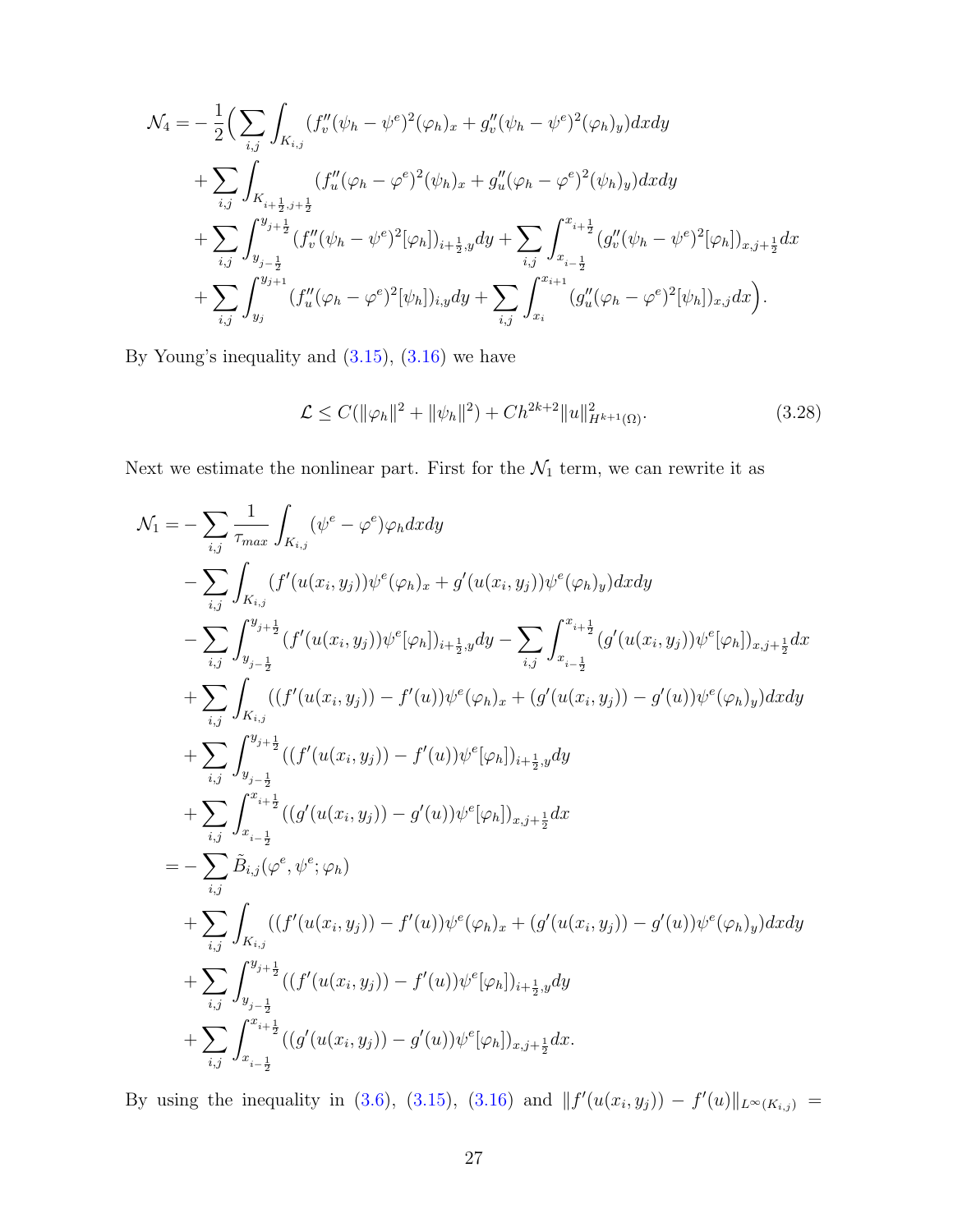$$
\begin{aligned}
\mathcal{N}_4 = & -\frac{1}{2}\Big( \sum_{i,j} \int_{K_{i,j}} (f_v''(\psi_h - \psi^e)^2 (\varphi_h)_x + g_v''(\psi_h - \psi^e)^2 (\varphi_h)_y) dxdy \\
& + \sum_{i,j} \int_{K_{i+\frac{1}{2},j+\frac{1}{2}}} (f_u''(\varphi_h - \varphi^e)^2 (\psi_h)_x + g_u''(\varphi_h - \varphi^e)^2 (\psi_h)_y) dxdy \\
& + \sum_{i,j} \int_{y_{j-\frac{1}{2}}}^{y_{j+\frac{1}{2}}} (f_v''(\psi_h - \psi^e)^2 [\varphi_h])_{i+\frac{1}{2},y} dy + \sum_{i,j} \int_{x_{i-\frac{1}{2}}}^{x_{i+\frac{1}{2}}} (g_v''(\psi_h - \psi^e)^2 [\varphi_h])_{x,j+\frac{1}{2}} dx \\
& + \sum_{i,j} \int_{y_j}^{y_{j+1}} (f_u''(\varphi_h - \varphi^e)^2 [\psi_h])_{i,y} dy + \sum_{i,j} \int_{x_i}^{x_{i+1}} (g_u''(\varphi_h - \varphi^e)^2 [\psi_h])_{x,j} dx \Big).
\end{aligned}
$$

By Young's inequality and (3.15), (3.16) we have

$$
\mathcal{L} \le C(\|\varphi_h\|^2 + \|\psi_h\|^2) + Ch^{2k+2}\|u\|^2_{H^{k+1}(\Omega)}. \tag{3.28}
$$

Next we estimate the nonlinear part. First for the $\mathcal{N}_1$ term, we can rewrite it as

$$
\begin{aligned}
\mathcal{N}_1 = & -\sum_{i,j} \frac{1}{\tau_{max}} \int_{K_{i,j}} (\psi^e - \varphi^e)\varphi_h dxdy \\
& - \sum_{i,j} \int_{K_{i,j}} (f'(u(x_i,y_j))\psi^e (\varphi_h)_x + g'(u(x_i,y_j))\psi^e (\varphi_h)_y) dxdy \\
& - \sum_{i,j} \int_{y_{j-\frac{1}{2}}}^{y_{j+\frac{1}{2}}} (f'(u(x_i,y_j))\psi^e [\varphi_h])_{i+\frac{1}{2},y} dy - \sum_{i,j} \int_{x_{i-\frac{1}{2}}}^{x_{i+\frac{1}{2}}} (g'(u(x_i,y_j))\psi^e [\varphi_h])_{x,j+\frac{1}{2}} dx \\
& + \sum_{i,j} \int_{K_{i,j}} ((f'(u(x_i,y_j)) - f'(u))\psi^e (\varphi_h)_x + (g'(u(x_i,y_j)) - g'(u))\psi^e (\varphi_h)_y) dxdy \\
& + \sum_{i,j} \int_{y_{j-\frac{1}{2}}}^{y_{j+\frac{1}{2}}} ((f'(u(x_i,y_j)) - f'(u))\psi^e [\varphi_h])_{i+\frac{1}{2},y} dy \\
& + \sum_{i,j} \int_{x_{i-\frac{1}{2}}}^{x_{i+\frac{1}{2}}} ((g'(u(x_i,y_j)) - g'(u))\psi^e [\varphi_h])_{x,j+\frac{1}{2}} dx \\
= & -\sum_{i,j} \tilde{B}_{i,j}(\varphi^e, \psi^e; \varphi_h) \\
& + \sum_{i,j} \int_{K_{i,j}} ((f'(u(x_i,y_j)) - f'(u))\psi^e (\varphi_h)_x + (g'(u(x_i,y_j)) - g'(u))\psi^e (\varphi_h)_y) dxdy \\
& + \sum_{i,j} \int_{y_{j-\frac{1}{2}}}^{y_{j+\frac{1}{2}}} ((f'(u(x_i,y_j)) - f'(u))\psi^e [\varphi_h])_{i+\frac{1}{2},y} dy \\
& + \sum_{i,j} \int_{x_{i-\frac{1}{2}}}^{x_{i+\frac{1}{2}}} ((g'(u(x_i,y_j)) - g'(u))\psi^e [\varphi_h])_{x,j+\frac{1}{2}} dx.
\end{aligned}
$$

By using the inequality in (3.6), (3.15), (3.16) and $\|f'(u(x_i,y_j)) - f'(u)\|_{L^\infty(K_{i,j})} =$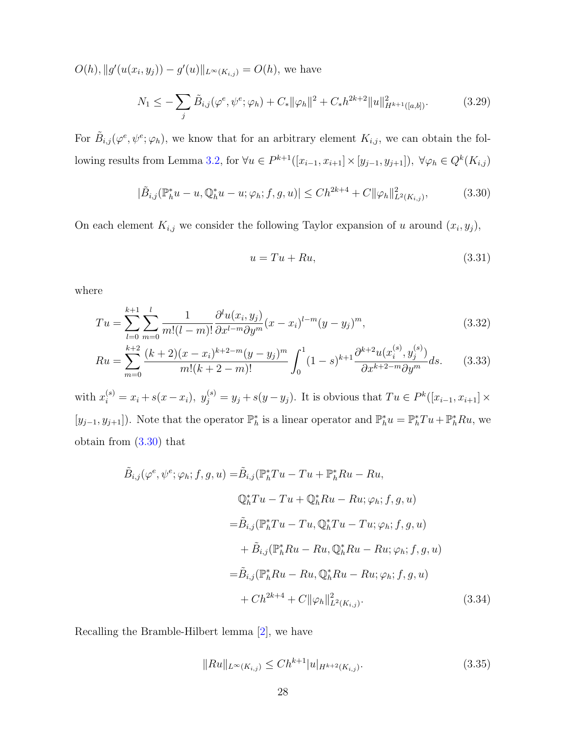$O(h), \|g'(u(x_i, y_j)) - g'(u)\|_{L^\infty(K_{i,j})} = O(h)$, we have

$$N_1 \leq -\sum_j \tilde{B}_{i,j}(\varphi^e, \psi^e; \varphi_h) + C_* \|\varphi_h\|^2 + C_* h^{2k+2} \|u\|^2_{H^{k+1}([a,b])}. \tag{3.29}$$

For $\tilde{B}_{i,j}(\varphi^e, \psi^e; \varphi_h)$, we know that for an arbitrary element $K_{i,j}$, we can obtain the following results from Lemma 3.2, for $\forall u \in P^{k+1}([x_{i-1}, x_{i+1}] \times [y_{j-1}, y_{j+1}])$, $\forall \varphi_h \in Q^k(K_{i,j})$

$$|\tilde{B}_{i,j}(\mathbb{P}_h^* u - u, \mathbb{Q}_h^* u - u; \varphi_h; f, g, u)| \leq C h^{2k+4} + C \|\varphi_h\|^2_{L^2(K_{i,j})}, \tag{3.30}$$

On each element $K_{i,j}$ we consider the following Taylor expansion of $u$ around $(x_i, y_j)$,

$$u = Tu + Ru, \tag{3.31}$$

where

$$Tu = \sum_{l=0}^{k+1} \sum_{m=0}^{l} \frac{1}{m!(l-m)!} \frac{\partial^l u(x_i, y_j)}{\partial x^{l-m} \partial y^m} (x - x_i)^{l-m} (y - y_j)^m, \tag{3.32}$$

$$Ru = \sum_{m=0}^{k+2} \frac{(k+2)(x - x_i)^{k+2-m} (y - y_j)^m}{m!(k+2-m)!} \int_0^1 (1-s)^{k+1} \frac{\partial^{k+2} u(x_i^{(s)}, y_j^{(s)})}{\partial x^{k+2-m} \partial y^m} ds. \tag{3.33}$$

with $x_i^{(s)} = x_i + s(x - x_i)$, $y_j^{(s)} = y_j + s(y - y_j)$. It is obvious that $Tu \in P^k([x_{i-1}, x_{i+1}] \times [y_{j-1}, y_{j+1}])$. Note that the operator $\mathbb{P}_h^*$ is a linear operator and $\mathbb{P}_h^* u = \mathbb{P}_h^* Tu + \mathbb{P}_h^* Ru$, we obtain from (3.30) that

$$\begin{aligned}
\tilde{B}_{i,j}(\varphi^e, \psi^e; \varphi_h; f, g, u) =& \tilde{B}_{i,j}(\mathbb{P}_h^* Tu - Tu + \mathbb{P}_h^* Ru - Ru, \\
& \quad \mathbb{Q}_h^* Tu - Tu + \mathbb{Q}_h^* Ru - Ru; \varphi_h; f, g, u) \\
=& \tilde{B}_{i,j}(\mathbb{P}_h^* Tu - Tu, \mathbb{Q}_h^* Tu - Tu; \varphi_h; f, g, u) \\
& + \tilde{B}_{i,j}(\mathbb{P}_h^* Ru - Ru, \mathbb{Q}_h^* Ru - Ru; \varphi_h; f, g, u) \\
=& \tilde{B}_{i,j}(\mathbb{P}_h^* Ru - Ru, \mathbb{Q}_h^* Ru - Ru; \varphi_h; f, g, u) \\
& + C h^{2k+4} + C \|\varphi_h\|^2_{L^2(K_{i,j})}.
\end{aligned} \tag{3.34}$$

Recalling the Bramble-Hilbert lemma [2], we have

$$\|Ru\|_{L^\infty(K_{i,j})} \leq C h^{k+1} |u|_{H^{k+2}(K_{i,j})}. \tag{3.35}$$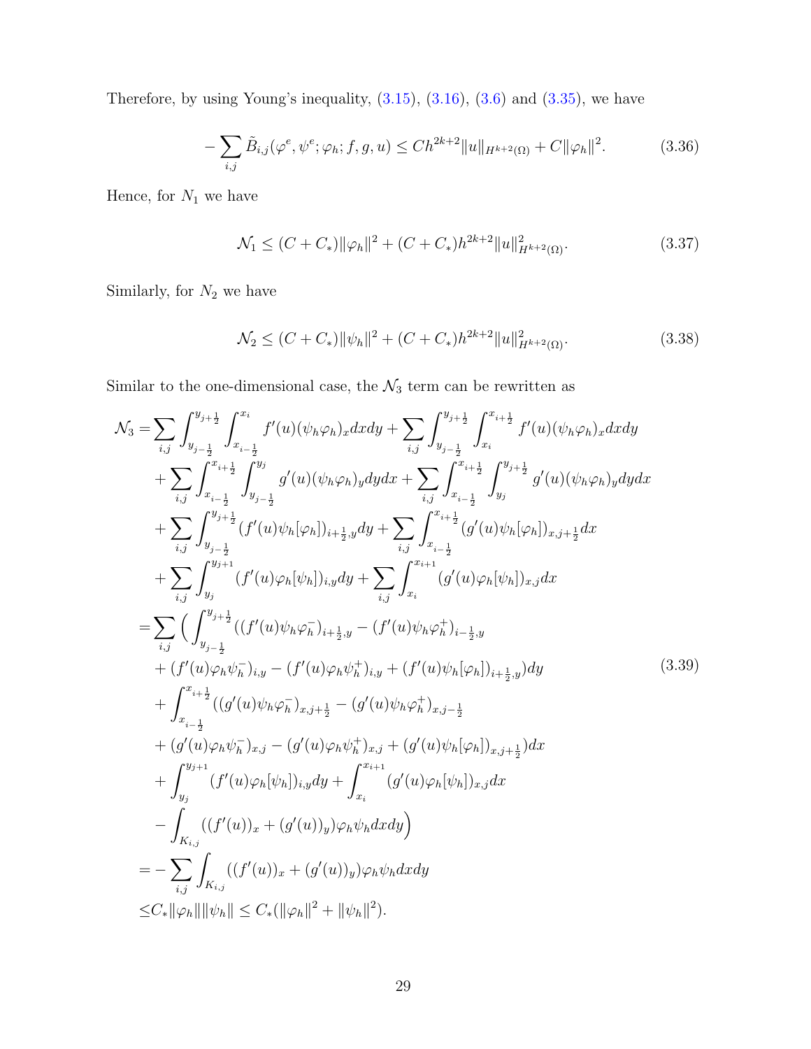Therefore, by using Young's inequality, (3.15), (3.16), (3.6) and (3.35), we have

$$
-\sum_{i,j} \tilde{B}_{i,j}(\varphi^e, \psi^e; \varphi_h; f, g, u) \le Ch^{2k+2}\|u\|_{H^{k+2}(\Omega)} + C\|\varphi_h\|^2. \tag{3.36}
$$

Hence, for $N_1$ we have

$$
\mathcal{N}_1 \le (C + C_*)\|\varphi_h\|^2 + (C + C_*)h^{2k+2}\|u\|^2_{H^{k+2}(\Omega)}. \tag{3.37}
$$

Similarly, for $N_2$ we have

$$
\mathcal{N}_2 \le (C + C_*)\|\psi_h\|^2 + (C + C_*)h^{2k+2}\|u\|^2_{H^{k+2}(\Omega)}. \tag{3.38}
$$

Similar to the one-dimensional case, the $\mathcal{N}_3$ term can be rewritten as

$$
\begin{aligned}
\mathcal{N}_3 =& \sum_{i,j} \int_{y_{j-\frac{1}{2}}}^{y_{j+\frac{1}{2}}} \int_{x_{i-\frac{1}{2}}}^{x_i} f'(u)(\psi_h\varphi_h)_x dxdy + \sum_{i,j} \int_{y_{j-\frac{1}{2}}}^{y_{j+\frac{1}{2}}} \int_{x_i}^{x_{i+\frac{1}{2}}} f'(u)(\psi_h\varphi_h)_x dxdy \\
&+ \sum_{i,j} \int_{x_{i-\frac{1}{2}}}^{x_{i+\frac{1}{2}}} \int_{y_{j-\frac{1}{2}}}^{y_j} g'(u)(\psi_h\varphi_h)_y dydx + \sum_{i,j} \int_{x_{i-\frac{1}{2}}}^{x_{i+\frac{1}{2}}} \int_{y_j}^{y_{j+\frac{1}{2}}} g'(u)(\psi_h\varphi_h)_y dydx \\
&+ \sum_{i,j} \int_{y_{j-\frac{1}{2}}}^{y_{j+\frac{1}{2}}} (f'(u)\psi_h[\varphi_h])_{i+\frac{1}{2},y} dy + \sum_{i,j} \int_{x_{i-\frac{1}{2}}}^{x_{i+\frac{1}{2}}} (g'(u)\psi_h[\varphi_h])_{x,j+\frac{1}{2}} dx \\
&+ \sum_{i,j} \int_{y_j}^{y_{j+1}} (f'(u)\varphi_h[\psi_h])_{i,y} dy + \sum_{i,j} \int_{x_i}^{x_{i+1}} (g'(u)\varphi_h[\psi_h])_{x,j} dx \\
=& \sum_{i,j} \Big( \int_{y_{j-\frac{1}{2}}}^{y_{j+\frac{1}{2}}} ((f'(u)\psi_h\varphi_h^-)_{i+\frac{1}{2},y} - (f'(u)\psi_h\varphi_h^+)_{i-\frac{1}{2},y} \\
&+ (f'(u)\varphi_h\psi_h^-)_{i,y} - (f'(u)\varphi_h\psi_h^+)_{i,y} + (f'(u)\psi_h[\varphi_h])_{i+\frac{1}{2},y}) dy \\
&+ \int_{x_{i-\frac{1}{2}}}^{x_{i+\frac{1}{2}}} ((g'(u)\psi_h\varphi_h^-)_{x,j+\frac{1}{2}} - (g'(u)\psi_h\varphi_h^+)_{x,j-\frac{1}{2}} \\
&+ (g'(u)\varphi_h\psi_h^-)_{x,j} - (g'(u)\varphi_h\psi_h^+)_{x,j} + (g'(u)\psi_h[\varphi_h])_{x,j+\frac{1}{2}}) dx \\
&+ \int_{y_j}^{y_{j+1}} (f'(u)\varphi_h[\psi_h])_{i,y} dy + \int_{x_i}^{x_{i+1}} (g'(u)\varphi_h[\psi_h])_{x,j} dx \\
&- \int_{K_{i,j}} ((f'(u))_x + (g'(u))_y)\varphi_h\psi_h dxdy \Big) \\
=& -\sum_{i,j} \int_{K_{i,j}} ((f'(u))_x + (g'(u))_y)\varphi_h\psi_h dxdy \\
\le& C_*\|\varphi_h\|\|\psi_h\| \le C_*(\|\varphi_h\|^2 + \|\psi_h\|^2).
\end{aligned} \tag{3.39}
$$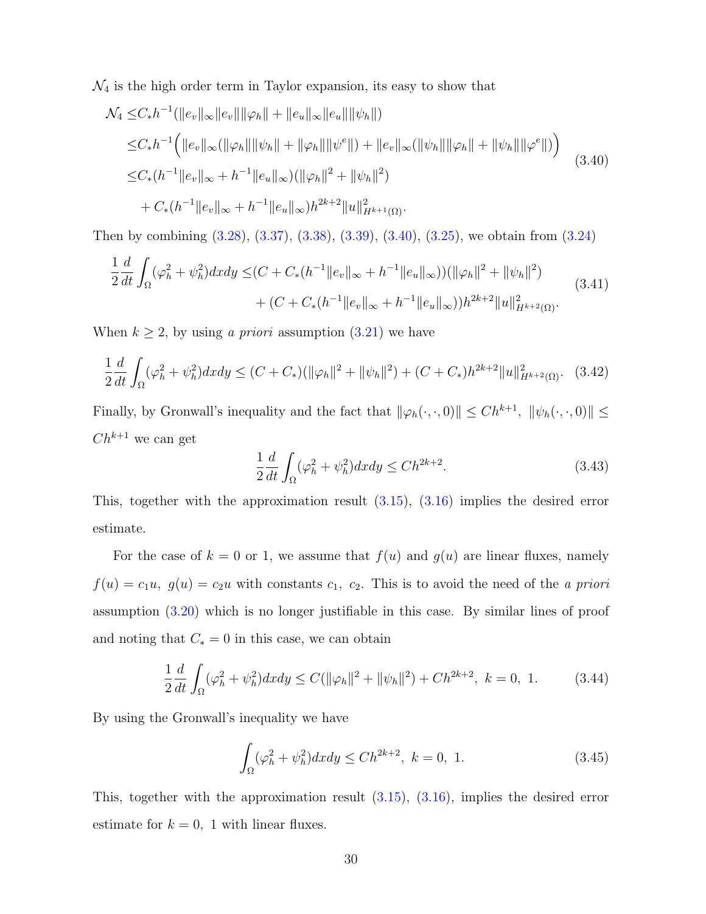$\mathcal{N}_4$ is the high order term in Taylor expansion, its easy to show that

$$
\begin{aligned}
\mathcal{N}_4 \leq & C_* h^{-1}(\|e_v\|_\infty \|e_v\| \|\varphi_h\| + \|e_u\|_\infty \|e_u\| \|\psi_h\|) \\
\leq & C_* h^{-1}\Big( \|e_v\|_\infty (\|\varphi_h\| \|\psi_h\| + \|\varphi_h\| \|\psi^e\|) + \|e_v\|_\infty (\|\psi_h\| \|\varphi_h\| + \|\psi_h\| \|\varphi^e\|) \Big) \\
\leq & C_*(h^{-1}\|e_v\|_\infty + h^{-1}\|e_u\|_\infty)(\|\varphi_h\|^2 + \|\psi_h\|^2) \\
& + C_*(h^{-1}\|e_v\|_\infty + h^{-1}\|e_u\|_\infty) h^{2k+2} \|u\|^2_{H^{k+1}(\Omega)}.
\end{aligned}
\tag{3.40}
$$

Then by combining (3.28), (3.37), (3.38), (3.39), (3.40), (3.25), we obtain from (3.24)

$$
\begin{aligned}
\frac{1}{2}\frac{d}{dt}\int_\Omega (\varphi_h^2 + \psi_h^2)dxdy \leq & (C + C_*(h^{-1}\|e_v\|_\infty + h^{-1}\|e_u\|_\infty))(\|\varphi_h\|^2 + \|\psi_h\|^2) \\
& + (C + C_*(h^{-1}\|e_v\|_\infty + h^{-1}\|e_u\|_\infty)) h^{2k+2} \|u\|^2_{H^{k+2}(\Omega)}.
\end{aligned}
\tag{3.41}
$$

When $k \geq 2$, by using *a priori* assumption (3.21) we have

$$
\frac{1}{2}\frac{d}{dt}\int_\Omega (\varphi_h^2 + \psi_h^2)dxdy \leq (C + C_*)(\|\varphi_h\|^2 + \|\psi_h\|^2) + (C + C_*) h^{2k+2} \|u\|^2_{H^{k+2}(\Omega)}. \tag{3.42}
$$

Finally, by Gronwall's inequality and the fact that $\|\varphi_h(\cdot,\cdot,0)\| \leq Ch^{k+1}$, $\|\psi_h(\cdot,\cdot,0)\| \leq Ch^{k+1}$ we can get

$$
\frac{1}{2}\frac{d}{dt}\int_\Omega (\varphi_h^2 + \psi_h^2)dxdy \leq Ch^{2k+2}. \tag{3.43}
$$

This, together with the approximation result (3.15), (3.16) implies the desired error estimate.

For the case of $k = 0$ or $1$, we assume that $f(u)$ and $g(u)$ are linear fluxes, namely $f(u) = c_1 u$, $g(u) = c_2 u$ with constants $c_1$, $c_2$. This is to avoid the need of the *a priori* assumption (3.20) which is no longer justifiable in this case. By similar lines of proof and noting that $C_* = 0$ in this case, we can obtain

$$
\frac{1}{2}\frac{d}{dt}\int_\Omega (\varphi_h^2 + \psi_h^2)dxdy \leq C(\|\varphi_h\|^2 + \|\psi_h\|^2) + Ch^{2k+2}, \ k = 0, \ 1. \tag{3.44}
$$

By using the Gronwall's inequality we have

$$
\int_\Omega (\varphi_h^2 + \psi_h^2)dxdy \leq Ch^{2k+2}, \ k = 0, \ 1. \tag{3.45}
$$

This, together with the approximation result (3.15), (3.16), implies the desired error estimate for $k = 0$, $1$ with linear fluxes.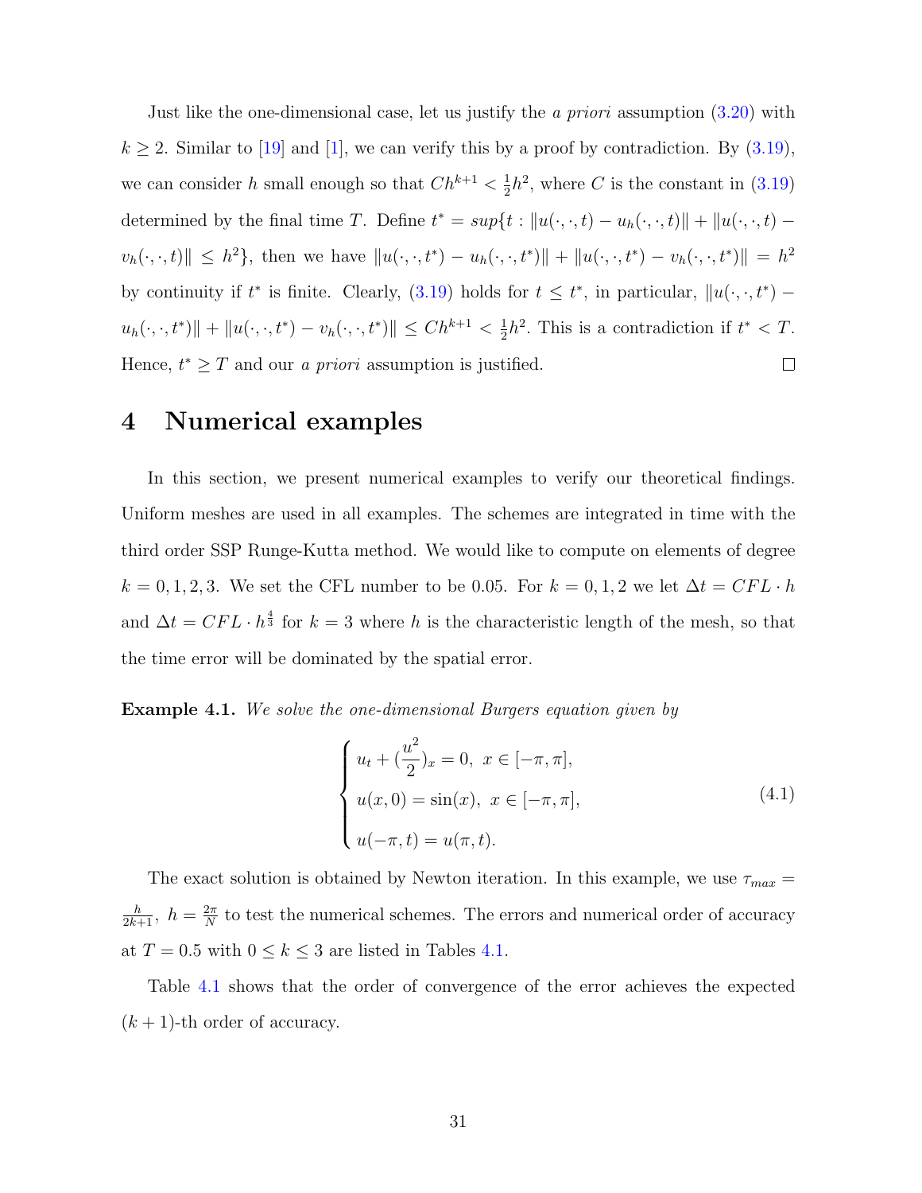Just like the one-dimensional case, let us justify the *a priori* assumption (3.20) with $k \geq 2$. Similar to [19] and [1], we can verify this by a proof by contradiction. By (3.19), we can consider $h$ small enough so that $Ch^{k+1} < \frac{1}{2}h^2$, where $C$ is the constant in (3.19) determined by the final time $T$. Define $t^* = sup\{t : \|u(\cdot,\cdot,t) - u_h(\cdot,\cdot,t)\| + \|u(\cdot,\cdot,t) - v_h(\cdot,\cdot,t)\| \leq h^2\}$, then we have $\|u(\cdot,\cdot,t^*) - u_h(\cdot,\cdot,t^*)\| + \|u(\cdot,\cdot,t^*) - v_h(\cdot,\cdot,t^*)\| = h^2$ by continuity if $t^*$ is finite. Clearly, (3.19) holds for $t \leq t^*$, in particular, $\|u(\cdot,\cdot,t^*) - u_h(\cdot,\cdot,t^*)\| + \|u(\cdot,\cdot,t^*) - v_h(\cdot,\cdot,t^*)\| \leq Ch^{k+1} < \frac{1}{2}h^2$. This is a contradiction if $t^* < T$. Hence, $t^* \geq T$ and our *a priori* assumption is justified. □

# 4 Numerical examples

In this section, we present numerical examples to verify our theoretical findings. Uniform meshes are used in all examples. The schemes are integrated in time with the third order SSP Runge-Kutta method. We would like to compute on elements of degree $k = 0, 1, 2, 3$. We set the CFL number to be 0.05. For $k = 0, 1, 2$ we let $\Delta t = CFL \cdot h$ and $\Delta t = CFL \cdot h^{\frac{4}{3}}$ for $k = 3$ where $h$ is the characteristic length of the mesh, so that the time error will be dominated by the spatial error.

**Example 4.1.** *We solve the one-dimensional Burgers equation given by*

$$\begin{cases} u_t + (\dfrac{u^2}{2})_x = 0, \;\; x \in [-\pi, \pi], \\ u(x, 0) = \sin(x), \;\; x \in [-\pi, \pi], \\ u(-\pi, t) = u(\pi, t). \end{cases} \tag{4.1}$$

The exact solution is obtained by Newton iteration. In this example, we use $\tau_{max} = \frac{h}{2k+1}$, $h = \frac{2\pi}{N}$ to test the numerical schemes. The errors and numerical order of accuracy at $T = 0.5$ with $0 \leq k \leq 3$ are listed in Tables 4.1.

Table 4.1 shows that the order of convergence of the error achieves the expected $(k + 1)$-th order of accuracy.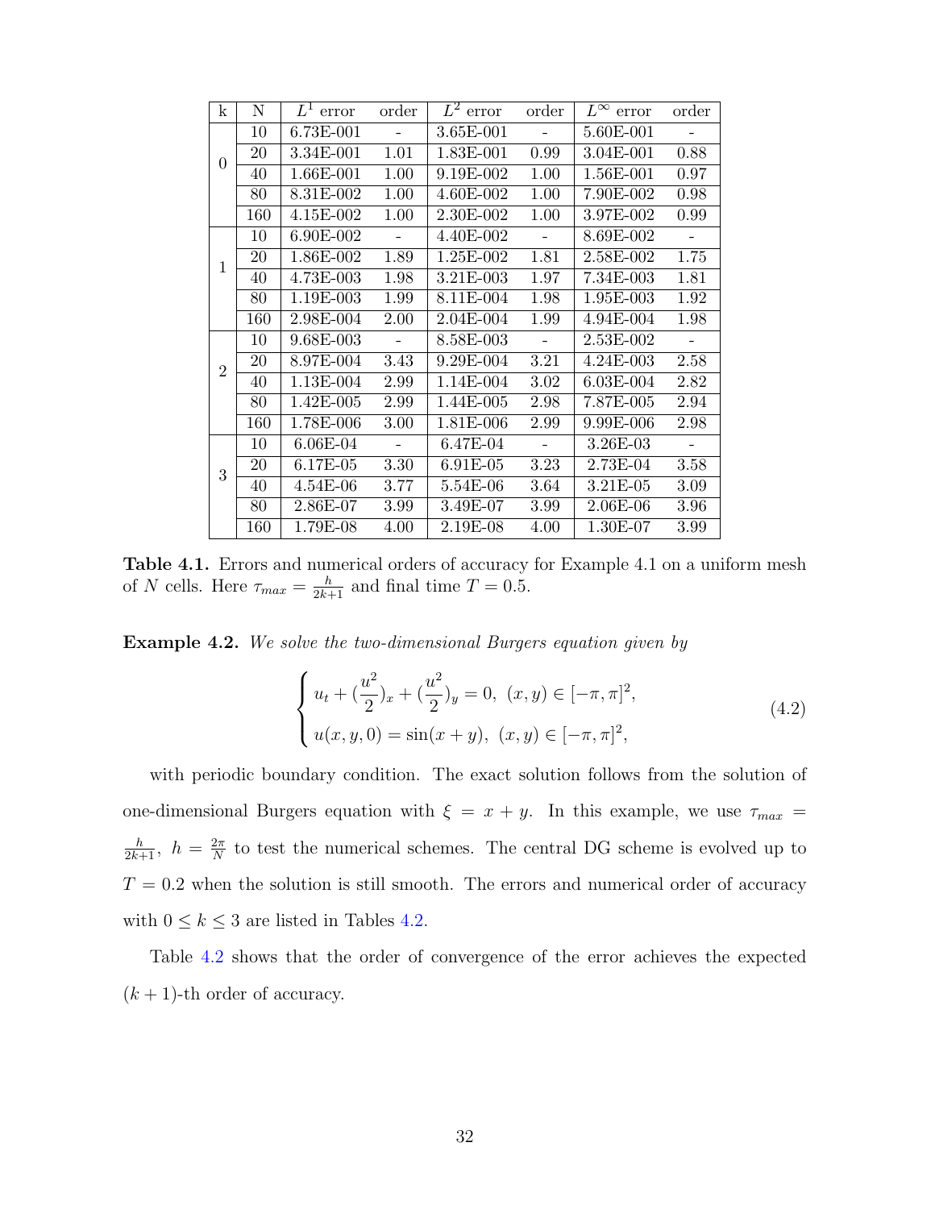| k | N | $L^1$ error | order | $L^2$ error | order | $L^\infty$ error | order |
|---|---|---|---|---|---|---|---|
| 0 | 10 | 6.73E-001 | - | 3.65E-001 | - | 5.60E-001 | - |
| | 20 | 3.34E-001 | 1.01 | 1.83E-001 | 0.99 | 3.04E-001 | 0.88 |
| | 40 | 1.66E-001 | 1.00 | 9.19E-002 | 1.00 | 1.56E-001 | 0.97 |
| | 80 | 8.31E-002 | 1.00 | 4.60E-002 | 1.00 | 7.90E-002 | 0.98 |
| | 160 | 4.15E-002 | 1.00 | 2.30E-002 | 1.00 | 3.97E-002 | 0.99 |
| 1 | 10 | 6.90E-002 | - | 4.40E-002 | - | 8.69E-002 | - |
| | 20 | 1.86E-002 | 1.89 | 1.25E-002 | 1.81 | 2.58E-002 | 1.75 |
| | 40 | 4.73E-003 | 1.98 | 3.21E-003 | 1.97 | 7.34E-003 | 1.81 |
| | 80 | 1.19E-003 | 1.99 | 8.11E-004 | 1.98 | 1.95E-003 | 1.92 |
| | 160 | 2.98E-004 | 2.00 | 2.04E-004 | 1.99 | 4.94E-004 | 1.98 |
| 2 | 10 | 9.68E-003 | - | 8.58E-003 | - | 2.53E-002 | - |
| | 20 | 8.97E-004 | 3.43 | 9.29E-004 | 3.21 | 4.24E-003 | 2.58 |
| | 40 | 1.13E-004 | 2.99 | 1.14E-004 | 3.02 | 6.03E-004 | 2.82 |
| | 80 | 1.42E-005 | 2.99 | 1.44E-005 | 2.98 | 7.87E-005 | 2.94 |
| | 160 | 1.78E-006 | 3.00 | 1.81E-006 | 2.99 | 9.99E-006 | 2.98 |
| 3 | 10 | 6.06E-04 | - | 6.47E-04 | - | 3.26E-03 | - |
| | 20 | 6.17E-05 | 3.30 | 6.91E-05 | 3.23 | 2.73E-04 | 3.58 |
| | 40 | 4.54E-06 | 3.77 | 5.54E-06 | 3.64 | 3.21E-05 | 3.09 |
| | 80 | 2.86E-07 | 3.99 | 3.49E-07 | 3.99 | 2.06E-06 | 3.96 |
| | 160 | 1.79E-08 | 4.00 | 2.19E-08 | 4.00 | 1.30E-07 | 3.99 |

**Table 4.1.** Errors and numerical orders of accuracy for Example 4.1 on a uniform mesh of $N$ cells. Here $\tau_{max} = \frac{h}{2k+1}$ and final time $T = 0.5$.

**Example 4.2.** *We solve the two-dimensional Burgers equation given by*

$$
\begin{cases}
u_t + (\frac{u^2}{2})_x + (\frac{u^2}{2})_y = 0, \ (x, y) \in [-\pi, \pi]^2, \\
u(x, y, 0) = \sin(x + y), \ (x, y) \in [-\pi, \pi]^2,
\end{cases}
\tag{4.2}
$$

with periodic boundary condition. The exact solution follows from the solution of one-dimensional Burgers equation with $\xi = x + y$. In this example, we use $\tau_{max} = \frac{h}{2k+1}$, $h = \frac{2\pi}{N}$ to test the numerical schemes. The central DG scheme is evolved up to $T = 0.2$ when the solution is still smooth. The errors and numerical order of accuracy with $0 \le k \le 3$ are listed in Tables 4.2.

Table 4.2 shows that the order of convergence of the error achieves the expected $(k + 1)$-th order of accuracy.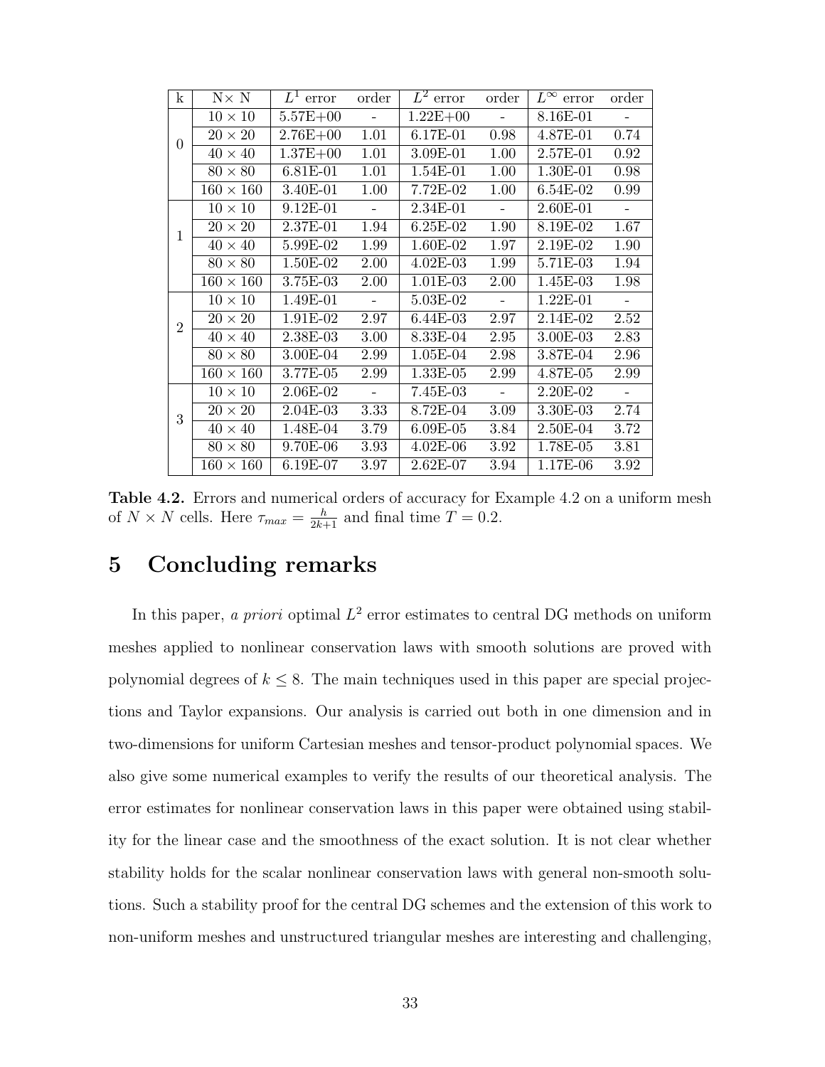| k | N× N | $L^1$ error | order | $L^2$ error | order | $L^\infty$ error | order |
|---|---|---|---|---|---|---|---|
| 0 | $10 \times 10$ | 5.57E+00 | - | 1.22E+00 | - | 8.16E-01 | - |
| | $20 \times 20$ | 2.76E+00 | 1.01 | 6.17E-01 | 0.98 | 4.87E-01 | 0.74 |
| | $40 \times 40$ | 1.37E+00 | 1.01 | 3.09E-01 | 1.00 | 2.57E-01 | 0.92 |
| | $80 \times 80$ | 6.81E-01 | 1.01 | 1.54E-01 | 1.00 | 1.30E-01 | 0.98 |
| | $160 \times 160$ | 3.40E-01 | 1.00 | 7.72E-02 | 1.00 | 6.54E-02 | 0.99 |
| 1 | $10 \times 10$ | 9.12E-01 | - | 2.34E-01 | - | 2.60E-01 | - |
| | $20 \times 20$ | 2.37E-01 | 1.94 | 6.25E-02 | 1.90 | 8.19E-02 | 1.67 |
| | $40 \times 40$ | 5.99E-02 | 1.99 | 1.60E-02 | 1.97 | 2.19E-02 | 1.90 |
| | $80 \times 80$ | 1.50E-02 | 2.00 | 4.02E-03 | 1.99 | 5.71E-03 | 1.94 |
| | $160 \times 160$ | 3.75E-03 | 2.00 | 1.01E-03 | 2.00 | 1.45E-03 | 1.98 |
| 2 | $10 \times 10$ | 1.49E-01 | - | 5.03E-02 | - | 1.22E-01 | - |
| | $20 \times 20$ | 1.91E-02 | 2.97 | 6.44E-03 | 2.97 | 2.14E-02 | 2.52 |
| | $40 \times 40$ | 2.38E-03 | 3.00 | 8.33E-04 | 2.95 | 3.00E-03 | 2.83 |
| | $80 \times 80$ | 3.00E-04 | 2.99 | 1.05E-04 | 2.98 | 3.87E-04 | 2.96 |
| | $160 \times 160$ | 3.77E-05 | 2.99 | 1.33E-05 | 2.99 | 4.87E-05 | 2.99 |
| 3 | $10 \times 10$ | 2.06E-02 | - | 7.45E-03 | - | 2.20E-02 | - |
| | $20 \times 20$ | 2.04E-03 | 3.33 | 8.72E-04 | 3.09 | 3.30E-03 | 2.74 |
| | $40 \times 40$ | 1.48E-04 | 3.79 | 6.09E-05 | 3.84 | 2.50E-04 | 3.72 |
| | $80 \times 80$ | 9.70E-06 | 3.93 | 4.02E-06 | 3.92 | 1.78E-05 | 3.81 |
| | $160 \times 160$ | 6.19E-07 | 3.97 | 2.62E-07 | 3.94 | 1.17E-06 | 3.92 |

**Table 4.2.** Errors and numerical orders of accuracy for Example 4.2 on a uniform mesh of $N \times N$ cells. Here $\tau_{max} = \frac{h}{2k+1}$ and final time $T = 0.2$.

# 5 Concluding remarks

In this paper, *a priori* optimal $L^2$ error estimates to central DG methods on uniform meshes applied to nonlinear conservation laws with smooth solutions are proved with polynomial degrees of $k \leq 8$. The main techniques used in this paper are special projections and Taylor expansions. Our analysis is carried out both in one dimension and in two-dimensions for uniform Cartesian meshes and tensor-product polynomial spaces. We also give some numerical examples to verify the results of our theoretical analysis. The error estimates for nonlinear conservation laws in this paper were obtained using stability for the linear case and the smoothness of the exact solution. It is not clear whether stability holds for the scalar nonlinear conservation laws with general non-smooth solutions. Such a stability proof for the central DG schemes and the extension of this work to non-uniform meshes and unstructured triangular meshes are interesting and challenging,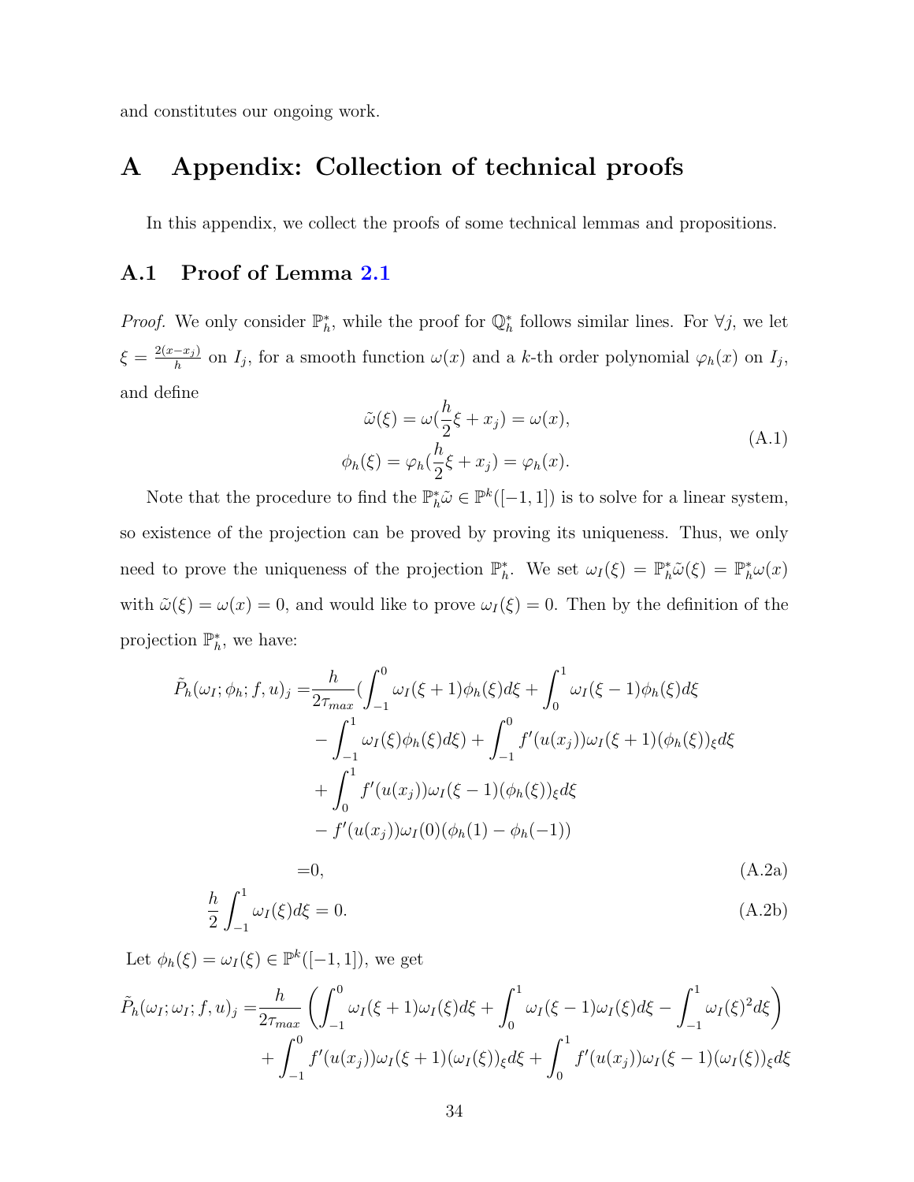and constitutes our ongoing work.

# A Appendix: Collection of technical proofs

In this appendix, we collect the proofs of some technical lemmas and propositions.

## A.1 Proof of Lemma 2.1

*Proof.* We only consider $\mathbb{P}_h^*$, while the proof for $\mathbb{Q}_h^*$ follows similar lines. For $\forall j$, we let $\xi = \frac{2(x-x_j)}{h}$ on $I_j$, for a smooth function $\omega(x)$ and a $k$-th order polynomial $\varphi_h(x)$ on $I_j$, and define

$$
\begin{aligned}
\tilde{\omega}(\xi) &= \omega(\frac{h}{2}\xi + x_j) = \omega(x), \\
\phi_h(\xi) &= \varphi_h(\frac{h}{2}\xi + x_j) = \varphi_h(x).
\end{aligned}
\tag{A.1}
$$

Note that the procedure to find the $\mathbb{P}_h^*\tilde{\omega} \in \mathbb{P}^k([-1,1])$ is to solve for a linear system, so existence of the projection can be proved by proving its uniqueness. Thus, we only need to prove the uniqueness of the projection $\mathbb{P}_h^*$. We set $\omega_I(\xi) = \mathbb{P}_h^*\tilde{\omega}(\xi) = \mathbb{P}_h^*\omega(x)$ with $\tilde{\omega}(\xi) = \omega(x) = 0$, and would like to prove $\omega_I(\xi) = 0$. Then by the definition of the projection $\mathbb{P}_h^*$, we have:

$$
\begin{aligned}
\tilde{P}_h(\omega_I; \phi_h; f, u)_j =& \frac{h}{2\tau_{max}}\Big(\int_{-1}^{0} \omega_I(\xi+1)\phi_h(\xi)d\xi + \int_{0}^{1} \omega_I(\xi-1)\phi_h(\xi)d\xi \\
& - \int_{-1}^{1} \omega_I(\xi)\phi_h(\xi)d\xi\Big) + \int_{-1}^{0} f'(u(x_j))\omega_I(\xi+1)(\phi_h(\xi))_\xi d\xi \\
& + \int_{0}^{1} f'(u(x_j))\omega_I(\xi-1)(\phi_h(\xi))_\xi d\xi \\
& - f'(u(x_j))\omega_I(0)(\phi_h(1) - \phi_h(-1)) \\
=& 0,
\end{aligned}
\tag{A.2a}
$$

$$
\frac{h}{2}\int_{-1}^{1} \omega_I(\xi)d\xi = 0.
\tag{A.2b}
$$

Let $\phi_h(\xi) = \omega_I(\xi) \in \mathbb{P}^k([-1,1])$, we get

$$
\begin{aligned}
\tilde{P}_h(\omega_I; \omega_I; f, u)_j =& \frac{h}{2\tau_{max}}\left(\int_{-1}^{0} \omega_I(\xi+1)\omega_I(\xi)d\xi + \int_{0}^{1} \omega_I(\xi-1)\omega_I(\xi)d\xi - \int_{-1}^{1} \omega_I(\xi)^2 d\xi\right) \\
& + \int_{-1}^{0} f'(u(x_j))\omega_I(\xi+1)(\omega_I(\xi))_\xi d\xi + \int_{0}^{1} f'(u(x_j))\omega_I(\xi-1)(\omega_I(\xi))_\xi d\xi
\end{aligned}
$$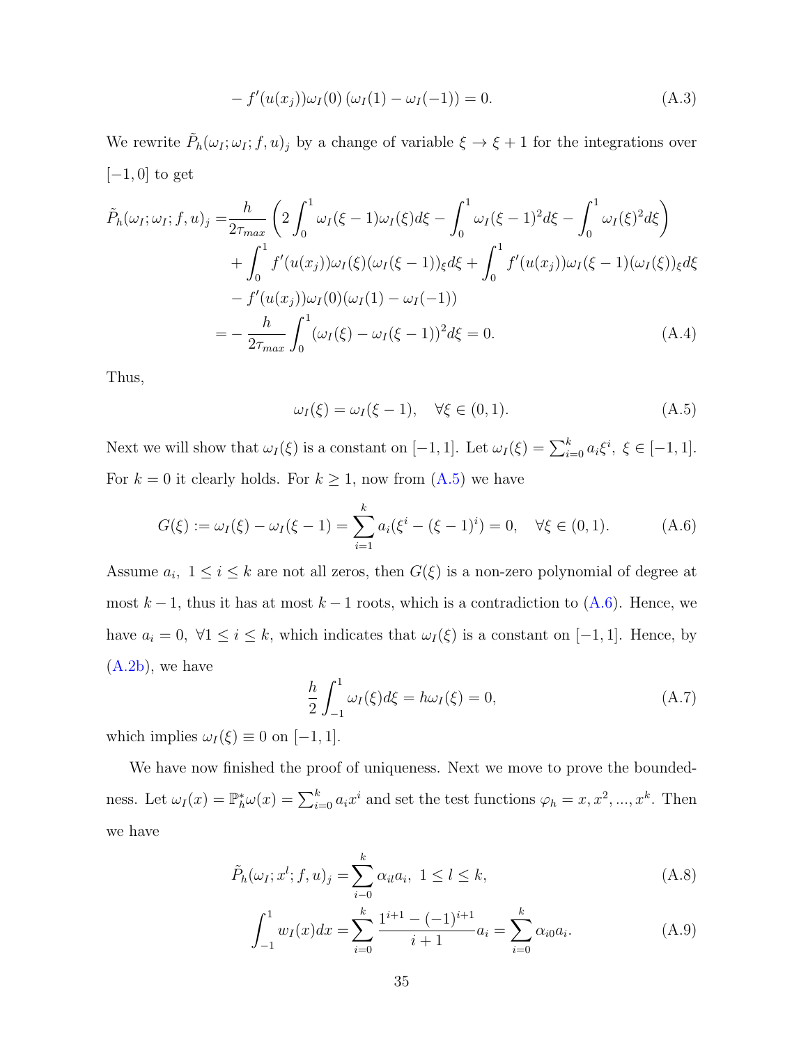$$
- f'(u(x_j))\omega_I(0)\left(\omega_I(1) - \omega_I(-1)\right) = 0. \tag{A.3}
$$

We rewrite $\tilde{P}_h(\omega_I; \omega_I; f, u)_j$ by a change of variable $\xi \to \xi + 1$ for the integrations over $[-1, 0]$ to get

$$
\begin{aligned}
\tilde{P}_h(\omega_I; \omega_I; f, u)_j =& \frac{h}{2\tau_{max}} \left( 2\int_0^1 \omega_I(\xi - 1)\omega_I(\xi)d\xi - \int_0^1 \omega_I(\xi-1)^2 d\xi - \int_0^1 \omega_I(\xi)^2 d\xi \right) \\
&+ \int_0^1 f'(u(x_j))\omega_I(\xi)(\omega_I(\xi-1))_\xi d\xi + \int_0^1 f'(u(x_j))\omega_I(\xi-1)(\omega_I(\xi))_\xi d\xi \\
&- f'(u(x_j))\omega_I(0)(\omega_I(1) - \omega_I(-1)) \\
=& - \frac{h}{2\tau_{max}} \int_0^1 (\omega_I(\xi) - \omega_I(\xi-1))^2 d\xi = 0.
\end{aligned} \tag{A.4}
$$

Thus,

$$
\omega_I(\xi) = \omega_I(\xi - 1), \quad \forall \xi \in (0, 1). \tag{A.5}
$$

Next we will show that $\omega_I(\xi)$ is a constant on $[-1, 1]$. Let $\omega_I(\xi) = \sum_{i=0}^k a_i \xi^i,\ \xi \in [-1, 1]$. For $k = 0$ it clearly holds. For $k \geq 1$, now from (A.5) we have

$$
G(\xi) := \omega_I(\xi) - \omega_I(\xi - 1) = \sum_{i=1}^k a_i(\xi^i - (\xi-1)^i) = 0, \quad \forall \xi \in (0, 1). \tag{A.6}
$$

Assume $a_i,\ 1 \leq i \leq k$ are not all zeros, then $G(\xi)$ is a non-zero polynomial of degree at most $k - 1$, thus it has at most $k - 1$ roots, which is a contradiction to (A.6). Hence, we have $a_i = 0,\ \forall 1 \leq i \leq k$, which indicates that $\omega_I(\xi)$ is a constant on $[-1, 1]$. Hence, by (A.2b), we have

$$
\frac{h}{2}\int_{-1}^1 \omega_I(\xi)d\xi = h\omega_I(\xi) = 0, \tag{A.7}
$$

which implies $\omega_I(\xi) \equiv 0$ on $[-1, 1]$.

We have now finished the proof of uniqueness. Next we move to prove the boundedness. Let $\omega_I(x) = \mathbb{P}_h^* \omega(x) = \sum_{i=0}^k a_i x^i$ and set the test functions $\varphi_h = x, x^2, ..., x^k$. Then we have

$$
\tilde{P}_h(\omega_I; x^l; f, u)_j = \sum_{i-0}^k \alpha_{il} a_i,\ 1 \leq l \leq k, \tag{A.8}
$$

$$
\int_{-1}^1 w_I(x)dx = \sum_{i=0}^k \frac{1^{i+1} - (-1)^{i+1}}{i+1} a_i = \sum_{i=0}^k \alpha_{i0} a_i. \tag{A.9}
$$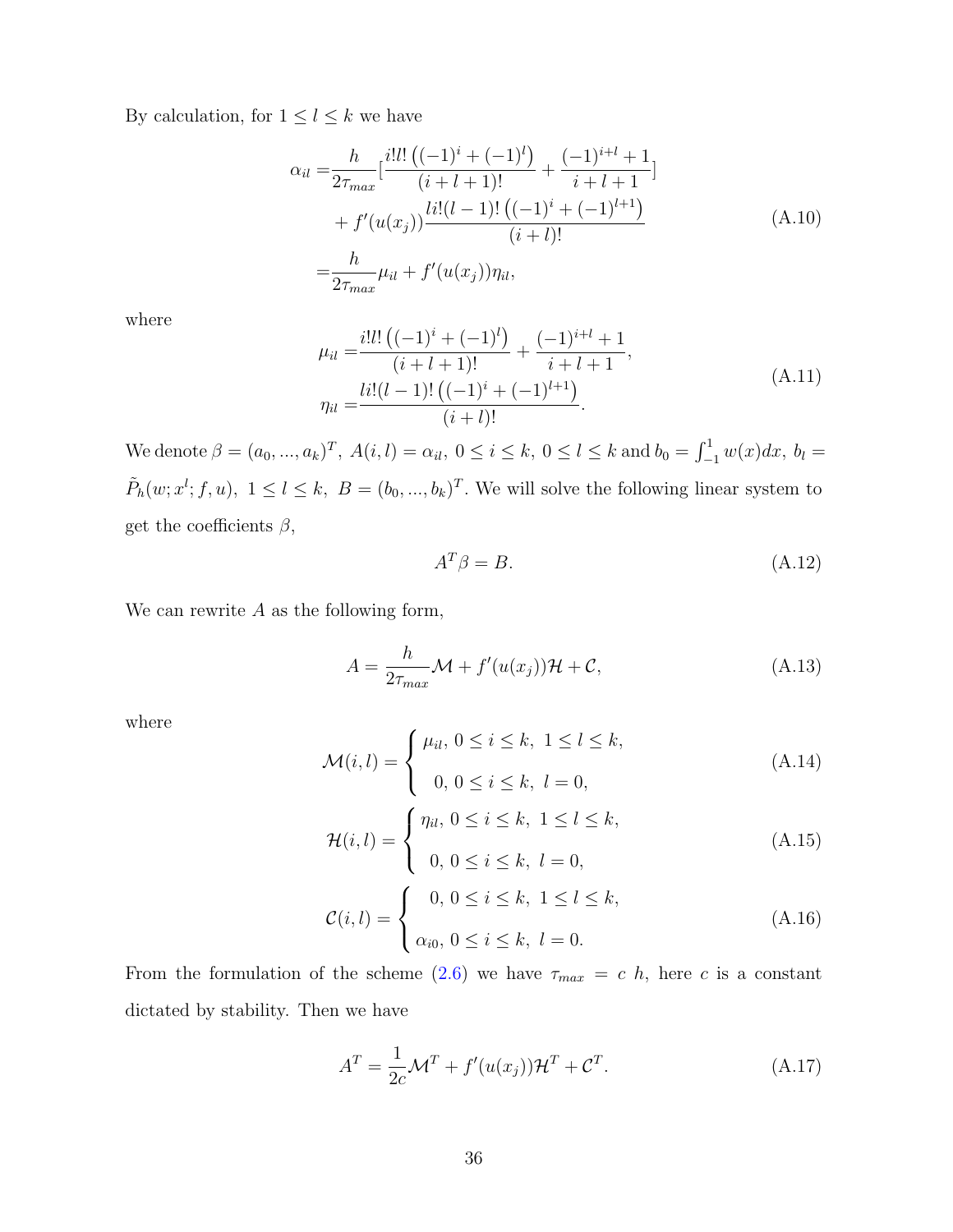By calculation, for $1 \le l \le k$ we have

$$
\begin{aligned}
\alpha_{il} =& \frac{h}{2\tau_{max}}\left[\frac{i!l!\left((-1)^i + (-1)^l\right)}{(i+l+1)!} + \frac{(-1)^{i+l}+1}{i+l+1}\right] \\
&+ f'(u(x_j))\frac{li!(l-1)!\left((-1)^i + (-1)^{l+1}\right)}{(i+l)!} \\
=& \frac{h}{2\tau_{max}}\mu_{il} + f'(u(x_j))\eta_{il},
\end{aligned}
\tag{A.10}
$$

where

$$
\begin{aligned}
\mu_{il} =& \frac{i!l!\left((-1)^i + (-1)^l\right)}{(i+l+1)!} + \frac{(-1)^{i+l}+1}{i+l+1}, \\
\eta_{il} =& \frac{li!(l-1)!\left((-1)^i + (-1)^{l+1}\right)}{(i+l)!}.
\end{aligned}
\tag{A.11}
$$

We denote $\beta = (a_0, ..., a_k)^T,\ A(i,l) = \alpha_{il},\ 0 \le i \le k,\ 0 \le l \le k$ and $b_0 = \int_{-1}^{1} w(x)dx,\ b_l = \tilde{P}_h(w; x^l; f, u),\ 1 \le l \le k,\ B = (b_0, ..., b_k)^T$. We will solve the following linear system to get the coefficients $\beta$,

$$
A^T \beta = B. \tag{A.12}
$$

We can rewrite $A$ as the following form,

$$
A = \frac{h}{2\tau_{max}}\mathcal{M} + f'(u(x_j))\mathcal{H} + \mathcal{C}, \tag{A.13}
$$

where

$$
\mathcal{M}(i,l) = \begin{cases} \mu_{il},\ 0 \le i \le k,\ 1 \le l \le k, \\ 0,\ 0 \le i \le k,\ l = 0, \end{cases} \tag{A.14}
$$

$$
\mathcal{H}(i,l) = \begin{cases} \eta_{il},\ 0 \le i \le k,\ 1 \le l \le k, \\ 0,\ 0 \le i \le k,\ l = 0, \end{cases} \tag{A.15}
$$

$$
\mathcal{C}(i,l) = \begin{cases} 0,\ 0 \le i \le k,\ 1 \le l \le k, \\ \alpha_{i0},\ 0 \le i \le k,\ l = 0. \end{cases} \tag{A.16}
$$

From the formulation of the scheme (2.6) we have $\tau_{max} = c\ h$, here $c$ is a constant dictated by stability. Then we have

$$
A^T = \frac{1}{2c}\mathcal{M}^T + f'(u(x_j))\mathcal{H}^T + \mathcal{C}^T. \tag{A.17}
$$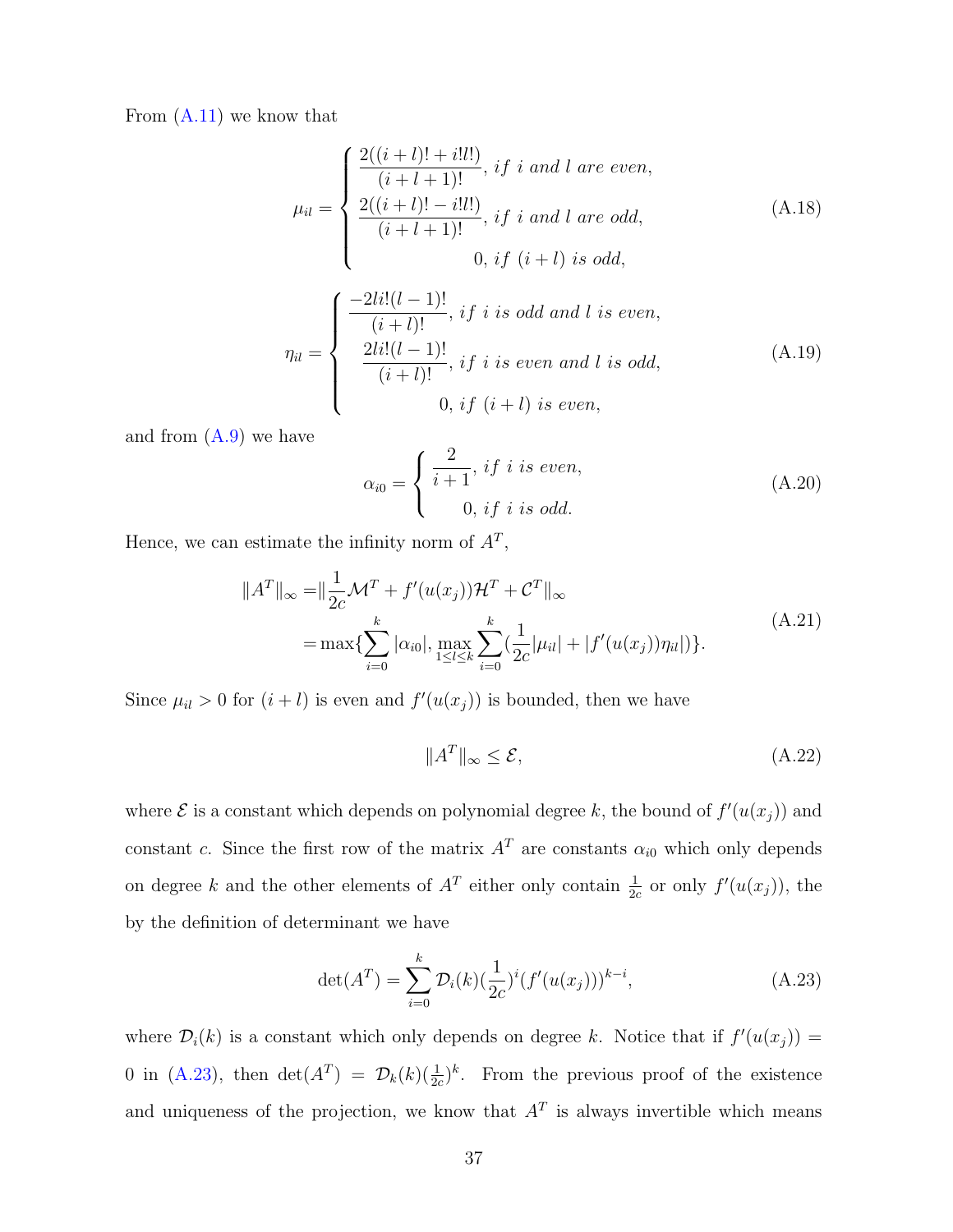From (A.11) we know that

$$
\mu_{il} = \begin{cases} \dfrac{2((i+l)! + i!l!)}{(i+l+1)!}, \; if \; i \; and \; l \; are \; even, \\ \dfrac{2((i+l)! - i!l!)}{(i+l+1)!}, \; if \; i \; and \; l \; are \; odd, \\ \qquad\qquad 0, \; if \; (i+l) \; is \; odd, \end{cases} \tag{A.18}
$$

$$
\eta_{il} = \begin{cases} \dfrac{-2li!(l-1)!}{(i+l)!}, \; if \; i \; is \; odd \; and \; l \; is \; even, \\ \dfrac{2li!(l-1)!}{(i+l)!}, \; if \; i \; is \; even \; and \; l \; is \; odd, \\ \qquad\qquad 0, \; if \; (i+l) \; is \; even, \end{cases} \tag{A.19}
$$

and from (A.9) we have

$$
\alpha_{i0} = \begin{cases} \dfrac{2}{i+1}, \; if \; i \; is \; even, \\ \qquad 0, \; if \; i \; is \; odd. \end{cases} \tag{A.20}
$$

Hence, we can estimate the infinity norm of $A^T$,

$$
\begin{aligned}
\|A^T\|_\infty =& \|\frac{1}{2c}\mathcal{M}^T + f'(u(x_j))\mathcal{H}^T + \mathcal{C}^T\|_\infty \\
=& \max\{\sum_{i=0}^{k} |\alpha_{i0}|, \max_{1\le l \le k} \sum_{i=0}^{k} (\frac{1}{2c}|\mu_{il}| + |f'(u(x_j))\eta_{il}|)\}.
\end{aligned} \tag{A.21}
$$

Since $\mu_{il} > 0$ for $(i+l)$ is even and $f'(u(x_j))$ is bounded, then we have

$$
\|A^T\|_\infty \le \mathcal{E}, \tag{A.22}
$$

where $\mathcal{E}$ is a constant which depends on polynomial degree $k$, the bound of $f'(u(x_j))$ and constant $c$. Since the first row of the matrix $A^T$ are constants $\alpha_{i0}$ which only depends on degree $k$ and the other elements of $A^T$ either only contain $\frac{1}{2c}$ or only $f'(u(x_j))$, the by the definition of determinant we have

$$
\det(A^T) = \sum_{i=0}^{k} \mathcal{D}_i(k)(\frac{1}{2c})^i (f'(u(x_j)))^{k-i}, \tag{A.23}
$$

where $\mathcal{D}_i(k)$ is a constant which only depends on degree $k$. Notice that if $f'(u(x_j)) = 0$ in (A.23), then $\det(A^T) = \mathcal{D}_k(k)(\frac{1}{2c})^k$. From the previous proof of the existence and uniqueness of the projection, we know that $A^T$ is always invertible which means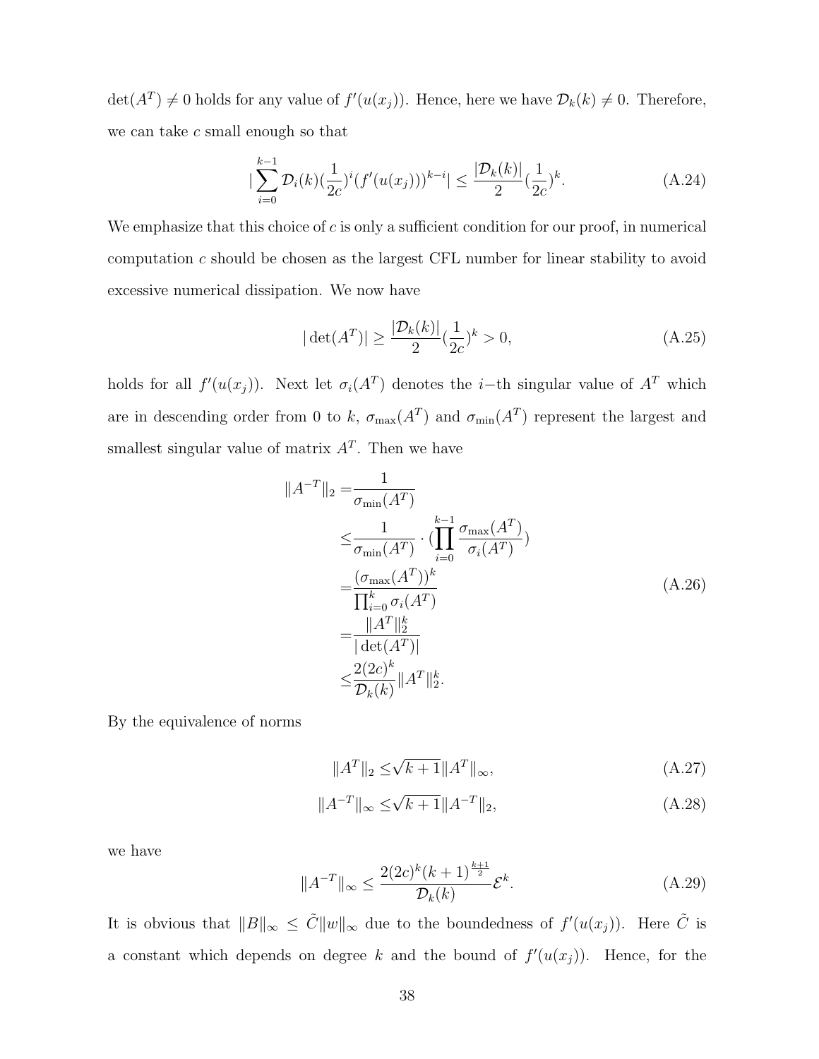$\det(A^T) \neq 0$ holds for any value of $f'(u(x_j))$. Hence, here we have $\mathcal{D}_k(k) \neq 0$. Therefore, we can take $c$ small enough so that

$$|\sum_{i=0}^{k-1} \mathcal{D}_i(k)(\frac{1}{2c})^i(f'(u(x_j)))^{k-i}| \leq \frac{|\mathcal{D}_k(k)|}{2}(\frac{1}{2c})^k. \tag{A.24}$$

We emphasize that this choice of $c$ is only a sufficient condition for our proof, in numerical computation $c$ should be chosen as the largest CFL number for linear stability to avoid excessive numerical dissipation. We now have

$$|\det(A^T)| \geq \frac{|\mathcal{D}_k(k)|}{2}(\frac{1}{2c})^k > 0, \tag{A.25}$$

holds for all $f'(u(x_j))$. Next let $\sigma_i(A^T)$ denotes the $i-$th singular value of $A^T$ which are in descending order from 0 to $k$, $\sigma_{\max}(A^T)$ and $\sigma_{\min}(A^T)$ represent the largest and smallest singular value of matrix $A^T$. Then we have

$$\begin{aligned}
\|A^{-T}\|_2 =& \frac{1}{\sigma_{\min}(A^T)} \\
\leq& \frac{1}{\sigma_{\min}(A^T)} \cdot (\prod_{i=0}^{k-1} \frac{\sigma_{\max}(A^T)}{\sigma_i(A^T)}) \\
=& \frac{(\sigma_{\max}(A^T))^k}{\prod_{i=0}^{k} \sigma_i(A^T)} \\
=& \frac{\|A^T\|_2^k}{|\det(A^T)|} \\
\leq& \frac{2(2c)^k}{\mathcal{D}_k(k)} \|A^T\|_2^k.
\end{aligned} \tag{A.26}$$

By the equivalence of norms

$$\|A^T\|_2 \leq \sqrt{k+1}\|A^T\|_\infty, \tag{A.27}$$

$$\|A^{-T}\|_\infty \leq \sqrt{k+1}\|A^{-T}\|_2, \tag{A.28}$$

we have

$$\|A^{-T}\|_\infty \leq \frac{2(2c)^k(k+1)^{\frac{k+1}{2}}}{\mathcal{D}_k(k)} \mathcal{E}^k. \tag{A.29}$$

It is obvious that $\|B\|_\infty \leq \tilde{C}\|w\|_\infty$ due to the boundedness of $f'(u(x_j))$. Here $\tilde{C}$ is a constant which depends on degree $k$ and the bound of $f'(u(x_j))$. Hence, for the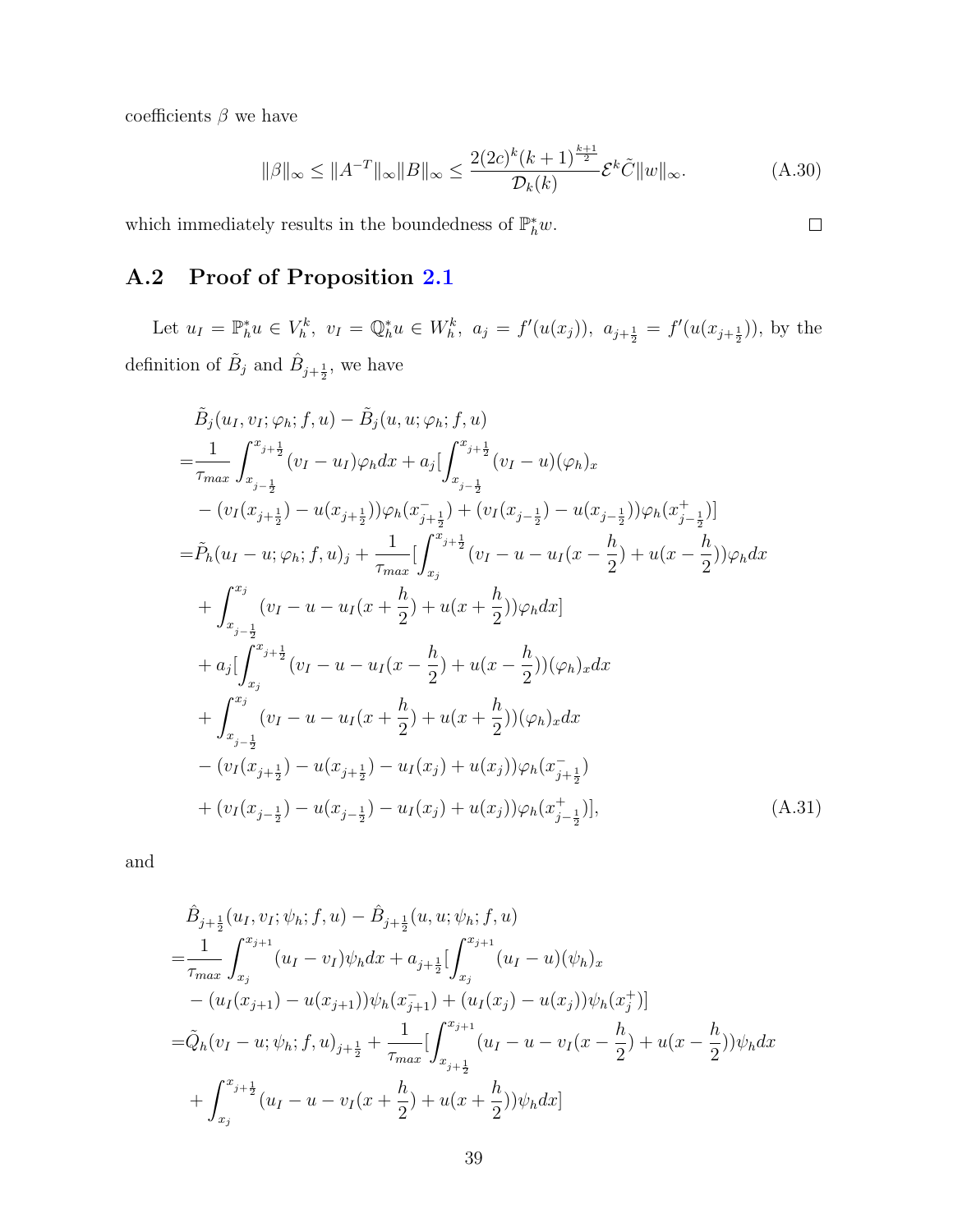coefficients $\beta$ we have

$$\|\beta\|_\infty \le \|A^{-T}\|_\infty \|B\|_\infty \le \frac{2(2c)^k(k+1)^{\frac{k+1}{2}}}{\mathcal{D}_k(k)}\mathcal{E}^k\tilde{C}\|w\|_\infty. \tag{A.30}$$

which immediately results in the boundedness of $\mathbb{P}_h^* w$. $\square$

## A.2 Proof of Proposition 2.1

Let $u_I = \mathbb{P}_h^* u \in V_h^k,\ v_I = \mathbb{Q}_h^* u \in W_h^k,\ a_j = f'(u(x_j)),\ a_{j+\frac{1}{2}} = f'(u(x_{j+\frac{1}{2}}))$, by the definition of $\tilde{B}_j$ and $\hat{B}_{j+\frac{1}{2}}$, we have

$$
\begin{aligned}
&\tilde{B}_j(u_I, v_I; \varphi_h; f, u) - \tilde{B}_j(u, u; \varphi_h; f, u)\\
=&\frac{1}{\tau_{max}}\int_{x_{j-\frac{1}{2}}}^{x_{j+\frac{1}{2}}}(v_I - u_I)\varphi_h dx + a_j[\int_{x_{j-\frac{1}{2}}}^{x_{j+\frac{1}{2}}}(v_I - u)(\varphi_h)_x\\
&-(v_I(x_{j+\frac{1}{2}}) - u(x_{j+\frac{1}{2}}))\varphi_h(x_{j+\frac{1}{2}}^-) + (v_I(x_{j-\frac{1}{2}}) - u(x_{j-\frac{1}{2}}))\varphi_h(x_{j-\frac{1}{2}}^+)]\\
=&\tilde{P}_h(u_I - u; \varphi_h; f, u)_j + \frac{1}{\tau_{max}}[\int_{x_j}^{x_{j+\frac{1}{2}}}(v_I - u - u_I(x - \frac{h}{2}) + u(x - \frac{h}{2}))\varphi_h dx\\
&+\int_{x_{j-\frac{1}{2}}}^{x_j}(v_I - u - u_I(x + \frac{h}{2}) + u(x + \frac{h}{2}))\varphi_h dx]\\
&+a_j[\int_{x_j}^{x_{j+\frac{1}{2}}}(v_I - u - u_I(x - \frac{h}{2}) + u(x - \frac{h}{2}))(\varphi_h)_x dx\\
&+\int_{x_{j-\frac{1}{2}}}^{x_j}(v_I - u - u_I(x + \frac{h}{2}) + u(x + \frac{h}{2}))(\varphi_h)_x dx\\
&-(v_I(x_{j+\frac{1}{2}}) - u(x_{j+\frac{1}{2}}) - u_I(x_j) + u(x_j))\varphi_h(x_{j+\frac{1}{2}}^-)\\
&+(v_I(x_{j-\frac{1}{2}}) - u(x_{j-\frac{1}{2}}) - u_I(x_j) + u(x_j))\varphi_h(x_{j-\frac{1}{2}}^+)],
\end{aligned}
\tag{A.31}
$$

and

$$
\begin{aligned}
&\hat{B}_{j+\frac{1}{2}}(u_I, v_I; \psi_h; f, u) - \hat{B}_{j+\frac{1}{2}}(u, u; \psi_h; f, u)\\
=&\frac{1}{\tau_{max}}\int_{x_j}^{x_{j+1}}(u_I - v_I)\psi_h dx + a_{j+\frac{1}{2}}[\int_{x_j}^{x_{j+1}}(u_I - u)(\psi_h)_x\\
&-(u_I(x_{j+1}) - u(x_{j+1}))\psi_h(x_{j+1}^-) + (u_I(x_j) - u(x_j))\psi_h(x_j^+)]\\
=&\tilde{Q}_h(v_I - u; \psi_h; f, u)_{j+\frac{1}{2}} + \frac{1}{\tau_{max}}[\int_{x_{j+\frac{1}{2}}}^{x_{j+1}}(u_I - u - v_I(x - \frac{h}{2}) + u(x - \frac{h}{2}))\psi_h dx\\
&+\int_{x_j}^{x_{j+\frac{1}{2}}}(u_I - u - v_I(x + \frac{h}{2}) + u(x + \frac{h}{2}))\psi_h dx]
\end{aligned}
$$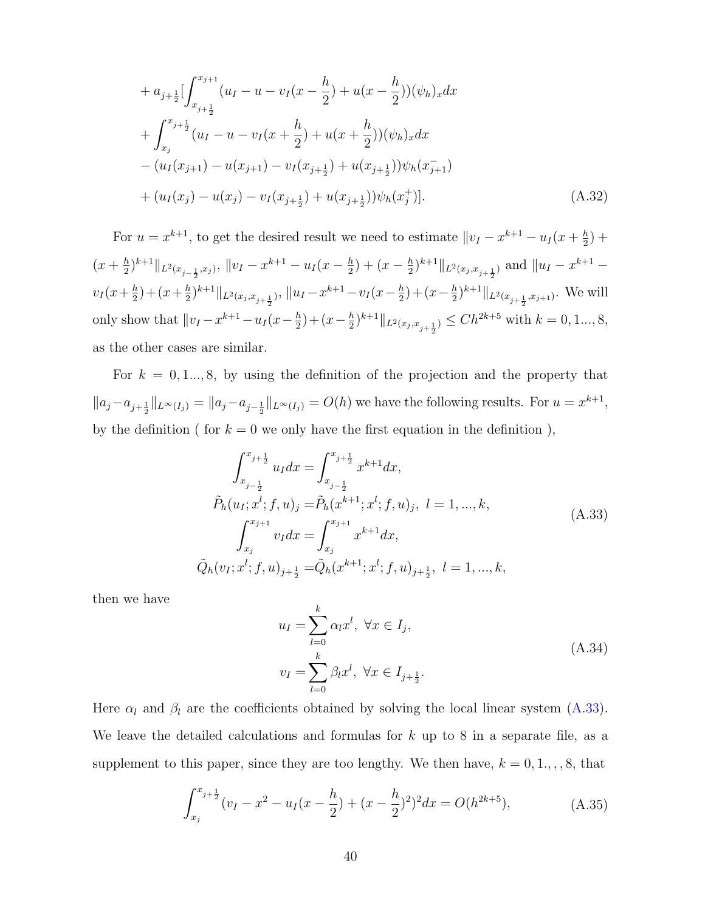$$
\begin{aligned}
&+ a_{j+\frac{1}{2}}[\int_{x_{j+\frac{1}{2}}}^{x_{j+1}} (u_I - u - v_I(x-\frac{h}{2}) + u(x-\frac{h}{2}))(\psi_h)_x dx \\
&+ \int_{x_j}^{x_{j+\frac{1}{2}}} (u_I - u - v_I(x+\frac{h}{2}) + u(x+\frac{h}{2}))(\psi_h)_x dx \\
&- (u_I(x_{j+1}) - u(x_{j+1}) - v_I(x_{j+\frac{1}{2}}) + u(x_{j+\frac{1}{2}}))\psi_h(x_{j+1}^-) \\
&+ (u_I(x_j) - u(x_j) - v_I(x_{j+\frac{1}{2}}) + u(x_{j+\frac{1}{2}}))\psi_h(x_j^+)].
\end{aligned} \tag{A.32}
$$

For $u = x^{k+1}$, to get the desired result we need to estimate $\|v_I - x^{k+1} - u_I(x+\frac{h}{2}) + (x+\frac{h}{2})^{k+1}\|_{L^2(x_{j-\frac{1}{2}},x_j)}$, $\|v_I - x^{k+1} - u_I(x-\frac{h}{2}) + (x-\frac{h}{2})^{k+1}\|_{L^2(x_j,x_{j+\frac{1}{2}})}$ and $\|u_I - x^{k+1} - v_I(x+\frac{h}{2}) + (x+\frac{h}{2})^{k+1}\|_{L^2(x_j,x_{j+\frac{1}{2}})}$, $\|u_I - x^{k+1} - v_I(x-\frac{h}{2}) + (x-\frac{h}{2})^{k+1}\|_{L^2(x_{j+\frac{1}{2}},x_{j+1})}$. We will only show that $\|v_I - x^{k+1} - u_I(x-\frac{h}{2}) + (x-\frac{h}{2})^{k+1}\|_{L^2(x_j,x_{j+\frac{1}{2}})} \le Ch^{2k+5}$ with $k = 0, 1..., 8$, as the other cases are similar.

For $k = 0, 1..., 8$, by using the definition of the projection and the property that $\|a_j - a_{j+\frac{1}{2}}\|_{L^\infty(I_j)} = \|a_j - a_{j-\frac{1}{2}}\|_{L^\infty(I_j)} = O(h)$ we have the following results. For $u = x^{k+1}$, by the definition ( for $k = 0$ we only have the first equation in the definition ),

$$
\begin{aligned}
\int_{x_{j-\frac{1}{2}}}^{x_{j+\frac{1}{2}}} u_I dx &= \int_{x_{j-\frac{1}{2}}}^{x_{j+\frac{1}{2}}} x^{k+1} dx, \\
\tilde{P}_h(u_I; x^l; f, u)_j &= \tilde{P}_h(x^{k+1}; x^l; f, u)_j, \ \ l = 1, ..., k, \\
\int_{x_j}^{x_{j+1}} v_I dx &= \int_{x_j}^{x_{j+1}} x^{k+1} dx, \\
\tilde{Q}_h(v_I; x^l; f, u)_{j+\frac{1}{2}} &= \tilde{Q}_h(x^{k+1}; x^l; f, u)_{j+\frac{1}{2}}, \ \ l = 1, ..., k,
\end{aligned} \tag{A.33}
$$

then we have

$$
\begin{aligned}
u_I &= \sum_{l=0}^{k} \alpha_l x^l, \ \ \forall x \in I_j, \\
v_I &= \sum_{l=0}^{k} \beta_l x^l, \ \ \forall x \in I_{j+\frac{1}{2}}.
\end{aligned} \tag{A.34}
$$

Here $\alpha_l$ and $\beta_l$ are the coefficients obtained by solving the local linear system (A.33). We leave the detailed calculations and formulas for $k$ up to 8 in a separate file, as a supplement to this paper, since they are too lengthy. We then have, $k = 0, 1., , , 8$, that

$$
\int_{x_j}^{x_{j+\frac{1}{2}}} (v_I - x^2 - u_I(x-\frac{h}{2}) + (x-\frac{h}{2})^2)^2 dx = O(h^{2k+5}), \tag{A.35}
$$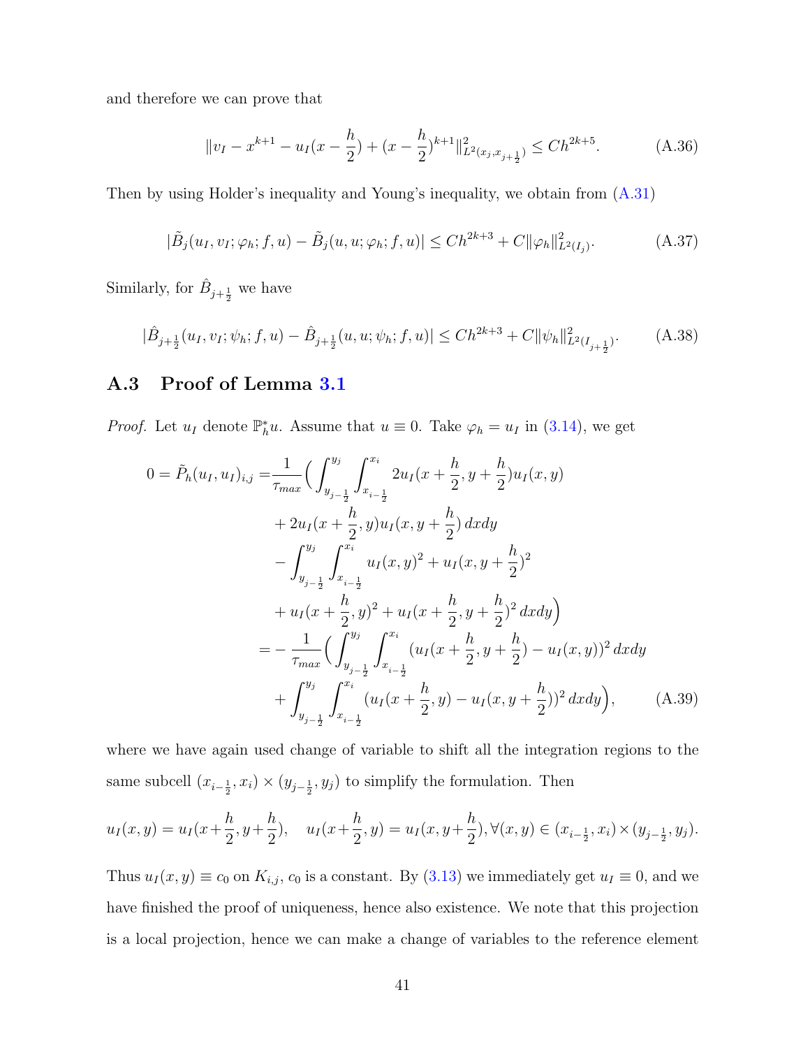and therefore we can prove that

$$\|v_I - x^{k+1} - u_I(x - \frac{h}{2}) + (x - \frac{h}{2})^{k+1}\|^2_{L^2(x_j, x_{j+\frac{1}{2}})} \leq Ch^{2k+5}. \tag{A.36}$$

Then by using Holder's inequality and Young's inequality, we obtain from (A.31)

$$|\tilde{B}_j(u_I, v_I; \varphi_h; f, u) - \tilde{B}_j(u, u; \varphi_h; f, u)| \leq Ch^{2k+3} + C\|\varphi_h\|^2_{L^2(I_j)}. \tag{A.37}$$

Similarly, for $\hat{B}_{j+\frac{1}{2}}$ we have

$$|\hat{B}_{j+\frac{1}{2}}(u_I, v_I; \psi_h; f, u) - \hat{B}_{j+\frac{1}{2}}(u, u; \psi_h; f, u)| \leq Ch^{2k+3} + C\|\psi_h\|^2_{L^2(I_{j+\frac{1}{2}})}. \tag{A.38}$$

## A.3 Proof of Lemma 3.1

*Proof.* Let $u_I$ denote $\mathbb{P}_h^* u$. Assume that $u \equiv 0$. Take $\varphi_h = u_I$ in (3.14), we get

$$\begin{aligned}
0 = \tilde{P}_h(u_I, u_I)_{i,j} =& \frac{1}{\tau_{max}} \Big( \int_{y_{j-\frac{1}{2}}}^{y_j} \int_{x_{i-\frac{1}{2}}}^{x_i} 2u_I(x + \frac{h}{2}, y + \frac{h}{2}) u_I(x, y) \\
&+ 2u_I(x + \frac{h}{2}, y) u_I(x, y + \frac{h}{2}) \, dxdy \\
&- \int_{y_{j-\frac{1}{2}}}^{y_j} \int_{x_{i-\frac{1}{2}}}^{x_i} u_I(x, y)^2 + u_I(x, y + \frac{h}{2})^2 \\
&+ u_I(x + \frac{h}{2}, y)^2 + u_I(x + \frac{h}{2}, y + \frac{h}{2})^2 \, dxdy \Big) \\
=& - \frac{1}{\tau_{max}} \Big( \int_{y_{j-\frac{1}{2}}}^{y_j} \int_{x_{i-\frac{1}{2}}}^{x_i} (u_I(x + \frac{h}{2}, y + \frac{h}{2}) - u_I(x, y))^2 \, dxdy \\
&+ \int_{y_{j-\frac{1}{2}}}^{y_j} \int_{x_{i-\frac{1}{2}}}^{x_i} (u_I(x + \frac{h}{2}, y) - u_I(x, y + \frac{h}{2}))^2 \, dxdy \Big),
\end{aligned} \tag{A.39}$$

where we have again used change of variable to shift all the integration regions to the same subcell $(x_{i-\frac{1}{2}}, x_i) \times (y_{j-\frac{1}{2}}, y_j)$ to simplify the formulation. Then

$$u_I(x, y) = u_I(x + \frac{h}{2}, y + \frac{h}{2}), \quad u_I(x + \frac{h}{2}, y) = u_I(x, y + \frac{h}{2}), \forall (x, y) \in (x_{i-\frac{1}{2}}, x_i) \times (y_{j-\frac{1}{2}}, y_j).$$

Thus $u_I(x, y) \equiv c_0$ on $K_{i,j}$, $c_0$ is a constant. By (3.13) we immediately get $u_I \equiv 0$, and we have finished the proof of uniqueness, hence also existence. We note that this projection is a local projection, hence we can make a change of variables to the reference element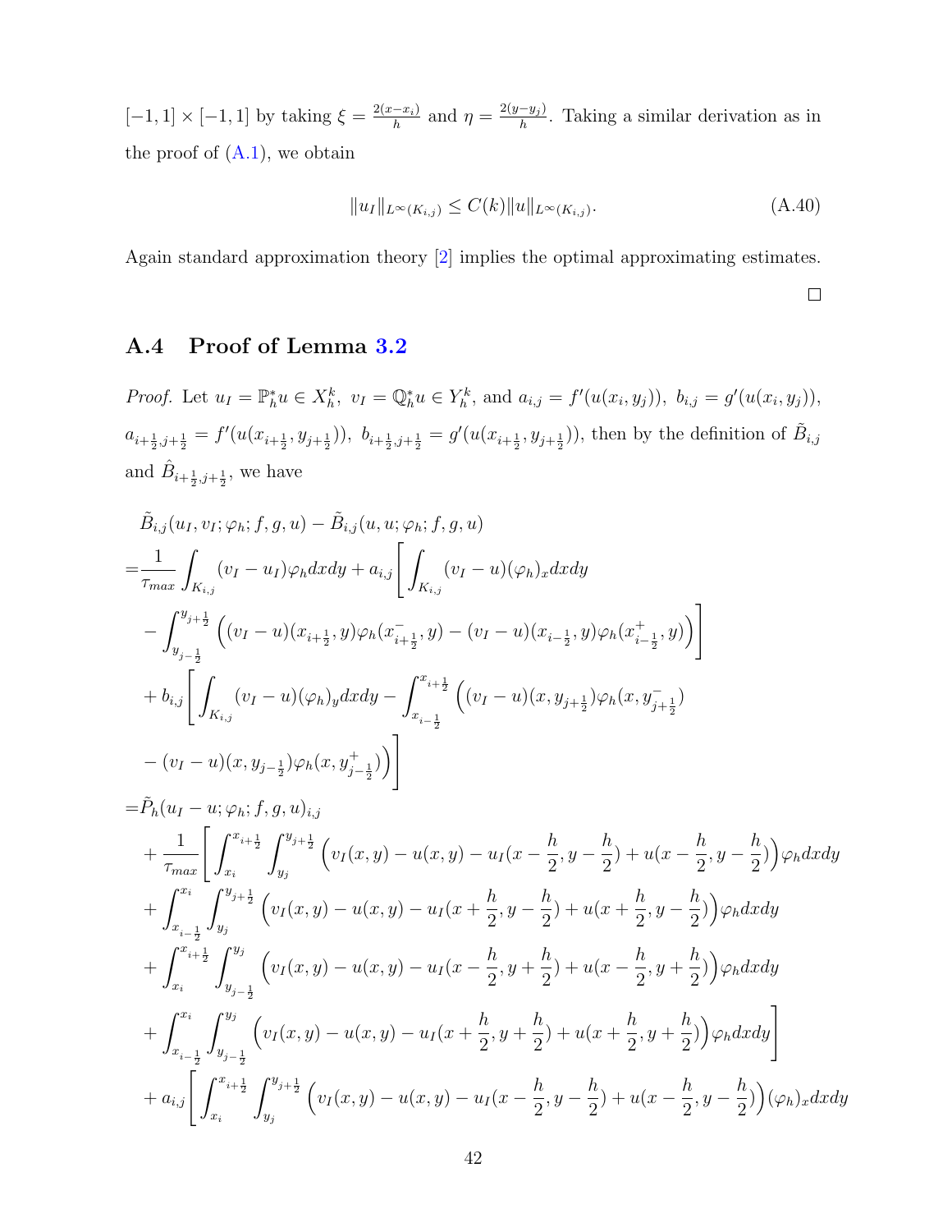$[-1,1]\times[-1,1]$ by taking $\xi = \frac{2(x-x_i)}{h}$ and $\eta = \frac{2(y-y_j)}{h}$. Taking a similar derivation as in the proof of (A.1), we obtain

$$\|u_I\|_{L^\infty(K_{i,j})} \leq C(k)\|u\|_{L^\infty(K_{i,j})}. \tag{A.40}$$

Again standard approximation theory [2] implies the optimal approximating estimates.

□

## A.4 Proof of Lemma 3.2

*Proof.* Let $u_I = \mathbb{P}_h^* u \in X_h^k$, $v_I = \mathbb{Q}_h^* u \in Y_h^k$, and $a_{i,j} = f'(u(x_i,y_j))$, $b_{i,j} = g'(u(x_i,y_j))$, $a_{i+\frac{1}{2},j+\frac{1}{2}} = f'(u(x_{i+\frac{1}{2}},y_{j+\frac{1}{2}}))$, $b_{i+\frac{1}{2},j+\frac{1}{2}} = g'(u(x_{i+\frac{1}{2}},y_{j+\frac{1}{2}}))$, then by the definition of $\tilde{B}_{i,j}$ and $\hat{B}_{i+\frac{1}{2},j+\frac{1}{2}}$, we have

$$
\begin{aligned}
&\tilde{B}_{i,j}(u_I,v_I;\varphi_h;f,g,u) - \tilde{B}_{i,j}(u,u;\varphi_h;f,g,u)\\
=&\frac{1}{\tau_{max}}\int_{K_{i,j}}(v_I-u_I)\varphi_h dxdy + a_{i,j}\Bigg[\int_{K_{i,j}}(v_I-u)(\varphi_h)_x dxdy\\
&-\int_{y_{j-\frac{1}{2}}}^{y_{j+\frac{1}{2}}}\Big((v_I-u)(x_{i+\frac{1}{2}},y)\varphi_h(x_{i+\frac{1}{2}}^-,y) - (v_I-u)(x_{i-\frac{1}{2}},y)\varphi_h(x_{i-\frac{1}{2}}^+,y)\Big)\Bigg]\\
&+b_{i,j}\Bigg[\int_{K_{i,j}}(v_I-u)(\varphi_h)_y dxdy - \int_{x_{i-\frac{1}{2}}}^{x_{i+\frac{1}{2}}}\Big((v_I-u)(x,y_{j+\frac{1}{2}})\varphi_h(x,y_{j+\frac{1}{2}}^-)\\
&-(v_I-u)(x,y_{j-\frac{1}{2}})\varphi_h(x,y_{j-\frac{1}{2}}^+)\Big)\Bigg]\\
=&\tilde{P}_h(u_I-u;\varphi_h;f,g,u)_{i,j}\\
&+\frac{1}{\tau_{max}}\Bigg[\int_{x_i}^{x_{i+\frac{1}{2}}}\int_{y_j}^{y_{j+\frac{1}{2}}}\Big(v_I(x,y)-u(x,y)-u_I(x-\frac{h}{2},y-\frac{h}{2})+u(x-\frac{h}{2},y-\frac{h}{2})\Big)\varphi_h dxdy\\
&+\int_{x_{i-\frac{1}{2}}}^{x_i}\int_{y_j}^{y_{j+\frac{1}{2}}}\Big(v_I(x,y)-u(x,y)-u_I(x+\frac{h}{2},y-\frac{h}{2})+u(x+\frac{h}{2},y-\frac{h}{2})\Big)\varphi_h dxdy\\
&+\int_{x_i}^{x_{i+\frac{1}{2}}}\int_{y_{j-\frac{1}{2}}}^{y_j}\Big(v_I(x,y)-u(x,y)-u_I(x-\frac{h}{2},y+\frac{h}{2})+u(x-\frac{h}{2},y+\frac{h}{2})\Big)\varphi_h dxdy\\
&+\int_{x_{i-\frac{1}{2}}}^{x_i}\int_{y_{j-\frac{1}{2}}}^{y_j}\Big(v_I(x,y)-u(x,y)-u_I(x+\frac{h}{2},y+\frac{h}{2})+u(x+\frac{h}{2},y+\frac{h}{2})\Big)\varphi_h dxdy\Bigg]\\
&+a_{i,j}\Bigg[\int_{x_i}^{x_{i+\frac{1}{2}}}\int_{y_j}^{y_{j+\frac{1}{2}}}\Big(v_I(x,y)-u(x,y)-u_I(x-\frac{h}{2},y-\frac{h}{2})+u(x-\frac{h}{2},y-\frac{h}{2})\Big)(\varphi_h)_x dxdy
\end{aligned}
$$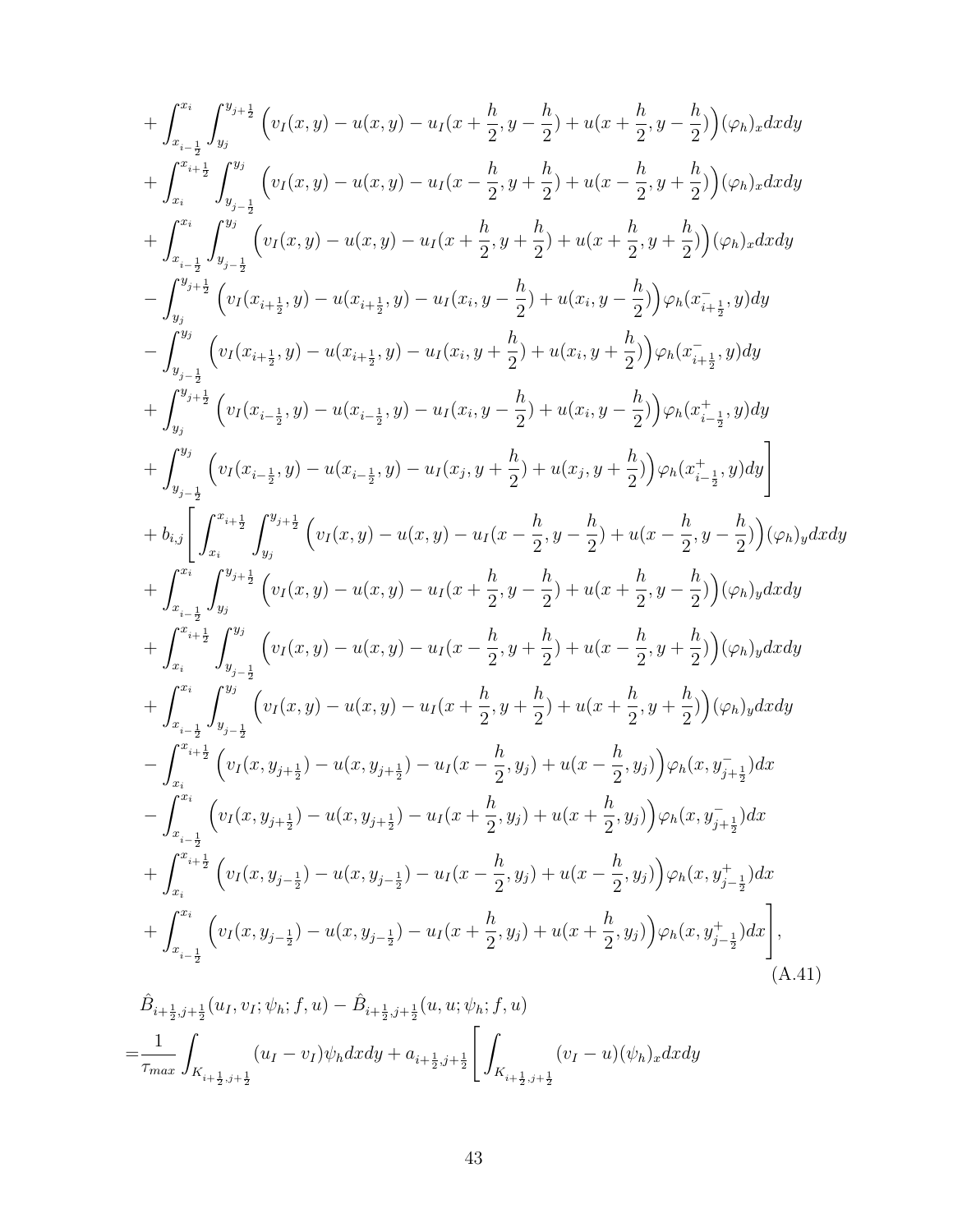$$
\begin{aligned}
&+\int_{x_{i-\frac{1}{2}}}^{x_i}\int_{y_j}^{y_{j+\frac{1}{2}}}\Big(v_I(x,y)-u(x,y)-u_I(x+\frac{h}{2},y-\frac{h}{2})+u(x+\frac{h}{2},y-\frac{h}{2})\Big)(\varphi_h)_x dxdy\\
&+\int_{x_i}^{x_{i+\frac{1}{2}}}\int_{y_{j-\frac{1}{2}}}^{y_j}\Big(v_I(x,y)-u(x,y)-u_I(x-\frac{h}{2},y+\frac{h}{2})+u(x-\frac{h}{2},y+\frac{h}{2})\Big)(\varphi_h)_x dxdy\\
&+\int_{x_{i-\frac{1}{2}}}^{x_i}\int_{y_{j-\frac{1}{2}}}^{y_j}\Big(v_I(x,y)-u(x,y)-u_I(x+\frac{h}{2},y+\frac{h}{2})+u(x+\frac{h}{2},y+\frac{h}{2})\Big)(\varphi_h)_x dxdy\\
&-\int_{y_j}^{y_{j+\frac{1}{2}}}\Big(v_I(x_{i+\frac{1}{2}},y)-u(x_{i+\frac{1}{2}},y)-u_I(x_i,y-\frac{h}{2})+u(x_i,y-\frac{h}{2})\Big)\varphi_h(x^-_{i+\frac{1}{2}},y)dy\\
&-\int_{y_{j-\frac{1}{2}}}^{y_j}\Big(v_I(x_{i+\frac{1}{2}},y)-u(x_{i+\frac{1}{2}},y)-u_I(x_i,y+\frac{h}{2})+u(x_i,y+\frac{h}{2})\Big)\varphi_h(x^-_{i+\frac{1}{2}},y)dy\\
&+\int_{y_j}^{y_{j+\frac{1}{2}}}\Big(v_I(x_{i-\frac{1}{2}},y)-u(x_{i-\frac{1}{2}},y)-u_I(x_i,y-\frac{h}{2})+u(x_i,y-\frac{h}{2})\Big)\varphi_h(x^+_{i-\frac{1}{2}},y)dy\\
&+\int_{y_{j-\frac{1}{2}}}^{y_j}\Big(v_I(x_{i-\frac{1}{2}},y)-u(x_{i-\frac{1}{2}},y)-u_I(x_j,y+\frac{h}{2})+u(x_j,y+\frac{h}{2})\Big)\varphi_h(x^+_{i-\frac{1}{2}},y)dy\Bigg]\\
&+b_{i,j}\Bigg[\int_{x_i}^{x_{i+\frac{1}{2}}}\int_{y_j}^{y_{j+\frac{1}{2}}}\Big(v_I(x,y)-u(x,y)-u_I(x-\frac{h}{2},y-\frac{h}{2})+u(x-\frac{h}{2},y-\frac{h}{2})\Big)(\varphi_h)_y dxdy\\
&+\int_{x_{i-\frac{1}{2}}}^{x_i}\int_{y_j}^{y_{j+\frac{1}{2}}}\Big(v_I(x,y)-u(x,y)-u_I(x+\frac{h}{2},y-\frac{h}{2})+u(x+\frac{h}{2},y-\frac{h}{2})\Big)(\varphi_h)_y dxdy\\
&+\int_{x_i}^{x_{i+\frac{1}{2}}}\int_{y_{j-\frac{1}{2}}}^{y_j}\Big(v_I(x,y)-u(x,y)-u_I(x-\frac{h}{2},y+\frac{h}{2})+u(x-\frac{h}{2},y+\frac{h}{2})\Big)(\varphi_h)_y dxdy\\
&+\int_{x_{i-\frac{1}{2}}}^{x_i}\int_{y_{j-\frac{1}{2}}}^{y_j}\Big(v_I(x,y)-u(x,y)-u_I(x+\frac{h}{2},y+\frac{h}{2})+u(x+\frac{h}{2},y+\frac{h}{2})\Big)(\varphi_h)_y dxdy\\
&-\int_{x_i}^{x_{i+\frac{1}{2}}}\Big(v_I(x,y_{j+\frac{1}{2}})-u(x,y_{j+\frac{1}{2}})-u_I(x-\frac{h}{2},y_j)+u(x-\frac{h}{2},y_j)\Big)\varphi_h(x,y^-_{j+\frac{1}{2}})dx\\
&-\int_{x_{i-\frac{1}{2}}}^{x_i}\Big(v_I(x,y_{j+\frac{1}{2}})-u(x,y_{j+\frac{1}{2}})-u_I(x+\frac{h}{2},y_j)+u(x+\frac{h}{2},y_j)\Big)\varphi_h(x,y^-_{j+\frac{1}{2}})dx\\
&+\int_{x_i}^{x_{i+\frac{1}{2}}}\Big(v_I(x,y_{j-\frac{1}{2}})-u(x,y_{j-\frac{1}{2}})-u_I(x-\frac{h}{2},y_j)+u(x-\frac{h}{2},y_j)\Big)\varphi_h(x,y^+_{j-\frac{1}{2}})dx\\
&+\int_{x_{i-\frac{1}{2}}}^{x_i}\Big(v_I(x,y_{j-\frac{1}{2}})-u(x,y_{j-\frac{1}{2}})-u_I(x+\frac{h}{2},y_j)+u(x+\frac{h}{2},y_j)\Big)\varphi_h(x,y^+_{j-\frac{1}{2}})dx\Bigg],
\end{aligned}
\tag{A.41}
$$

$$
\begin{aligned}
&\hat{B}_{i+\frac{1}{2},j+\frac{1}{2}}(u_I,v_I;\psi_h;f,u)-\hat{B}_{i+\frac{1}{2},j+\frac{1}{2}}(u,u;\psi_h;f,u)\\
=&\frac{1}{\tau_{max}}\int_{K_{i+\frac{1}{2},j+\frac{1}{2}}}(u_I-v_I)\psi_h dxdy+a_{i+\frac{1}{2},j+\frac{1}{2}}\Bigg[\int_{K_{i+\frac{1}{2},j+\frac{1}{2}}}(v_I-u)(\psi_h)_x dxdy
\end{aligned}
$$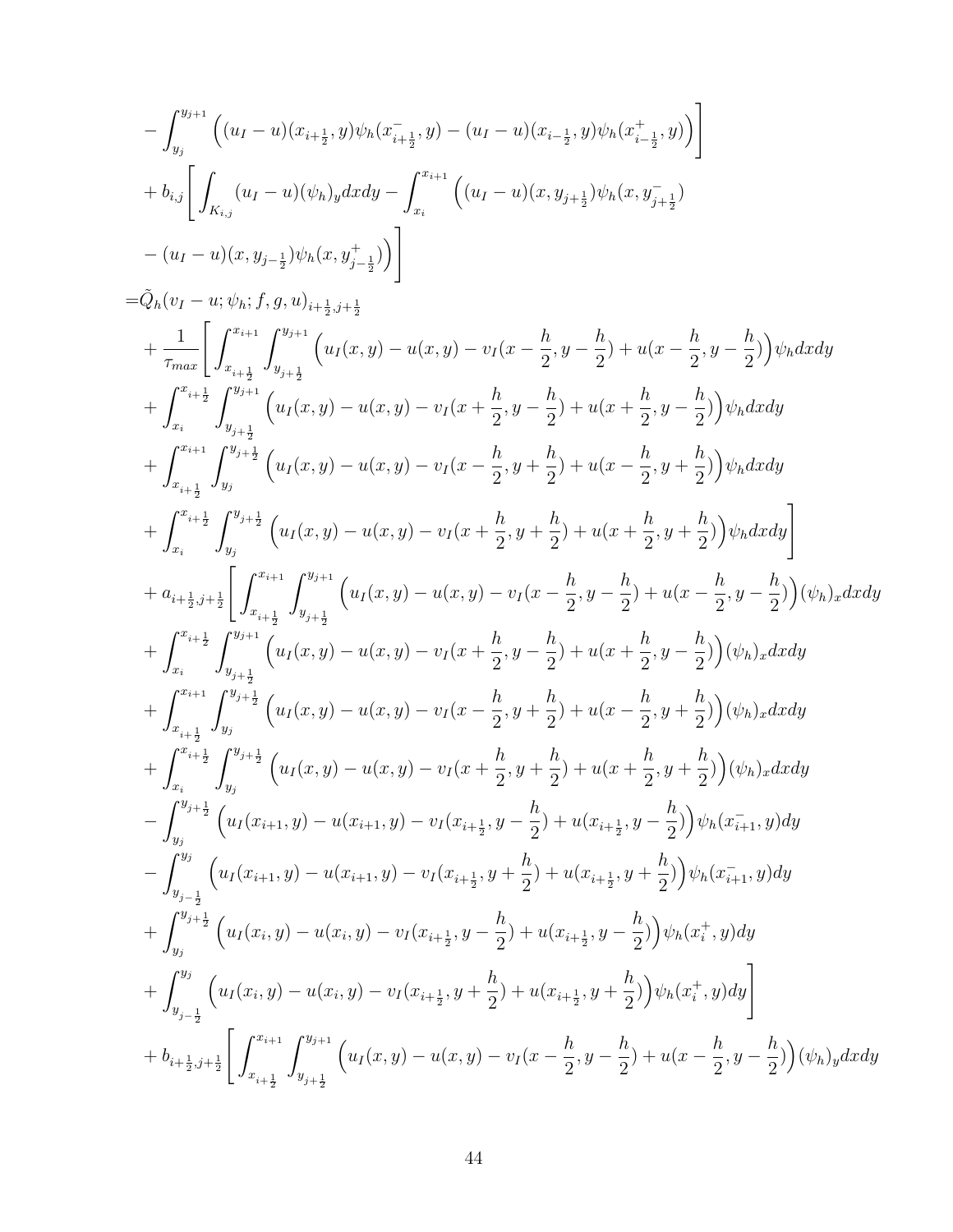$$
\begin{aligned}
&- \int_{y_j}^{y_{j+1}} \Big( (u_I - u)(x_{i+\frac{1}{2}}, y)\psi_h(x^-_{i+\frac{1}{2}}, y) - (u_I - u)(x_{i-\frac{1}{2}}, y)\psi_h(x^+_{i-\frac{1}{2}}, y) \Big) \Bigg] \\
&+ b_{i,j} \Bigg[ \int_{K_{i,j}} (u_I - u)(\psi_h)_y dxdy - \int_{x_i}^{x_{i+1}} \Big( (u_I - u)(x, y_{j+\frac{1}{2}})\psi_h(x, y^-_{j+\frac{1}{2}}) \\
&- (u_I - u)(x, y_{j-\frac{1}{2}})\psi_h(x, y^+_{j-\frac{1}{2}}) \Big) \Bigg] \\
=& \tilde{Q}_h(v_I - u; \psi_h; f, g, u)_{i+\frac{1}{2}, j+\frac{1}{2}} \\
&+ \frac{1}{\tau_{max}} \Bigg[ \int_{x_{i+\frac{1}{2}}}^{x_{i+1}} \int_{y_{j+\frac{1}{2}}}^{y_{j+1}} \Big( u_I(x,y) - u(x,y) - v_I(x - \frac{h}{2}, y - \frac{h}{2}) + u(x - \frac{h}{2}, y - \frac{h}{2}) \Big) \psi_h dxdy \\
&+ \int_{x_i}^{x_{i+\frac{1}{2}}} \int_{y_{j+\frac{1}{2}}}^{y_{j+1}} \Big( u_I(x,y) - u(x,y) - v_I(x + \frac{h}{2}, y - \frac{h}{2}) + u(x + \frac{h}{2}, y - \frac{h}{2}) \Big) \psi_h dxdy \\
&+ \int_{x_{i+\frac{1}{2}}}^{x_{i+1}} \int_{y_j}^{y_{j+\frac{1}{2}}} \Big( u_I(x,y) - u(x,y) - v_I(x - \frac{h}{2}, y + \frac{h}{2}) + u(x - \frac{h}{2}, y + \frac{h}{2}) \Big) \psi_h dxdy \\
&+ \int_{x_i}^{x_{i+\frac{1}{2}}} \int_{y_j}^{y_{j+\frac{1}{2}}} \Big( u_I(x,y) - u(x,y) - v_I(x + \frac{h}{2}, y + \frac{h}{2}) + u(x + \frac{h}{2}, y + \frac{h}{2}) \Big) \psi_h dxdy \Bigg] \\
&+ a_{i+\frac{1}{2}, j+\frac{1}{2}} \Bigg[ \int_{x_{i+\frac{1}{2}}}^{x_{i+1}} \int_{y_{j+\frac{1}{2}}}^{y_{j+1}} \Big( u_I(x,y) - u(x,y) - v_I(x - \frac{h}{2}, y - \frac{h}{2}) + u(x - \frac{h}{2}, y - \frac{h}{2}) \Big) (\psi_h)_x dxdy \\
&+ \int_{x_i}^{x_{i+\frac{1}{2}}} \int_{y_{j+\frac{1}{2}}}^{y_{j+1}} \Big( u_I(x,y) - u(x,y) - v_I(x + \frac{h}{2}, y - \frac{h}{2}) + u(x + \frac{h}{2}, y - \frac{h}{2}) \Big) (\psi_h)_x dxdy \\
&+ \int_{x_{i+\frac{1}{2}}}^{x_{i+1}} \int_{y_j}^{y_{j+\frac{1}{2}}} \Big( u_I(x,y) - u(x,y) - v_I(x - \frac{h}{2}, y + \frac{h}{2}) + u(x - \frac{h}{2}, y + \frac{h}{2}) \Big) (\psi_h)_x dxdy \\
&+ \int_{x_i}^{x_{i+\frac{1}{2}}} \int_{y_j}^{y_{j+\frac{1}{2}}} \Big( u_I(x,y) - u(x,y) - v_I(x + \frac{h}{2}, y + \frac{h}{2}) + u(x + \frac{h}{2}, y + \frac{h}{2}) \Big) (\psi_h)_x dxdy \\
&- \int_{y_j}^{y_{j+\frac{1}{2}}} \Big( u_I(x_{i+1}, y) - u(x_{i+1}, y) - v_I(x_{i+\frac{1}{2}}, y - \frac{h}{2}) + u(x_{i+\frac{1}{2}}, y - \frac{h}{2}) \Big) \psi_h(x^-_{i+1}, y) dy \\
&- \int_{y_{j-\frac{1}{2}}}^{y_j} \Big( u_I(x_{i+1}, y) - u(x_{i+1}, y) - v_I(x_{i+\frac{1}{2}}, y + \frac{h}{2}) + u(x_{i+\frac{1}{2}}, y + \frac{h}{2}) \Big) \psi_h(x^-_{i+1}, y) dy \\
&+ \int_{y_j}^{y_{j+\frac{1}{2}}} \Big( u_I(x_i, y) - u(x_i, y) - v_I(x_{i+\frac{1}{2}}, y - \frac{h}{2}) + u(x_{i+\frac{1}{2}}, y - \frac{h}{2}) \Big) \psi_h(x^+_i, y) dy \\
&+ \int_{y_{j-\frac{1}{2}}}^{y_j} \Big( u_I(x_i, y) - u(x_i, y) - v_I(x_{i+\frac{1}{2}}, y + \frac{h}{2}) + u(x_{i+\frac{1}{2}}, y + \frac{h}{2}) \Big) \psi_h(x^+_i, y) dy \Bigg] \\
&+ b_{i+\frac{1}{2}, j+\frac{1}{2}} \Bigg[ \int_{x_{i+\frac{1}{2}}}^{x_{i+1}} \int_{y_{j+\frac{1}{2}}}^{y_{j+1}} \Big( u_I(x,y) - u(x,y) - v_I(x - \frac{h}{2}, y - \frac{h}{2}) + u(x - \frac{h}{2}, y - \frac{h}{2}) \Big) (\psi_h)_y dxdy
\end{aligned}
$$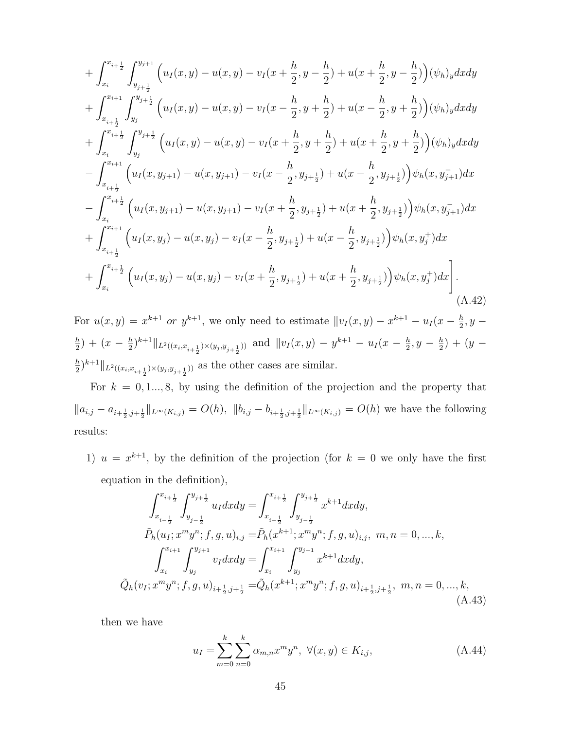$$
\begin{aligned}
&+\int_{x_i}^{x_{i+\frac{1}{2}}}\int_{y_{j+\frac{1}{2}}}^{y_{j+1}}\Big(u_I(x,y)-u(x,y)-v_I(x+\frac{h}{2},y-\frac{h}{2})+u(x+\frac{h}{2},y-\frac{h}{2})\Big)(\psi_h)_y dxdy\\
&+\int_{x_{i+\frac{1}{2}}}^{x_{i+1}}\int_{y_j}^{y_{j+\frac{1}{2}}}\Big(u_I(x,y)-u(x,y)-v_I(x-\frac{h}{2},y+\frac{h}{2})+u(x-\frac{h}{2},y+\frac{h}{2})\Big)(\psi_h)_y dxdy\\
&+\int_{x_i}^{x_{i+\frac{1}{2}}}\int_{y_j}^{y_{j+\frac{1}{2}}}\Big(u_I(x,y)-u(x,y)-v_I(x+\frac{h}{2},y+\frac{h}{2})+u(x+\frac{h}{2},y+\frac{h}{2})\Big)(\psi_h)_y dxdy\\
&-\int_{x_{i+\frac{1}{2}}}^{x_{i+1}}\Big(u_I(x,y_{j+1})-u(x,y_{j+1})-v_I(x-\frac{h}{2},y_{j+\frac{1}{2}})+u(x-\frac{h}{2},y_{j+\frac{1}{2}})\Big)\psi_h(x,y_{j+1}^-)dx\\
&-\int_{x_i}^{x_{i+\frac{1}{2}}}\Big(u_I(x,y_{j+1})-u(x,y_{j+1})-v_I(x+\frac{h}{2},y_{j+\frac{1}{2}})+u(x+\frac{h}{2},y_{j+\frac{1}{2}})\Big)\psi_h(x,y_{j+1}^-)dx\\
&+\int_{x_{i+\frac{1}{2}}}^{x_{i+1}}\Big(u_I(x,y_j)-u(x,y_j)-v_I(x-\frac{h}{2},y_{j+\frac{1}{2}})+u(x-\frac{h}{2},y_{j+\frac{1}{2}})\Big)\psi_h(x,y_j^+)dx\\
&+\int_{x_i}^{x_{i+\frac{1}{2}}}\Big(u_I(x,y_j)-u(x,y_j)-v_I(x+\frac{h}{2},y_{j+\frac{1}{2}})+u(x+\frac{h}{2},y_{j+\frac{1}{2}})\Big)\psi_h(x,y_j^+)dx\Bigg].
\end{aligned}
\tag{A.42}
$$

For $u(x,y) = x^{k+1}$ *or* $y^{k+1}$, we only need to estimate $\|v_I(x,y) - x^{k+1} - u_I(x-\frac{h}{2}, y-\frac{h}{2}) + (x-\frac{h}{2})^{k+1}\|_{L^2((x_i,x_{i+\frac{1}{2}})\times(y_j,y_{j+\frac{1}{2}}))}$ and $\|v_I(x,y) - y^{k+1} - u_I(x-\frac{h}{2}, y-\frac{h}{2}) + (y-\frac{h}{2})^{k+1}\|_{L^2((x_i,x_{i+\frac{1}{2}})\times(y_j,y_{j+\frac{1}{2}}))}$ as the other cases are similar.

For $k = 0, 1..., 8$, by using the definition of the projection and the property that $\|a_{i,j} - a_{i+\frac{1}{2},j+\frac{1}{2}}\|_{L^\infty(K_{i,j})} = O(h)$, $\|b_{i,j} - b_{i+\frac{1}{2},j+\frac{1}{2}}\|_{L^\infty(K_{i,j})} = O(h)$ we have the following results:

1) $u = x^{k+1}$, by the definition of the projection (for $k = 0$ we only have the first equation in the definition),

$$
\begin{aligned}
\int_{x_{i-\frac{1}{2}}}^{x_{i+\frac{1}{2}}}\int_{y_{j-\frac{1}{2}}}^{y_{j+\frac{1}{2}}} u_I dxdy &= \int_{x_{i-\frac{1}{2}}}^{x_{i+\frac{1}{2}}}\int_{y_{j-\frac{1}{2}}}^{y_{j+\frac{1}{2}}} x^{k+1} dxdy,\\
\tilde{P}_h(u_I; x^m y^n; f, g, u)_{i,j} &= \tilde{P}_h(x^{k+1}; x^m y^n; f, g, u)_{i,j},\ m, n = 0, ..., k,\\
\int_{x_i}^{x_{i+1}}\int_{y_j}^{y_{j+1}} v_I dxdy &= \int_{x_i}^{x_{i+1}}\int_{y_j}^{y_{j+1}} x^{k+1} dxdy,\\
\tilde{Q}_h(v_I; x^m y^n; f, g, u)_{i+\frac{1}{2},j+\frac{1}{2}} &= \tilde{Q}_h(x^{k+1}; x^m y^n; f, g, u)_{i+\frac{1}{2},j+\frac{1}{2}},\ m, n = 0, ..., k,
\end{aligned}
\tag{A.43}
$$

then we have

$$
u_I = \sum_{m=0}^{k}\sum_{n=0}^{k} \alpha_{m,n} x^m y^n,\ \forall (x,y) \in K_{i,j}, \tag{A.44}
$$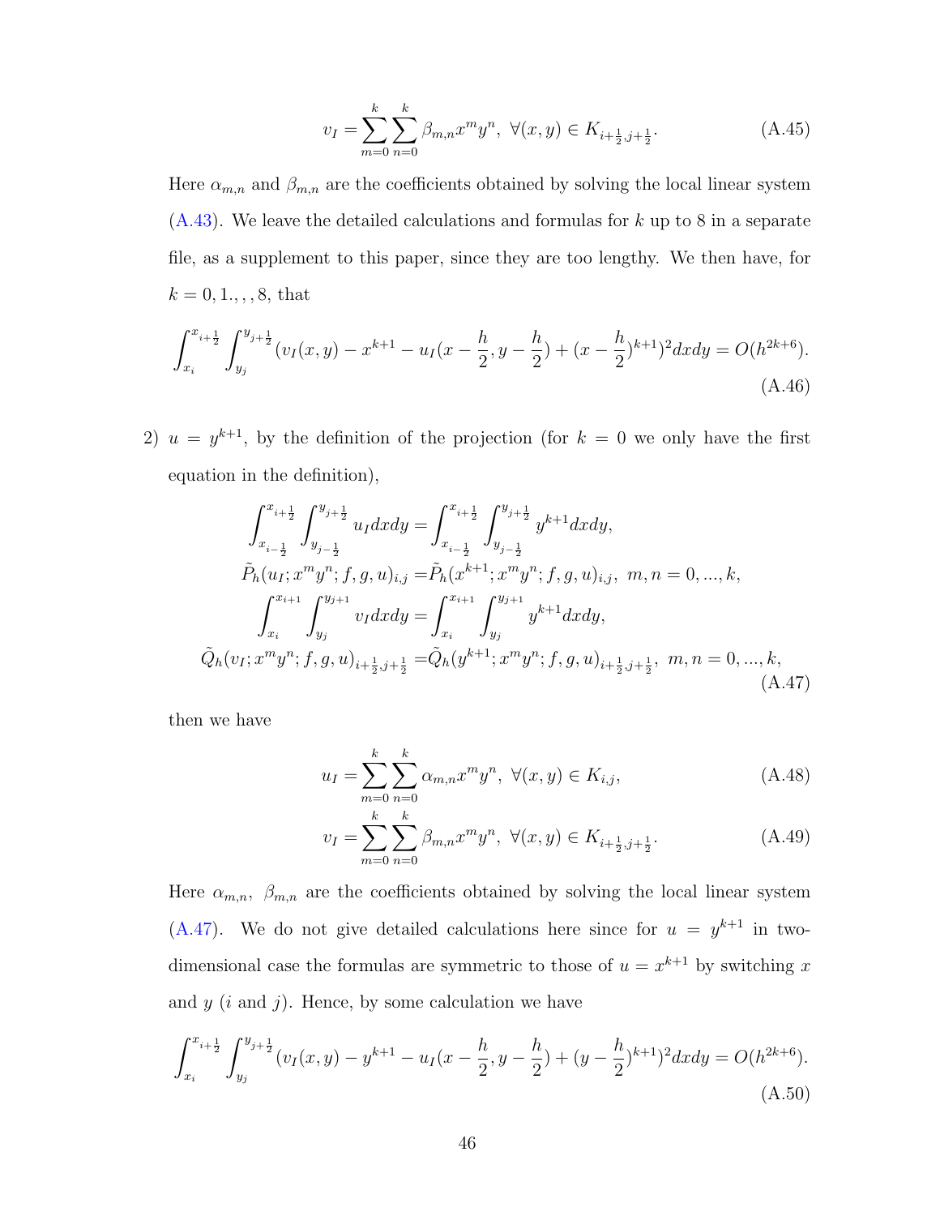$$v_I = \sum_{m=0}^{k}\sum_{n=0}^{k} \beta_{m,n} x^m y^n, \ \forall (x,y) \in K_{i+\frac{1}{2},j+\frac{1}{2}}. \tag{A.45}$$

Here $\alpha_{m,n}$ and $\beta_{m,n}$ are the coefficients obtained by solving the local linear system (A.43). We leave the detailed calculations and formulas for $k$ up to 8 in a separate file, as a supplement to this paper, since they are too lengthy. We then have, for $k = 0, 1., , , 8$, that

$$\int_{x_i}^{x_{i+\frac{1}{2}}} \int_{y_j}^{y_{j+\frac{1}{2}}} (v_I(x,y) - x^{k+1} - u_I(x - \frac{h}{2}, y - \frac{h}{2}) + (x - \frac{h}{2})^{k+1})^2 dxdy = O(h^{2k+6}). \tag{A.46}$$

2) $u = y^{k+1}$, by the definition of the projection (for $k = 0$ we only have the first equation in the definition),

$$\begin{aligned}
\int_{x_{i-\frac{1}{2}}}^{x_{i+\frac{1}{2}}} \int_{y_{j-\frac{1}{2}}}^{y_{j+\frac{1}{2}}} u_I dxdy &= \int_{x_{i-\frac{1}{2}}}^{x_{i+\frac{1}{2}}} \int_{y_{j-\frac{1}{2}}}^{y_{j+\frac{1}{2}}} y^{k+1} dxdy, \\
\tilde{P}_h(u_I; x^m y^n; f, g, u)_{i,j} &= \tilde{P}_h(x^{k+1}; x^m y^n; f, g, u)_{i,j}, \ m, n = 0, ..., k, \\
\int_{x_i}^{x_{i+1}} \int_{y_j}^{y_{j+1}} v_I dxdy &= \int_{x_i}^{x_{i+1}} \int_{y_j}^{y_{j+1}} y^{k+1} dxdy, \\
\tilde{Q}_h(v_I; x^m y^n; f, g, u)_{i+\frac{1}{2},j+\frac{1}{2}} &= \tilde{Q}_h(y^{k+1}; x^m y^n; f, g, u)_{i+\frac{1}{2},j+\frac{1}{2}}, \ m, n = 0, ..., k,
\end{aligned} \tag{A.47}$$

then we have

$$u_I = \sum_{m=0}^{k}\sum_{n=0}^{k} \alpha_{m,n} x^m y^n, \ \forall (x,y) \in K_{i,j}, \tag{A.48}$$

$$v_I = \sum_{m=0}^{k}\sum_{n=0}^{k} \beta_{m,n} x^m y^n, \ \forall (x,y) \in K_{i+\frac{1}{2},j+\frac{1}{2}}. \tag{A.49}$$

Here $\alpha_{m,n}$, $\beta_{m,n}$ are the coefficients obtained by solving the local linear system (A.47). We do not give detailed calculations here since for $u = y^{k+1}$ in two-dimensional case the formulas are symmetric to those of $u = x^{k+1}$ by switching $x$ and $y$ ($i$ and $j$). Hence, by some calculation we have

$$\int_{x_i}^{x_{i+\frac{1}{2}}} \int_{y_j}^{y_{j+\frac{1}{2}}} (v_I(x,y) - y^{k+1} - u_I(x - \frac{h}{2}, y - \frac{h}{2}) + (y - \frac{h}{2})^{k+1})^2 dxdy = O(h^{2k+6}). \tag{A.50}$$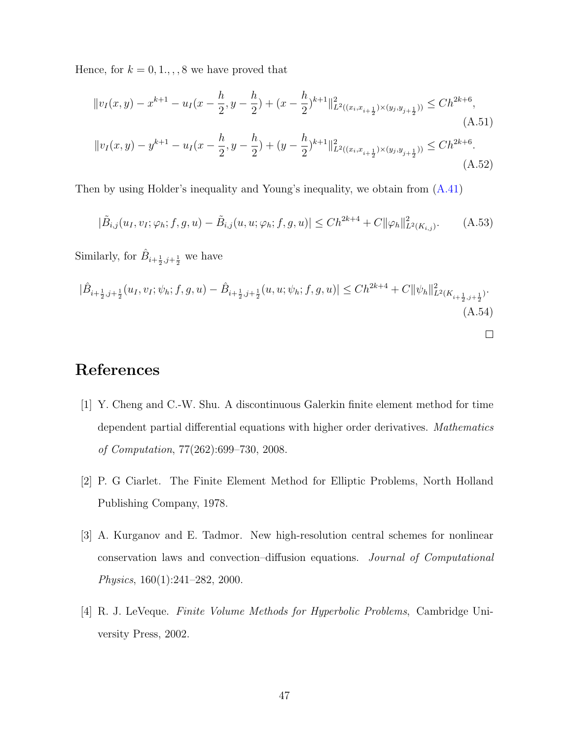Hence, for $k = 0, 1., , , 8$ we have proved that

$$\|v_I(x,y) - x^{k+1} - u_I(x - \frac{h}{2}, y - \frac{h}{2}) + (x - \frac{h}{2})^{k+1}\|^2_{L^2((x_i, x_{i+\frac{1}{2}})\times(y_j, y_{j+\frac{1}{2}}))} \leq Ch^{2k+6}, \tag{A.51}$$

$$\|v_I(x,y) - y^{k+1} - u_I(x - \frac{h}{2}, y - \frac{h}{2}) + (y - \frac{h}{2})^{k+1}\|^2_{L^2((x_i, x_{i+\frac{1}{2}})\times(y_j, y_{j+\frac{1}{2}}))} \leq Ch^{2k+6}. \tag{A.52}$$

Then by using Holder's inequality and Young's inequality, we obtain from (A.41)

$$|\tilde{B}_{i,j}(u_I, v_I; \varphi_h; f, g, u) - \tilde{B}_{i,j}(u, u; \varphi_h; f, g, u)| \leq Ch^{2k+4} + C\|\varphi_h\|^2_{L^2(K_{i,j})}. \tag{A.53}$$

Similarly, for $\hat{B}_{i+\frac{1}{2},j+\frac{1}{2}}$ we have

$$|\hat{B}_{i+\frac{1}{2},j+\frac{1}{2}}(u_I, v_I; \psi_h; f, g, u) - \hat{B}_{i+\frac{1}{2},j+\frac{1}{2}}(u, u; \psi_h; f, g, u)| \leq Ch^{2k+4} + C\|\psi_h\|^2_{L^2(K_{i+\frac{1}{2},j+\frac{1}{2}})}. \tag{A.54}$$

□

# References

[1] Y. Cheng and C.-W. Shu. A discontinuous Galerkin finite element method for time dependent partial differential equations with higher order derivatives. *Mathematics of Computation*, 77(262):699–730, 2008.

[2] P. G Ciarlet. The Finite Element Method for Elliptic Problems, North Holland Publishing Company, 1978.

[3] A. Kurganov and E. Tadmor. New high-resolution central schemes for nonlinear conservation laws and convection–diffusion equations. *Journal of Computational Physics*, 160(1):241–282, 2000.

[4] R. J. LeVeque. *Finite Volume Methods for Hyperbolic Problems*, Cambridge University Press, 2002.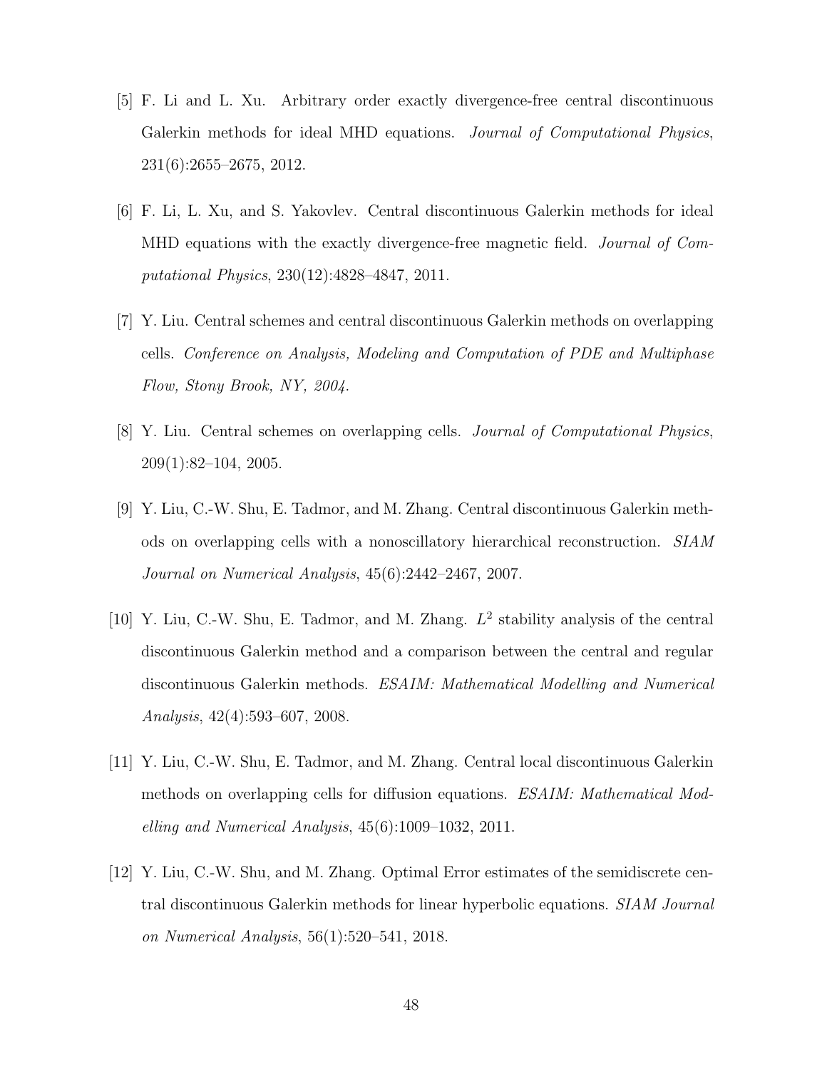[5] F. Li and L. Xu. Arbitrary order exactly divergence-free central discontinuous Galerkin methods for ideal MHD equations. *Journal of Computational Physics*, 231(6):2655–2675, 2012.

[6] F. Li, L. Xu, and S. Yakovlev. Central discontinuous Galerkin methods for ideal MHD equations with the exactly divergence-free magnetic field. *Journal of Computational Physics*, 230(12):4828–4847, 2011.

[7] Y. Liu. Central schemes and central discontinuous Galerkin methods on overlapping cells. *Conference on Analysis, Modeling and Computation of PDE and Multiphase Flow, Stony Brook, NY, 2004*.

[8] Y. Liu. Central schemes on overlapping cells. *Journal of Computational Physics*, 209(1):82–104, 2005.

[9] Y. Liu, C.-W. Shu, E. Tadmor, and M. Zhang. Central discontinuous Galerkin methods on overlapping cells with a nonoscillatory hierarchical reconstruction. *SIAM Journal on Numerical Analysis*, 45(6):2442–2467, 2007.

[10] Y. Liu, C.-W. Shu, E. Tadmor, and M. Zhang. $L^2$ stability analysis of the central discontinuous Galerkin method and a comparison between the central and regular discontinuous Galerkin methods. *ESAIM: Mathematical Modelling and Numerical Analysis*, 42(4):593–607, 2008.

[11] Y. Liu, C.-W. Shu, E. Tadmor, and M. Zhang. Central local discontinuous Galerkin methods on overlapping cells for diffusion equations. *ESAIM: Mathematical Modelling and Numerical Analysis*, 45(6):1009–1032, 2011.

[12] Y. Liu, C.-W. Shu, and M. Zhang. Optimal Error estimates of the semidiscrete central discontinuous Galerkin methods for linear hyperbolic equations. *SIAM Journal on Numerical Analysis*, 56(1):520–541, 2018.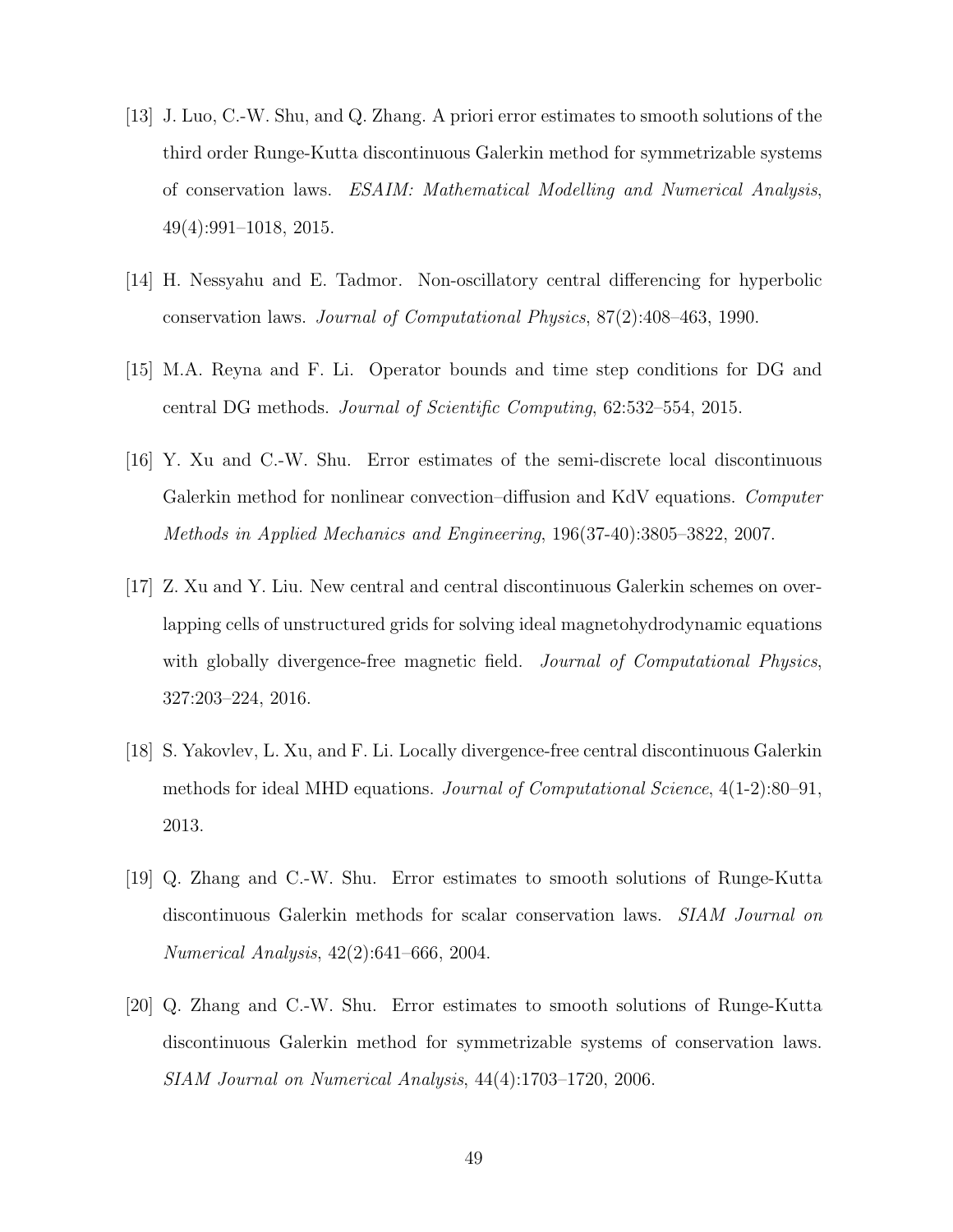[13] J. Luo, C.-W. Shu, and Q. Zhang. A priori error estimates to smooth solutions of the third order Runge-Kutta discontinuous Galerkin method for symmetrizable systems of conservation laws. *ESAIM: Mathematical Modelling and Numerical Analysis*, 49(4):991–1018, 2015.

[14] H. Nessyahu and E. Tadmor. Non-oscillatory central differencing for hyperbolic conservation laws. *Journal of Computational Physics*, 87(2):408–463, 1990.

[15] M.A. Reyna and F. Li. Operator bounds and time step conditions for DG and central DG methods. *Journal of Scientific Computing*, 62:532–554, 2015.

[16] Y. Xu and C.-W. Shu. Error estimates of the semi-discrete local discontinuous Galerkin method for nonlinear convection–diffusion and KdV equations. *Computer Methods in Applied Mechanics and Engineering*, 196(37-40):3805–3822, 2007.

[17] Z. Xu and Y. Liu. New central and central discontinuous Galerkin schemes on overlapping cells of unstructured grids for solving ideal magnetohydrodynamic equations with globally divergence-free magnetic field. *Journal of Computational Physics*, 327:203–224, 2016.

[18] S. Yakovlev, L. Xu, and F. Li. Locally divergence-free central discontinuous Galerkin methods for ideal MHD equations. *Journal of Computational Science*, 4(1-2):80–91, 2013.

[19] Q. Zhang and C.-W. Shu. Error estimates to smooth solutions of Runge-Kutta discontinuous Galerkin methods for scalar conservation laws. *SIAM Journal on Numerical Analysis*, 42(2):641–666, 2004.

[20] Q. Zhang and C.-W. Shu. Error estimates to smooth solutions of Runge-Kutta discontinuous Galerkin method for symmetrizable systems of conservation laws. *SIAM Journal on Numerical Analysis*, 44(4):1703–1720, 2006.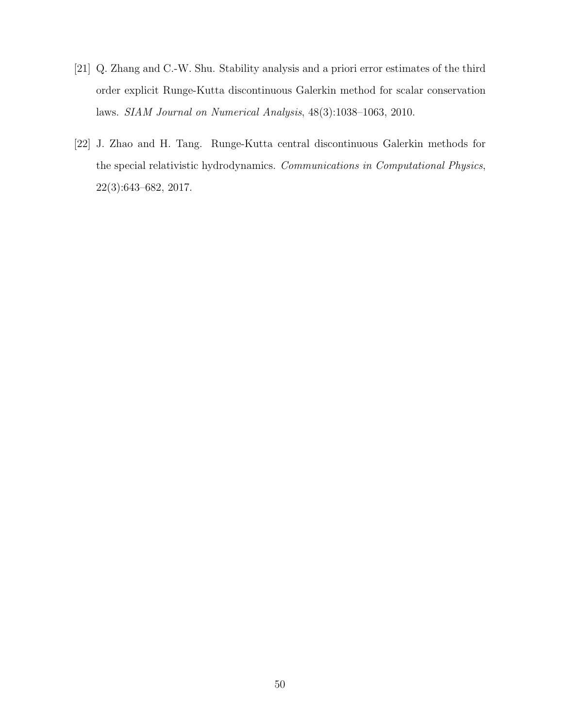[21] Q. Zhang and C.-W. Shu. Stability analysis and a priori error estimates of the third order explicit Runge-Kutta discontinuous Galerkin method for scalar conservation laws. *SIAM Journal on Numerical Analysis*, 48(3):1038–1063, 2010.

[22] J. Zhao and H. Tang. Runge-Kutta central discontinuous Galerkin methods for the special relativistic hydrodynamics. *Communications in Computational Physics*, 22(3):643–682, 2017.